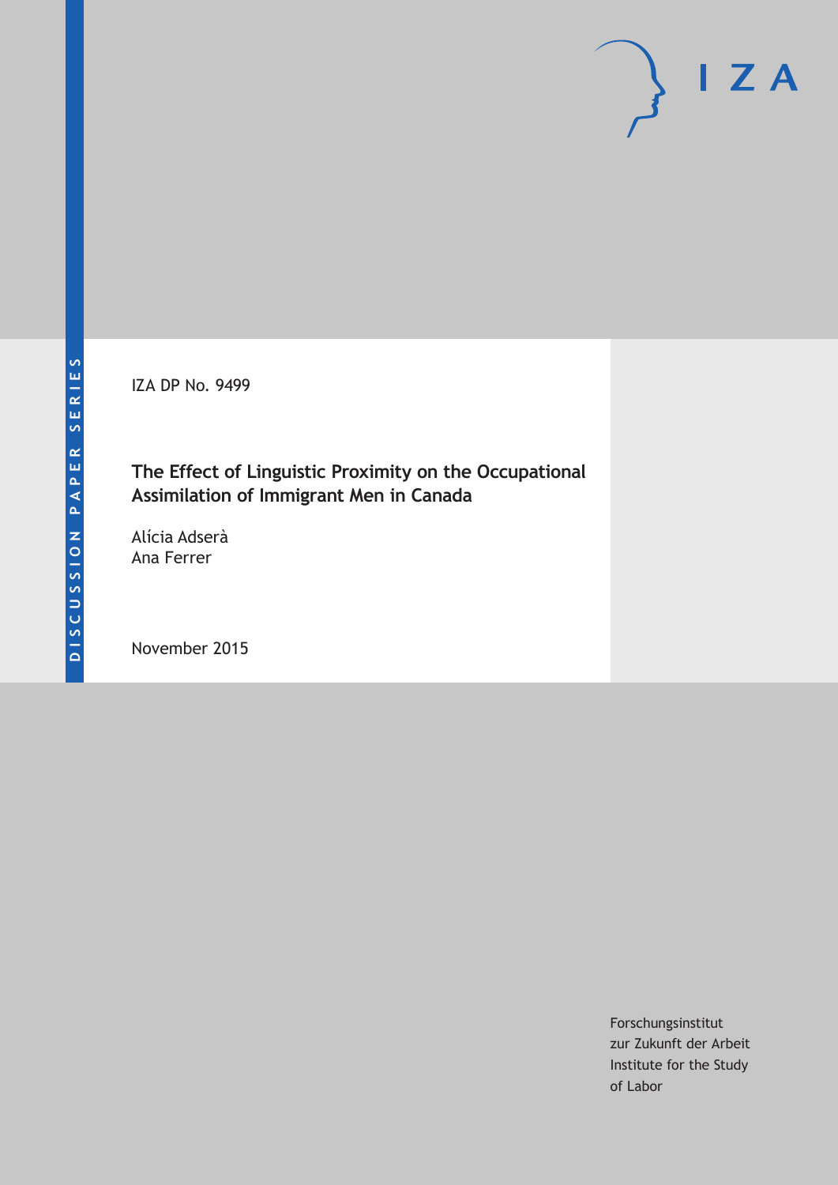DISCUSSION PAPER SERIES

IZA DP No. 9499

# The Effect of Linguistic Proximity on the Occupational Assimilation of Immigrant Men in Canada

Alícia Adserà
Ana Ferrer

November 2015

Forschungsinstitut
zur Zukunft der Arbeit
Institute for the Study
of Labor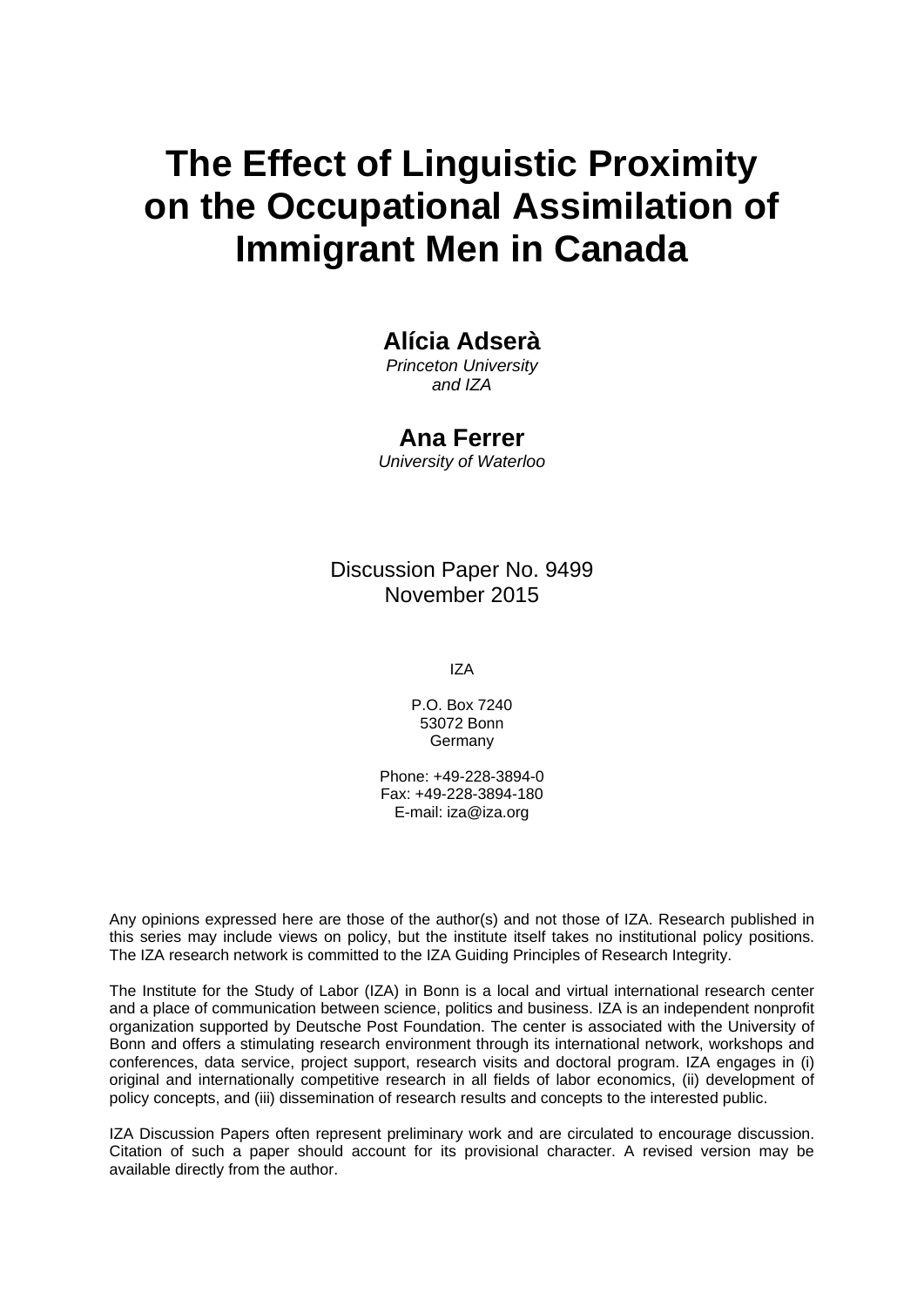# The Effect of Linguistic Proximity on the Occupational Assimilation of Immigrant Men in Canada

**Alícia Adserà**
*Princeton University and IZA*

**Ana Ferrer**
*University of Waterloo*

Discussion Paper No. 9499
November 2015

IZA

P.O. Box 7240
53072 Bonn
Germany

Phone: +49-228-3894-0
Fax: +49-228-3894-180
E-mail: iza@iza.org

Any opinions expressed here are those of the author(s) and not those of IZA. Research published in this series may include views on policy, but the institute itself takes no institutional policy positions. The IZA research network is committed to the IZA Guiding Principles of Research Integrity.

The Institute for the Study of Labor (IZA) in Bonn is a local and virtual international research center and a place of communication between science, politics and business. IZA is an independent nonprofit organization supported by Deutsche Post Foundation. The center is associated with the University of Bonn and offers a stimulating research environment through its international network, workshops and conferences, data service, project support, research visits and doctoral program. IZA engages in (i) original and internationally competitive research in all fields of labor economics, (ii) development of policy concepts, and (iii) dissemination of research results and concepts to the interested public.

IZA Discussion Papers often represent preliminary work and are circulated to encourage discussion. Citation of such a paper should account for its provisional character. A revised version may be available directly from the author.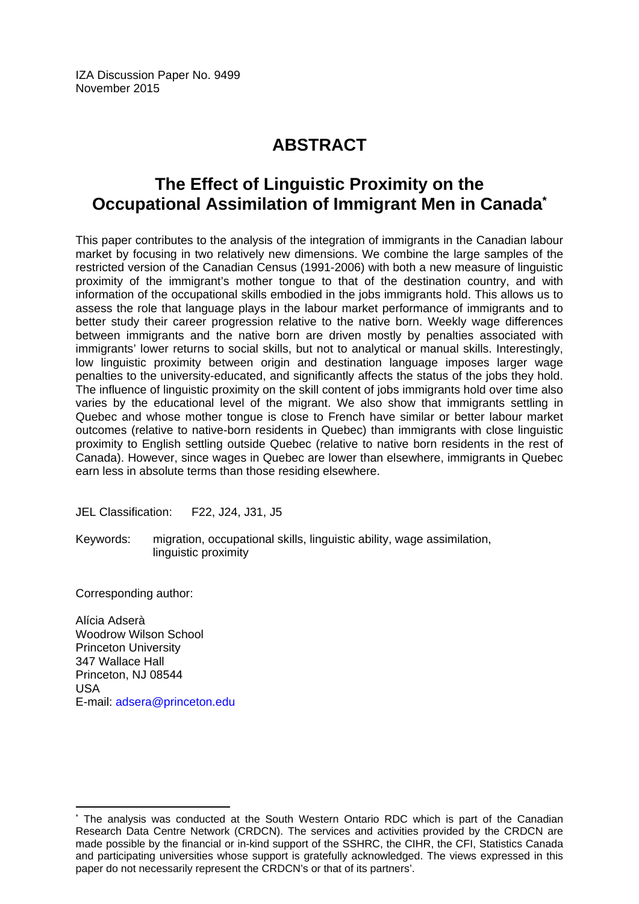IZA Discussion Paper No. 9499
November 2015

# ABSTRACT

## The Effect of Linguistic Proximity on the Occupational Assimilation of Immigrant Men in Canada*

This paper contributes to the analysis of the integration of immigrants in the Canadian labour market by focusing in two relatively new dimensions. We combine the large samples of the restricted version of the Canadian Census (1991-2006) with both a new measure of linguistic proximity of the immigrant's mother tongue to that of the destination country, and with information of the occupational skills embodied in the jobs immigrants hold. This allows us to assess the role that language plays in the labour market performance of immigrants and to better study their career progression relative to the native born. Weekly wage differences between immigrants and the native born are driven mostly by penalties associated with immigrants' lower returns to social skills, but not to analytical or manual skills. Interestingly, low linguistic proximity between origin and destination language imposes larger wage penalties to the university-educated, and significantly affects the status of the jobs they hold. The influence of linguistic proximity on the skill content of jobs immigrants hold over time also varies by the educational level of the migrant. We also show that immigrants settling in Quebec and whose mother tongue is close to French have similar or better labour market outcomes (relative to native-born residents in Quebec) than immigrants with close linguistic proximity to English settling outside Quebec (relative to native born residents in the rest of Canada). However, since wages in Quebec are lower than elsewhere, immigrants in Quebec earn less in absolute terms than those residing elsewhere.

JEL Classification: F22, J24, J31, J5

Keywords: migration, occupational skills, linguistic ability, wage assimilation, linguistic proximity

Corresponding author:

Alícia Adserà
Woodrow Wilson School
Princeton University
347 Wallace Hall
Princeton, NJ 08544
USA
E-mail: adsera@princeton.edu

---

* The analysis was conducted at the South Western Ontario RDC which is part of the Canadian Research Data Centre Network (CRDCN). The services and activities provided by the CRDCN are made possible by the financial or in-kind support of the SSHRC, the CIHR, the CFI, Statistics Canada and participating universities whose support is gratefully acknowledged. The views expressed in this paper do not necessarily represent the CRDCN's or that of its partners'.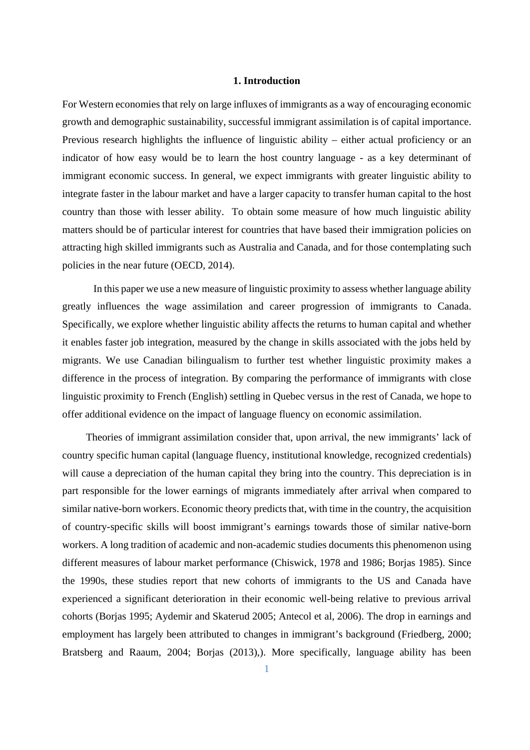## 1. Introduction

For Western economies that rely on large influxes of immigrants as a way of encouraging economic growth and demographic sustainability, successful immigrant assimilation is of capital importance. Previous research highlights the influence of linguistic ability – either actual proficiency or an indicator of how easy would be to learn the host country language - as a key determinant of immigrant economic success. In general, we expect immigrants with greater linguistic ability to integrate faster in the labour market and have a larger capacity to transfer human capital to the host country than those with lesser ability. To obtain some measure of how much linguistic ability matters should be of particular interest for countries that have based their immigration policies on attracting high skilled immigrants such as Australia and Canada, and for those contemplating such policies in the near future (OECD, 2014).

In this paper we use a new measure of linguistic proximity to assess whether language ability greatly influences the wage assimilation and career progression of immigrants to Canada. Specifically, we explore whether linguistic ability affects the returns to human capital and whether it enables faster job integration, measured by the change in skills associated with the jobs held by migrants. We use Canadian bilingualism to further test whether linguistic proximity makes a difference in the process of integration. By comparing the performance of immigrants with close linguistic proximity to French (English) settling in Quebec versus in the rest of Canada, we hope to offer additional evidence on the impact of language fluency on economic assimilation.

Theories of immigrant assimilation consider that, upon arrival, the new immigrants' lack of country specific human capital (language fluency, institutional knowledge, recognized credentials) will cause a depreciation of the human capital they bring into the country. This depreciation is in part responsible for the lower earnings of migrants immediately after arrival when compared to similar native-born workers. Economic theory predicts that, with time in the country, the acquisition of country-specific skills will boost immigrant's earnings towards those of similar native-born workers. A long tradition of academic and non-academic studies documents this phenomenon using different measures of labour market performance (Chiswick, 1978 and 1986; Borjas 1985). Since the 1990s, these studies report that new cohorts of immigrants to the US and Canada have experienced a significant deterioration in their economic well-being relative to previous arrival cohorts (Borjas 1995; Aydemir and Skaterud 2005; Antecol et al, 2006). The drop in earnings and employment has largely been attributed to changes in immigrant's background (Friedberg, 2000; Bratsberg and Raaum, 2004; Borjas (2013),). More specifically, language ability has been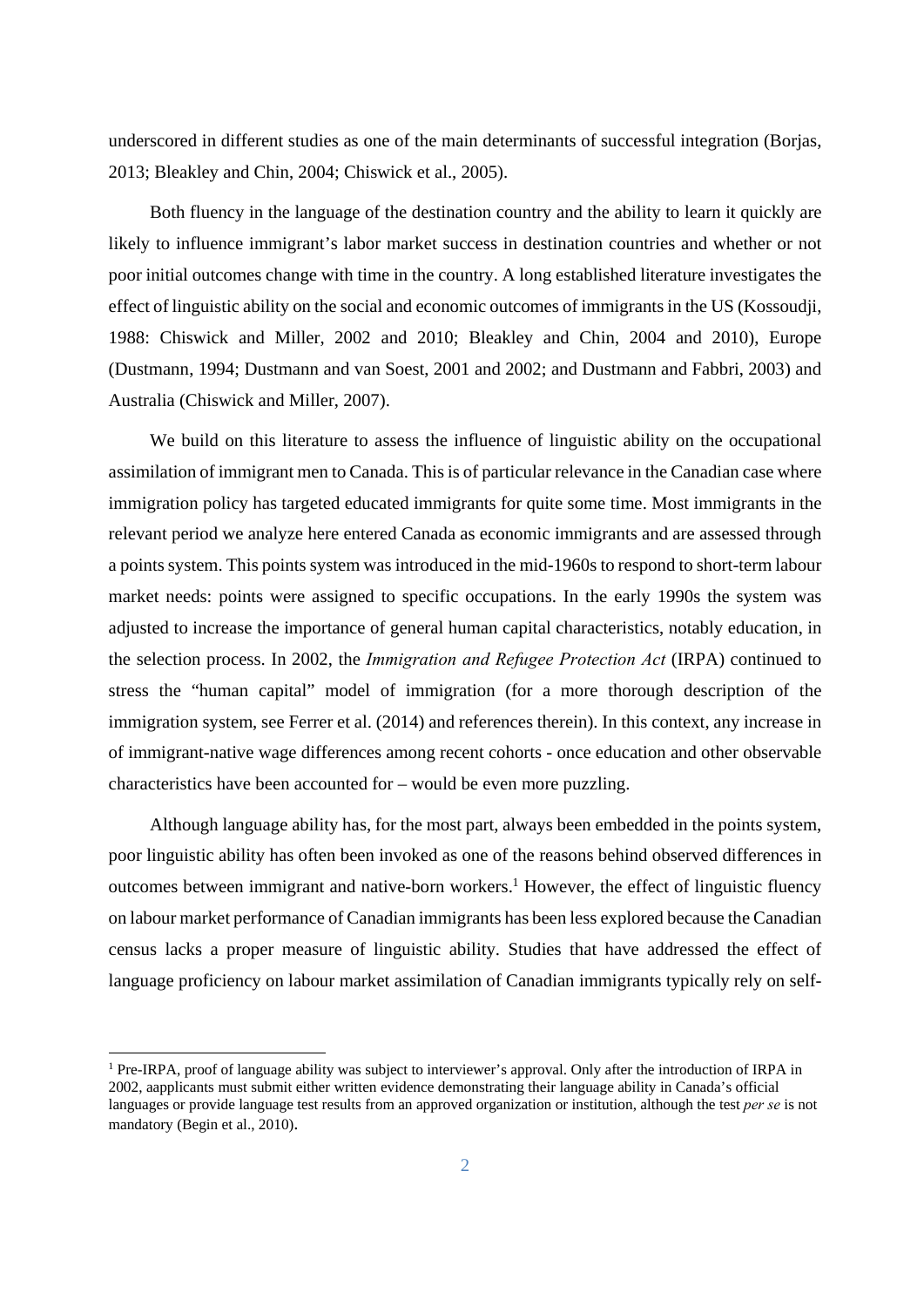underscored in different studies as one of the main determinants of successful integration (Borjas, 2013; Bleakley and Chin, 2004; Chiswick et al., 2005).

Both fluency in the language of the destination country and the ability to learn it quickly are likely to influence immigrant's labor market success in destination countries and whether or not poor initial outcomes change with time in the country. A long established literature investigates the effect of linguistic ability on the social and economic outcomes of immigrants in the US (Kossoudji, 1988: Chiswick and Miller, 2002 and 2010; Bleakley and Chin, 2004 and 2010), Europe (Dustmann, 1994; Dustmann and van Soest, 2001 and 2002; and Dustmann and Fabbri, 2003) and Australia (Chiswick and Miller, 2007).

We build on this literature to assess the influence of linguistic ability on the occupational assimilation of immigrant men to Canada. This is of particular relevance in the Canadian case where immigration policy has targeted educated immigrants for quite some time. Most immigrants in the relevant period we analyze here entered Canada as economic immigrants and are assessed through a points system. This points system was introduced in the mid-1960s to respond to short-term labour market needs: points were assigned to specific occupations. In the early 1990s the system was adjusted to increase the importance of general human capital characteristics, notably education, in the selection process. In 2002, the *Immigration and Refugee Protection Act* (IRPA) continued to stress the "human capital" model of immigration (for a more thorough description of the immigration system, see Ferrer et al. (2014) and references therein). In this context, any increase in of immigrant-native wage differences among recent cohorts - once education and other observable characteristics have been accounted for – would be even more puzzling.

Although language ability has, for the most part, always been embedded in the points system, poor linguistic ability has often been invoked as one of the reasons behind observed differences in outcomes between immigrant and native-born workers.[1] However, the effect of linguistic fluency on labour market performance of Canadian immigrants has been less explored because the Canadian census lacks a proper measure of linguistic ability. Studies that have addressed the effect of language proficiency on labour market assimilation of Canadian immigrants typically rely on self-

[1] Pre-IRPA, proof of language ability was subject to interviewer's approval. Only after the introduction of IRPA in 2002, aapplicants must submit either written evidence demonstrating their language ability in Canada's official languages or provide language test results from an approved organization or institution, although the test *per se* is not mandatory (Begin et al., 2010).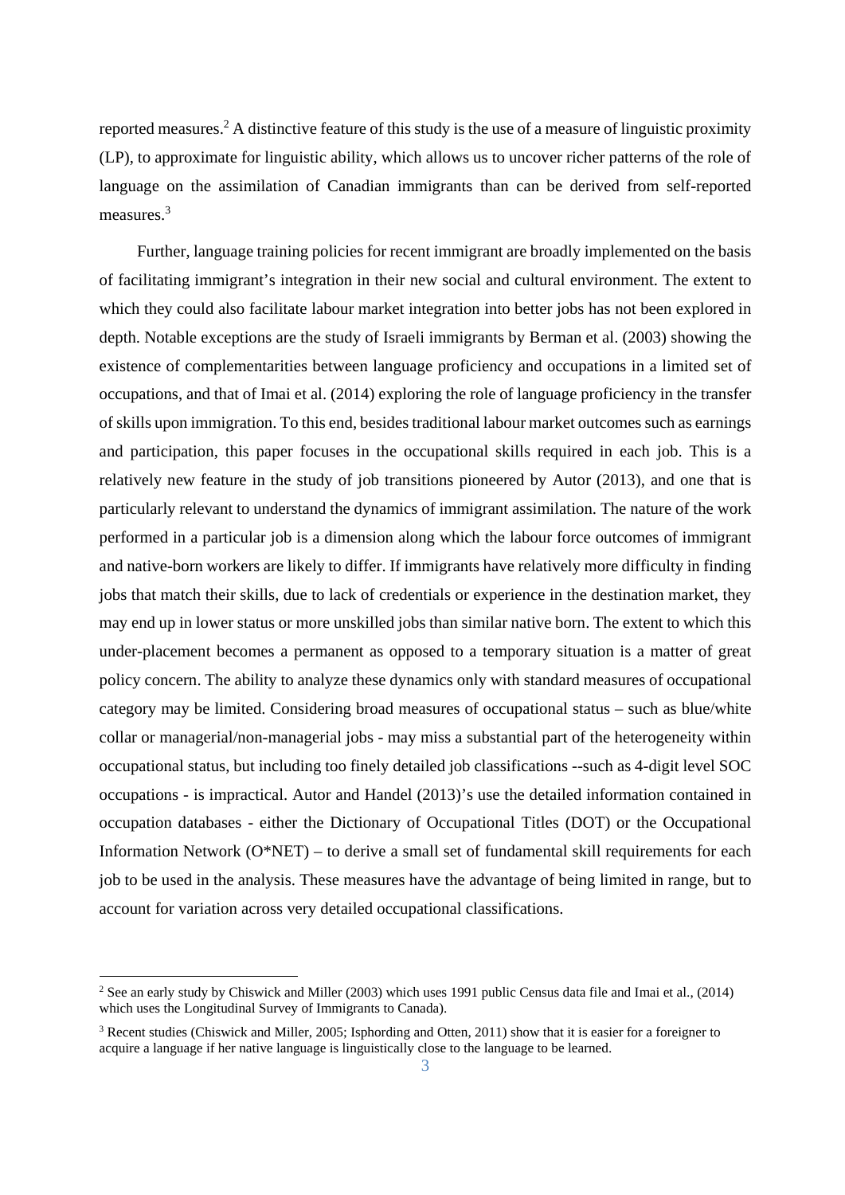reported measures.[2] A distinctive feature of this study is the use of a measure of linguistic proximity (LP), to approximate for linguistic ability, which allows us to uncover richer patterns of the role of language on the assimilation of Canadian immigrants than can be derived from self-reported measures.[3]

Further, language training policies for recent immigrant are broadly implemented on the basis of facilitating immigrant's integration in their new social and cultural environment. The extent to which they could also facilitate labour market integration into better jobs has not been explored in depth. Notable exceptions are the study of Israeli immigrants by Berman et al. (2003) showing the existence of complementarities between language proficiency and occupations in a limited set of occupations, and that of Imai et al. (2014) exploring the role of language proficiency in the transfer of skills upon immigration. To this end, besides traditional labour market outcomes such as earnings and participation, this paper focuses in the occupational skills required in each job. This is a relatively new feature in the study of job transitions pioneered by Autor (2013), and one that is particularly relevant to understand the dynamics of immigrant assimilation. The nature of the work performed in a particular job is a dimension along which the labour force outcomes of immigrant and native-born workers are likely to differ. If immigrants have relatively more difficulty in finding jobs that match their skills, due to lack of credentials or experience in the destination market, they may end up in lower status or more unskilled jobs than similar native born. The extent to which this under-placement becomes a permanent as opposed to a temporary situation is a matter of great policy concern. The ability to analyze these dynamics only with standard measures of occupational category may be limited. Considering broad measures of occupational status – such as blue/white collar or managerial/non-managerial jobs - may miss a substantial part of the heterogeneity within occupational status, but including too finely detailed job classifications --such as 4-digit level SOC occupations - is impractical. Autor and Handel (2013)'s use the detailed information contained in occupation databases - either the Dictionary of Occupational Titles (DOT) or the Occupational Information Network (O*NET) – to derive a small set of fundamental skill requirements for each job to be used in the analysis. These measures have the advantage of being limited in range, but to account for variation across very detailed occupational classifications.

[2] See an early study by Chiswick and Miller (2003) which uses 1991 public Census data file and Imai et al., (2014) which uses the Longitudinal Survey of Immigrants to Canada).

[3] Recent studies (Chiswick and Miller, 2005; Isphording and Otten, 2011) show that it is easier for a foreigner to acquire a language if her native language is linguistically close to the language to be learned.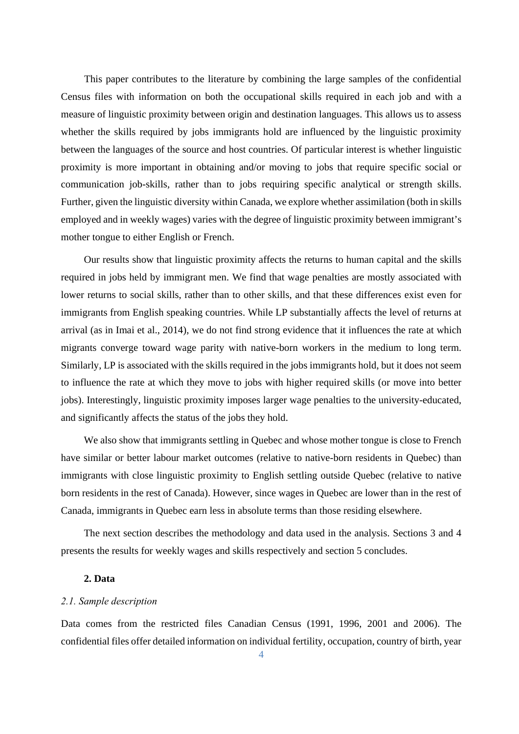This paper contributes to the literature by combining the large samples of the confidential Census files with information on both the occupational skills required in each job and with a measure of linguistic proximity between origin and destination languages. This allows us to assess whether the skills required by jobs immigrants hold are influenced by the linguistic proximity between the languages of the source and host countries. Of particular interest is whether linguistic proximity is more important in obtaining and/or moving to jobs that require specific social or communication job-skills, rather than to jobs requiring specific analytical or strength skills. Further, given the linguistic diversity within Canada, we explore whether assimilation (both in skills employed and in weekly wages) varies with the degree of linguistic proximity between immigrant's mother tongue to either English or French.

Our results show that linguistic proximity affects the returns to human capital and the skills required in jobs held by immigrant men. We find that wage penalties are mostly associated with lower returns to social skills, rather than to other skills, and that these differences exist even for immigrants from English speaking countries. While LP substantially affects the level of returns at arrival (as in Imai et al., 2014), we do not find strong evidence that it influences the rate at which migrants converge toward wage parity with native-born workers in the medium to long term. Similarly, LP is associated with the skills required in the jobs immigrants hold, but it does not seem to influence the rate at which they move to jobs with higher required skills (or move into better jobs). Interestingly, linguistic proximity imposes larger wage penalties to the university-educated, and significantly affects the status of the jobs they hold.

We also show that immigrants settling in Quebec and whose mother tongue is close to French have similar or better labour market outcomes (relative to native-born residents in Quebec) than immigrants with close linguistic proximity to English settling outside Quebec (relative to native born residents in the rest of Canada). However, since wages in Quebec are lower than in the rest of Canada, immigrants in Quebec earn less in absolute terms than those residing elsewhere.

The next section describes the methodology and data used in the analysis. Sections 3 and 4 presents the results for weekly wages and skills respectively and section 5 concludes.

## 2. Data

### *2.1. Sample description*

Data comes from the restricted files Canadian Census (1991, 1996, 2001 and 2006). The confidential files offer detailed information on individual fertility, occupation, country of birth, year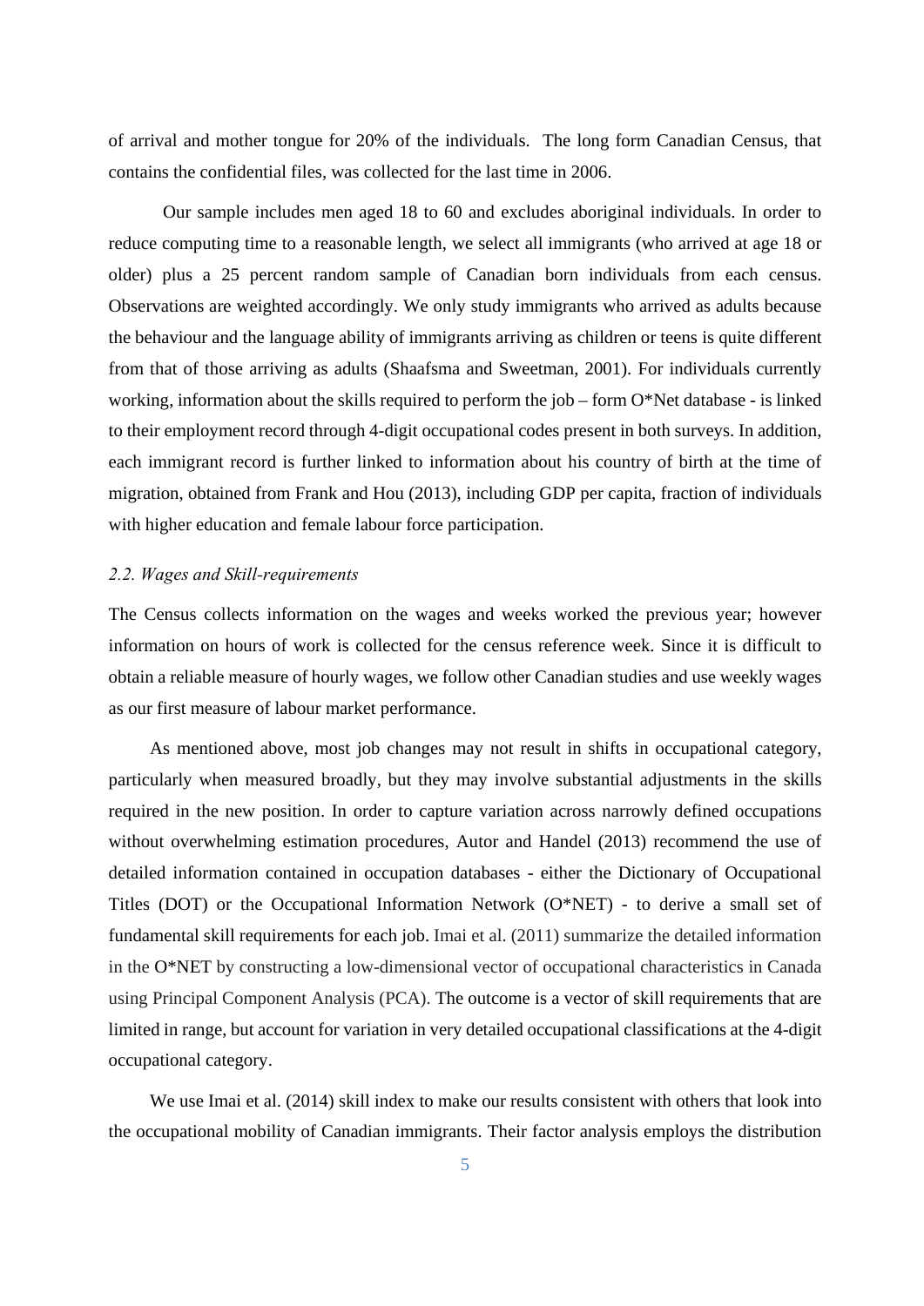of arrival and mother tongue for 20% of the individuals. The long form Canadian Census, that contains the confidential files, was collected for the last time in 2006.

Our sample includes men aged 18 to 60 and excludes aboriginal individuals. In order to reduce computing time to a reasonable length, we select all immigrants (who arrived at age 18 or older) plus a 25 percent random sample of Canadian born individuals from each census. Observations are weighted accordingly. We only study immigrants who arrived as adults because the behaviour and the language ability of immigrants arriving as children or teens is quite different from that of those arriving as adults (Shaafsma and Sweetman, 2001). For individuals currently working, information about the skills required to perform the job – form O*Net database - is linked to their employment record through 4-digit occupational codes present in both surveys. In addition, each immigrant record is further linked to information about his country of birth at the time of migration, obtained from Frank and Hou (2013), including GDP per capita, fraction of individuals with higher education and female labour force participation.

### *2.2. Wages and Skill-requirements*

The Census collects information on the wages and weeks worked the previous year; however information on hours of work is collected for the census reference week. Since it is difficult to obtain a reliable measure of hourly wages, we follow other Canadian studies and use weekly wages as our first measure of labour market performance.

As mentioned above, most job changes may not result in shifts in occupational category, particularly when measured broadly, but they may involve substantial adjustments in the skills required in the new position. In order to capture variation across narrowly defined occupations without overwhelming estimation procedures, Autor and Handel (2013) recommend the use of detailed information contained in occupation databases - either the Dictionary of Occupational Titles (DOT) or the Occupational Information Network (O*NET) - to derive a small set of fundamental skill requirements for each job. Imai et al. (2011) summarize the detailed information in the O*NET by constructing a low-dimensional vector of occupational characteristics in Canada using Principal Component Analysis (PCA). The outcome is a vector of skill requirements that are limited in range, but account for variation in very detailed occupational classifications at the 4-digit occupational category.

We use Imai et al. (2014) skill index to make our results consistent with others that look into the occupational mobility of Canadian immigrants. Their factor analysis employs the distribution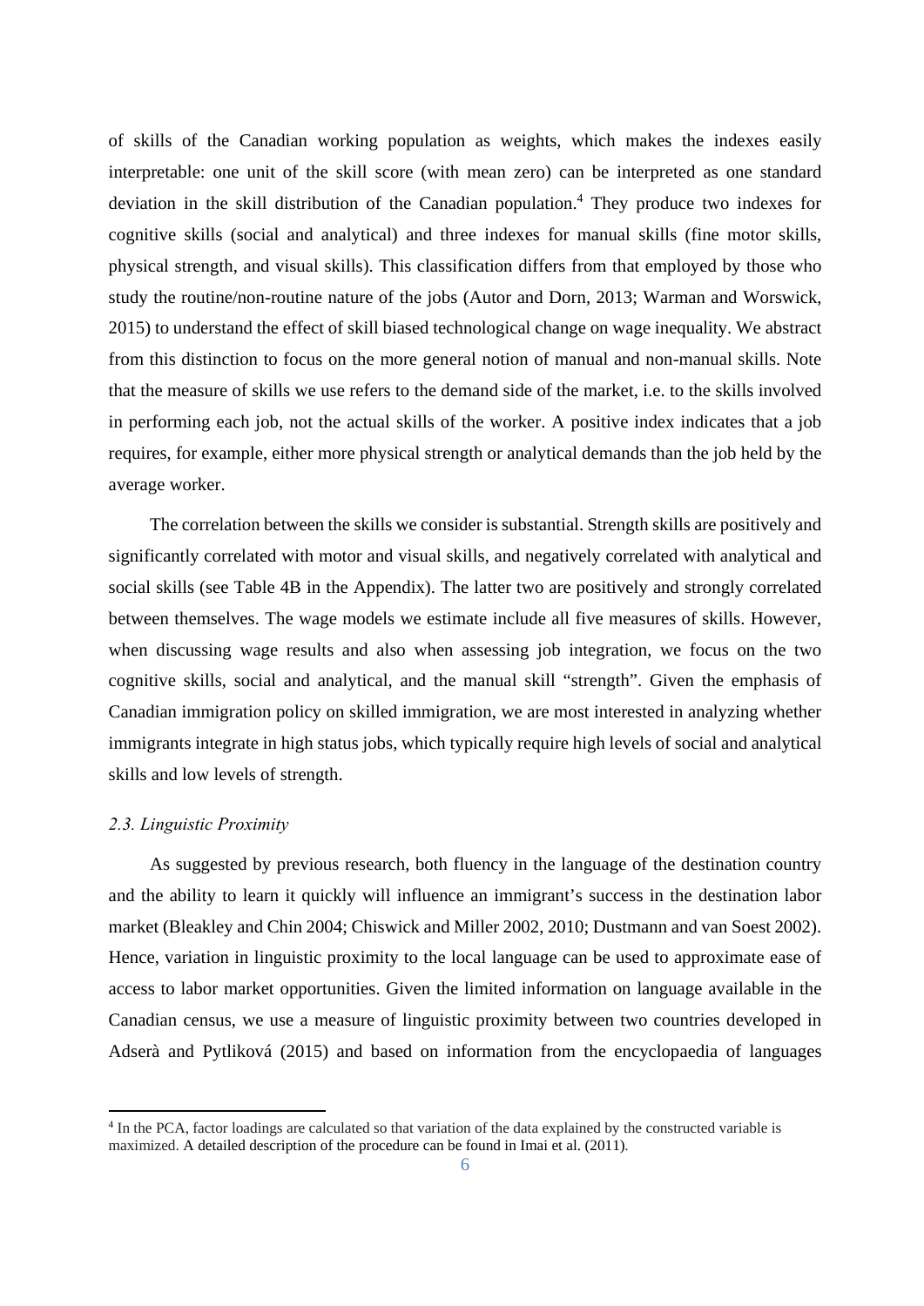of skills of the Canadian working population as weights, which makes the indexes easily interpretable: one unit of the skill score (with mean zero) can be interpreted as one standard deviation in the skill distribution of the Canadian population.[4] They produce two indexes for cognitive skills (social and analytical) and three indexes for manual skills (fine motor skills, physical strength, and visual skills). This classification differs from that employed by those who study the routine/non-routine nature of the jobs (Autor and Dorn, 2013; Warman and Worswick, 2015) to understand the effect of skill biased technological change on wage inequality. We abstract from this distinction to focus on the more general notion of manual and non-manual skills. Note that the measure of skills we use refers to the demand side of the market, i.e. to the skills involved in performing each job, not the actual skills of the worker. A positive index indicates that a job requires, for example, either more physical strength or analytical demands than the job held by the average worker.

The correlation between the skills we consider is substantial. Strength skills are positively and significantly correlated with motor and visual skills, and negatively correlated with analytical and social skills (see Table 4B in the Appendix). The latter two are positively and strongly correlated between themselves. The wage models we estimate include all five measures of skills. However, when discussing wage results and also when assessing job integration, we focus on the two cognitive skills, social and analytical, and the manual skill "strength". Given the emphasis of Canadian immigration policy on skilled immigration, we are most interested in analyzing whether immigrants integrate in high status jobs, which typically require high levels of social and analytical skills and low levels of strength.

### *2.3. Linguistic Proximity*

As suggested by previous research, both fluency in the language of the destination country and the ability to learn it quickly will influence an immigrant's success in the destination labor market (Bleakley and Chin 2004; Chiswick and Miller 2002, 2010; Dustmann and van Soest 2002). Hence, variation in linguistic proximity to the local language can be used to approximate ease of access to labor market opportunities. Given the limited information on language available in the Canadian census, we use a measure of linguistic proximity between two countries developed in Adserà and Pytliková (2015) and based on information from the encyclopaedia of languages

---

[4] In the PCA, factor loadings are calculated so that variation of the data explained by the constructed variable is maximized. A detailed description of the procedure can be found in Imai et al. (2011).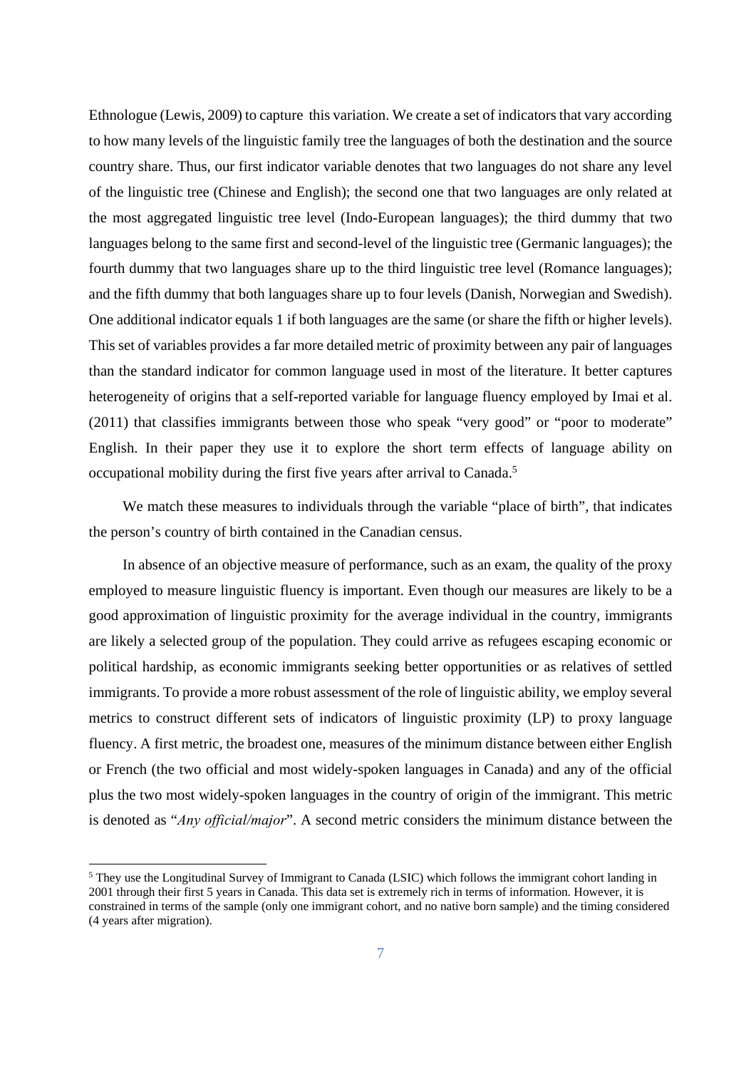Ethnologue (Lewis, 2009) to capture this variation. We create a set of indicators that vary according to how many levels of the linguistic family tree the languages of both the destination and the source country share. Thus, our first indicator variable denotes that two languages do not share any level of the linguistic tree (Chinese and English); the second one that two languages are only related at the most aggregated linguistic tree level (Indo-European languages); the third dummy that two languages belong to the same first and second-level of the linguistic tree (Germanic languages); the fourth dummy that two languages share up to the third linguistic tree level (Romance languages); and the fifth dummy that both languages share up to four levels (Danish, Norwegian and Swedish). One additional indicator equals 1 if both languages are the same (or share the fifth or higher levels). This set of variables provides a far more detailed metric of proximity between any pair of languages than the standard indicator for common language used in most of the literature. It better captures heterogeneity of origins that a self-reported variable for language fluency employed by Imai et al. (2011) that classifies immigrants between those who speak "very good" or "poor to moderate" English. In their paper they use it to explore the short term effects of language ability on occupational mobility during the first five years after arrival to Canada.[5]

We match these measures to individuals through the variable "place of birth", that indicates the person's country of birth contained in the Canadian census.

In absence of an objective measure of performance, such as an exam, the quality of the proxy employed to measure linguistic fluency is important. Even though our measures are likely to be a good approximation of linguistic proximity for the average individual in the country, immigrants are likely a selected group of the population. They could arrive as refugees escaping economic or political hardship, as economic immigrants seeking better opportunities or as relatives of settled immigrants. To provide a more robust assessment of the role of linguistic ability, we employ several metrics to construct different sets of indicators of linguistic proximity (LP) to proxy language fluency. A first metric, the broadest one, measures of the minimum distance between either English or French (the two official and most widely-spoken languages in Canada) and any of the official plus the two most widely-spoken languages in the country of origin of the immigrant. This metric is denoted as "*Any official/major*". A second metric considers the minimum distance between the

[5] They use the Longitudinal Survey of Immigrant to Canada (LSIC) which follows the immigrant cohort landing in 2001 through their first 5 years in Canada. This data set is extremely rich in terms of information. However, it is constrained in terms of the sample (only one immigrant cohort, and no native born sample) and the timing considered (4 years after migration).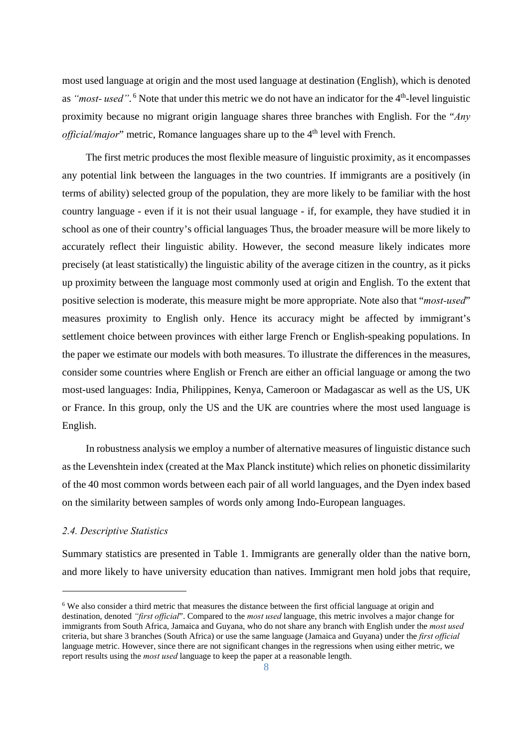most used language at origin and the most used language at destination (English), which is denoted as *"most- used"*.[6] Note that under this metric we do not have an indicator for the 4th-level linguistic proximity because no migrant origin language shares three branches with English. For the "*Any official/major*" metric, Romance languages share up to the 4th level with French.

The first metric produces the most flexible measure of linguistic proximity, as it encompasses any potential link between the languages in the two countries. If immigrants are a positively (in terms of ability) selected group of the population, they are more likely to be familiar with the host country language - even if it is not their usual language - if, for example, they have studied it in school as one of their country's official languages Thus, the broader measure will be more likely to accurately reflect their linguistic ability. However, the second measure likely indicates more precisely (at least statistically) the linguistic ability of the average citizen in the country, as it picks up proximity between the language most commonly used at origin and English. To the extent that positive selection is moderate, this measure might be more appropriate. Note also that "*most-used*" measures proximity to English only. Hence its accuracy might be affected by immigrant's settlement choice between provinces with either large French or English-speaking populations. In the paper we estimate our models with both measures. To illustrate the differences in the measures, consider some countries where English or French are either an official language or among the two most-used languages: India, Philippines, Kenya, Cameroon or Madagascar as well as the US, UK or France. In this group, only the US and the UK are countries where the most used language is English.

In robustness analysis we employ a number of alternative measures of linguistic distance such as the Levenshtein index (created at the Max Planck institute) which relies on phonetic dissimilarity of the 40 most common words between each pair of all world languages, and the Dyen index based on the similarity between samples of words only among Indo-European languages.

### *2.4. Descriptive Statistics*

Summary statistics are presented in Table 1. Immigrants are generally older than the native born, and more likely to have university education than natives. Immigrant men hold jobs that require,

---

[6] We also consider a third metric that measures the distance between the first official language at origin and destination, denoted *"first official*". Compared to the *most used* language, this metric involves a major change for immigrants from South Africa, Jamaica and Guyana, who do not share any branch with English under the *most used* criteria, but share 3 branches (South Africa) or use the same language (Jamaica and Guyana) under the *first official* language metric. However, since there are not significant changes in the regressions when using either metric, we report results using the *most used* language to keep the paper at a reasonable length.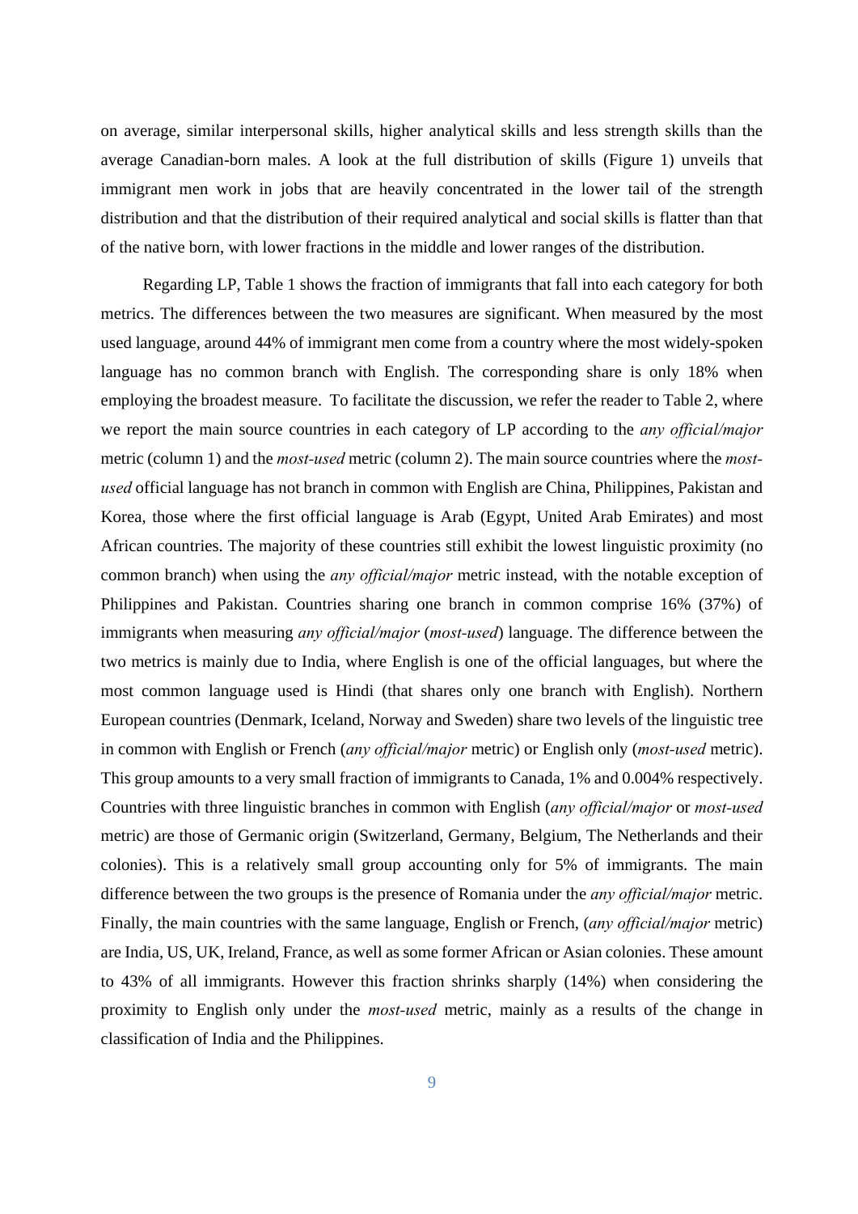on average, similar interpersonal skills, higher analytical skills and less strength skills than the average Canadian-born males. A look at the full distribution of skills (Figure 1) unveils that immigrant men work in jobs that are heavily concentrated in the lower tail of the strength distribution and that the distribution of their required analytical and social skills is flatter than that of the native born, with lower fractions in the middle and lower ranges of the distribution.

Regarding LP, Table 1 shows the fraction of immigrants that fall into each category for both metrics. The differences between the two measures are significant. When measured by the most used language, around 44% of immigrant men come from a country where the most widely-spoken language has no common branch with English. The corresponding share is only 18% when employing the broadest measure. To facilitate the discussion, we refer the reader to Table 2, where we report the main source countries in each category of LP according to the *any official/major* metric (column 1) and the *most-used* metric (column 2). The main source countries where the *most-used* official language has not branch in common with English are China, Philippines, Pakistan and Korea, those where the first official language is Arab (Egypt, United Arab Emirates) and most African countries. The majority of these countries still exhibit the lowest linguistic proximity (no common branch) when using the *any official/major* metric instead, with the notable exception of Philippines and Pakistan. Countries sharing one branch in common comprise 16% (37%) of immigrants when measuring *any official/major* (*most-used*) language. The difference between the two metrics is mainly due to India, where English is one of the official languages, but where the most common language used is Hindi (that shares only one branch with English). Northern European countries (Denmark, Iceland, Norway and Sweden) share two levels of the linguistic tree in common with English or French (*any official/major* metric) or English only (*most-used* metric). This group amounts to a very small fraction of immigrants to Canada, 1% and 0.004% respectively. Countries with three linguistic branches in common with English (*any official/major* or *most-used* metric) are those of Germanic origin (Switzerland, Germany, Belgium, The Netherlands and their colonies). This is a relatively small group accounting only for 5% of immigrants. The main difference between the two groups is the presence of Romania under the *any official/major* metric. Finally, the main countries with the same language, English or French, (*any official/major* metric) are India, US, UK, Ireland, France, as well as some former African or Asian colonies. These amount to 43% of all immigrants. However this fraction shrinks sharply (14%) when considering the proximity to English only under the *most-used* metric, mainly as a results of the change in classification of India and the Philippines.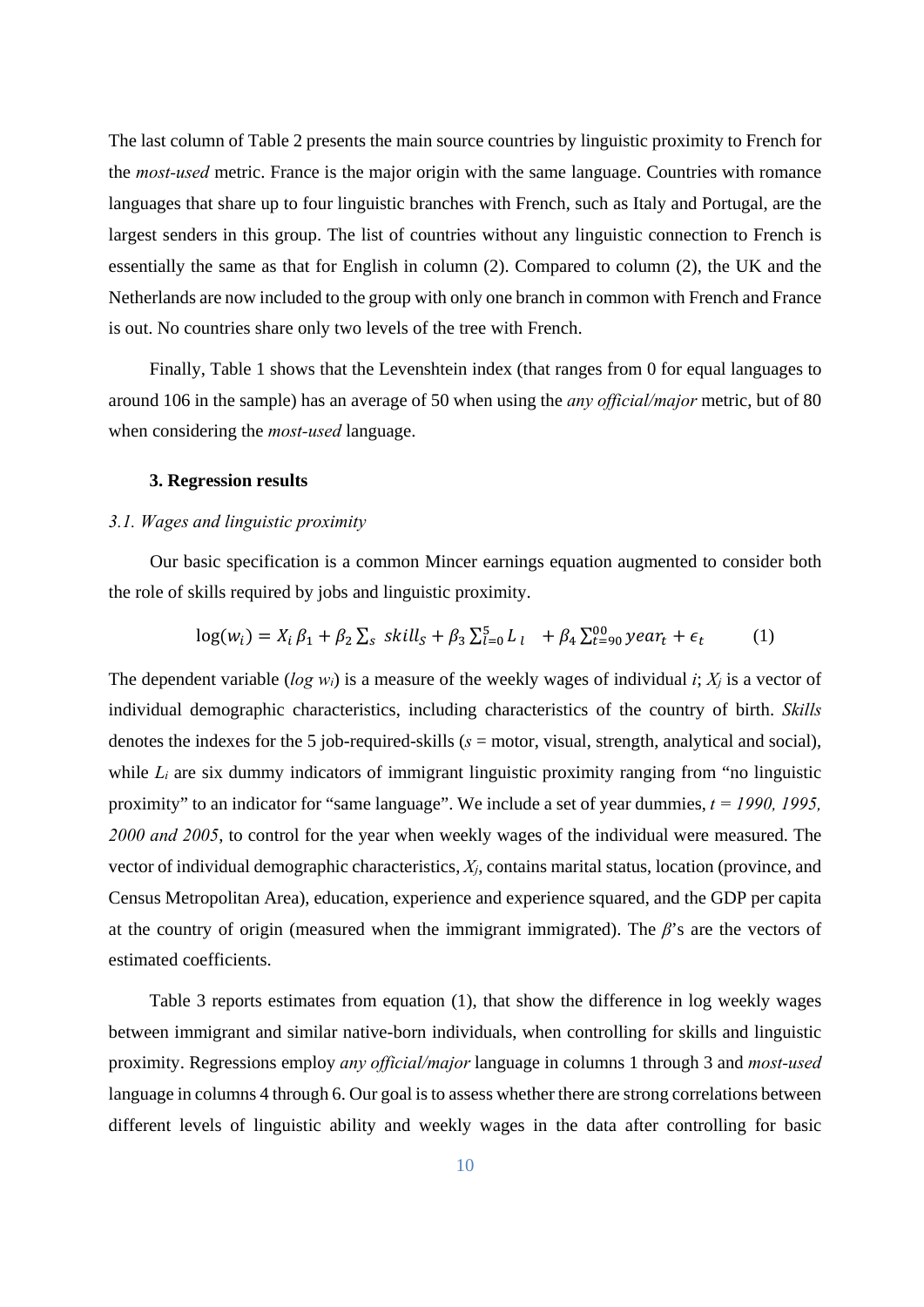The last column of Table 2 presents the main source countries by linguistic proximity to French for the *most-used* metric. France is the major origin with the same language. Countries with romance languages that share up to four linguistic branches with French, such as Italy and Portugal, are the largest senders in this group. The list of countries without any linguistic connection to French is essentially the same as that for English in column (2). Compared to column (2), the UK and the Netherlands are now included to the group with only one branch in common with French and France is out. No countries share only two levels of the tree with French.

Finally, Table 1 shows that the Levenshtein index (that ranges from 0 for equal languages to around 106 in the sample) has an average of 50 when using the *any official/major* metric, but of 80 when considering the *most-used* language.

### 3. Regression results

#### *3.1. Wages and linguistic proximity*

Our basic specification is a common Mincer earnings equation augmented to consider both the role of skills required by jobs and linguistic proximity.

$$\log(w_i) = X_i\,\beta_1 + \beta_2 \sum_s\ skill_S + \beta_3 \sum_{l=0}^{5} L_{\,l} \quad + \beta_4 \sum_{t=90}^{00} year_t + \epsilon_t \qquad (1)$$

The dependent variable ($log\ w_i$) is a measure of the weekly wages of individual $i$; $X_j$ is a vector of individual demographic characteristics, including characteristics of the country of birth. *Skills* denotes the indexes for the 5 job-required-skills ($s$ = motor, visual, strength, analytical and social), while $L_i$ are six dummy indicators of immigrant linguistic proximity ranging from "no linguistic proximity" to an indicator for "same language". We include a set of year dummies, $t$ = *1990, 1995, 2000 and 2005*, to control for the year when weekly wages of the individual were measured. The vector of individual demographic characteristics, $X_j$, contains marital status, location (province, and Census Metropolitan Area), education, experience and experience squared, and the GDP per capita at the country of origin (measured when the immigrant immigrated). The $\beta$'s are the vectors of estimated coefficients.

Table 3 reports estimates from equation (1), that show the difference in log weekly wages between immigrant and similar native-born individuals, when controlling for skills and linguistic proximity. Regressions employ *any official/major* language in columns 1 through 3 and *most-used* language in columns 4 through 6. Our goal is to assess whether there are strong correlations between different levels of linguistic ability and weekly wages in the data after controlling for basic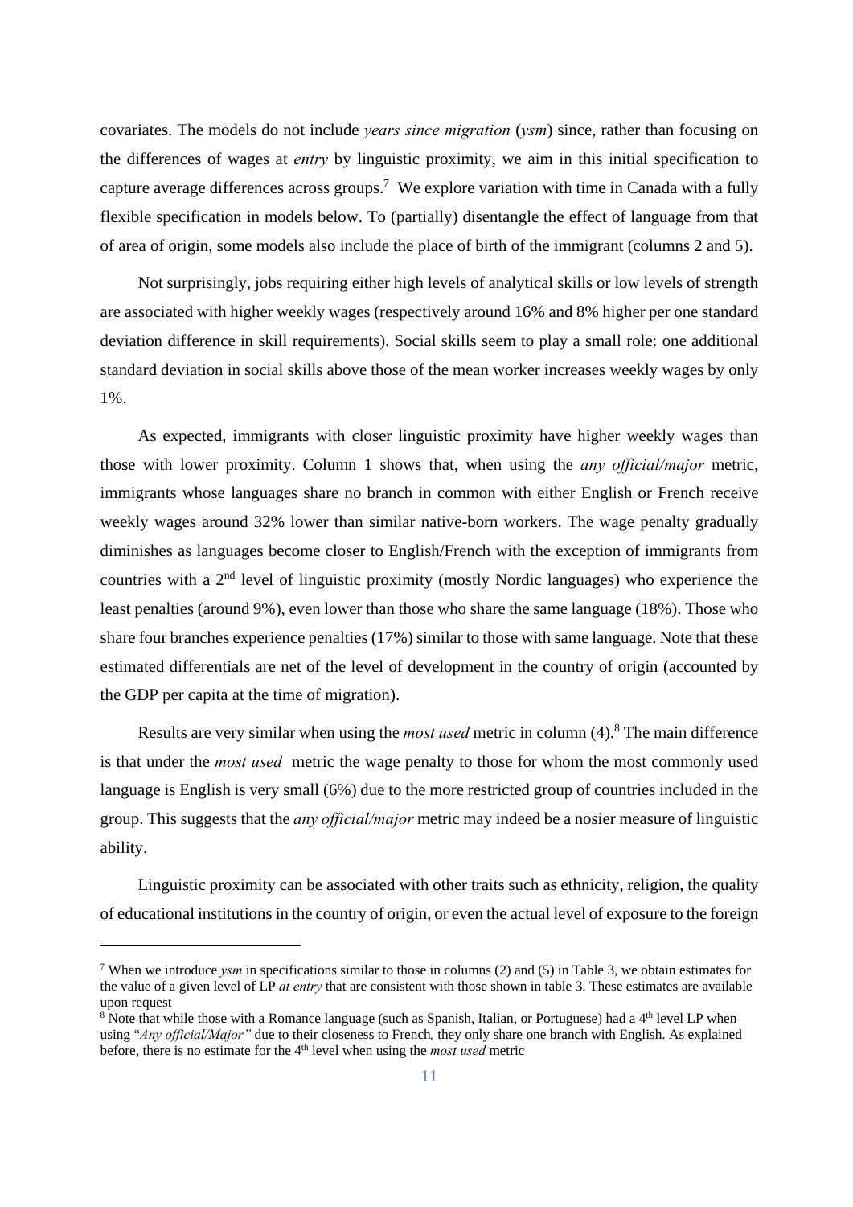covariates. The models do not include *years since migration* (*ysm*) since, rather than focusing on the differences of wages at *entry* by linguistic proximity, we aim in this initial specification to capture average differences across groups.[7] We explore variation with time in Canada with a fully flexible specification in models below. To (partially) disentangle the effect of language from that of area of origin, some models also include the place of birth of the immigrant (columns 2 and 5).

Not surprisingly, jobs requiring either high levels of analytical skills or low levels of strength are associated with higher weekly wages (respectively around 16% and 8% higher per one standard deviation difference in skill requirements). Social skills seem to play a small role: one additional standard deviation in social skills above those of the mean worker increases weekly wages by only 1%.

As expected, immigrants with closer linguistic proximity have higher weekly wages than those with lower proximity. Column 1 shows that, when using the *any official/major* metric, immigrants whose languages share no branch in common with either English or French receive weekly wages around 32% lower than similar native-born workers. The wage penalty gradually diminishes as languages become closer to English/French with the exception of immigrants from countries with a 2nd level of linguistic proximity (mostly Nordic languages) who experience the least penalties (around 9%), even lower than those who share the same language (18%). Those who share four branches experience penalties (17%) similar to those with same language. Note that these estimated differentials are net of the level of development in the country of origin (accounted by the GDP per capita at the time of migration).

Results are very similar when using the *most used* metric in column (4).[8] The main difference is that under the *most used* metric the wage penalty to those for whom the most commonly used language is English is very small (6%) due to the more restricted group of countries included in the group. This suggests that the *any official/major* metric may indeed be a nosier measure of linguistic ability.

Linguistic proximity can be associated with other traits such as ethnicity, religion, the quality of educational institutions in the country of origin, or even the actual level of exposure to the foreign

---

[7] When we introduce *ysm* in specifications similar to those in columns (2) and (5) in Table 3, we obtain estimates for the value of a given level of LP *at entry* that are consistent with those shown in table 3. These estimates are available upon request

[8] Note that while those with a Romance language (such as Spanish, Italian, or Portuguese) had a 4th level LP when using "*Any official/Major"* due to their closeness to French, they only share one branch with English. As explained before, there is no estimate for the 4th level when using the *most used* metric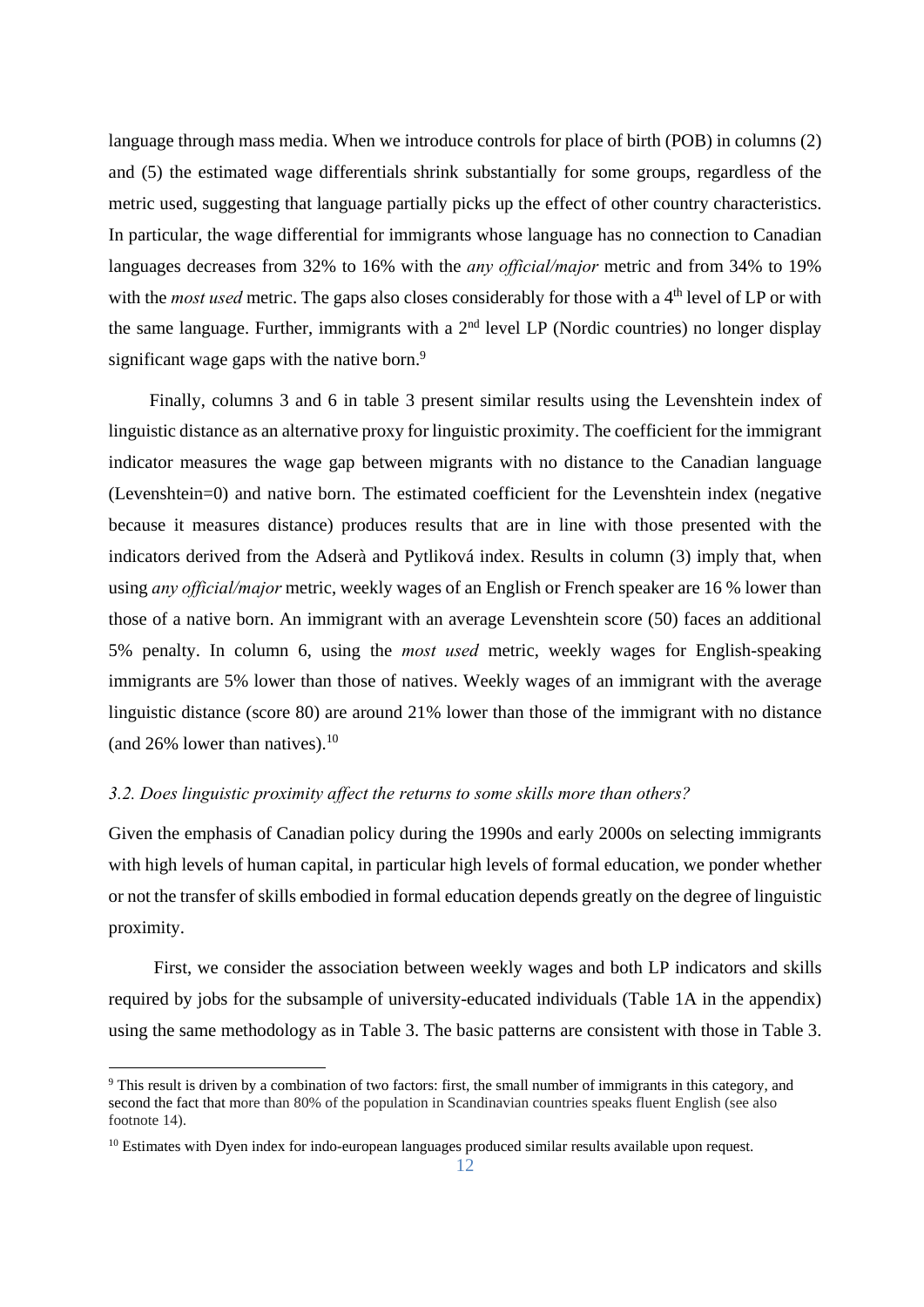language through mass media. When we introduce controls for place of birth (POB) in columns (2) and (5) the estimated wage differentials shrink substantially for some groups, regardless of the metric used, suggesting that language partially picks up the effect of other country characteristics. In particular, the wage differential for immigrants whose language has no connection to Canadian languages decreases from 32% to 16% with the *any official/major* metric and from 34% to 19% with the *most used* metric. The gaps also closes considerably for those with a 4th level of LP or with the same language. Further, immigrants with a 2nd level LP (Nordic countries) no longer display significant wage gaps with the native born.[9]

Finally, columns 3 and 6 in table 3 present similar results using the Levenshtein index of linguistic distance as an alternative proxy for linguistic proximity. The coefficient for the immigrant indicator measures the wage gap between migrants with no distance to the Canadian language (Levenshtein=0) and native born. The estimated coefficient for the Levenshtein index (negative because it measures distance) produces results that are in line with those presented with the indicators derived from the Adserà and Pytliková index. Results in column (3) imply that, when using *any official/major* metric, weekly wages of an English or French speaker are 16 % lower than those of a native born. An immigrant with an average Levenshtein score (50) faces an additional 5% penalty. In column 6, using the *most used* metric, weekly wages for English-speaking immigrants are 5% lower than those of natives. Weekly wages of an immigrant with the average linguistic distance (score 80) are around 21% lower than those of the immigrant with no distance (and 26% lower than natives).[10]

### *3.2. Does linguistic proximity affect the returns to some skills more than others?*

Given the emphasis of Canadian policy during the 1990s and early 2000s on selecting immigrants with high levels of human capital, in particular high levels of formal education, we ponder whether or not the transfer of skills embodied in formal education depends greatly on the degree of linguistic proximity.

First, we consider the association between weekly wages and both LP indicators and skills required by jobs for the subsample of university-educated individuals (Table 1A in the appendix) using the same methodology as in Table 3. The basic patterns are consistent with those in Table 3.

---

[9] This result is driven by a combination of two factors: first, the small number of immigrants in this category, and second the fact that more than 80% of the population in Scandinavian countries speaks fluent English (see also footnote 14).

[10] Estimates with Dyen index for indo-european languages produced similar results available upon request.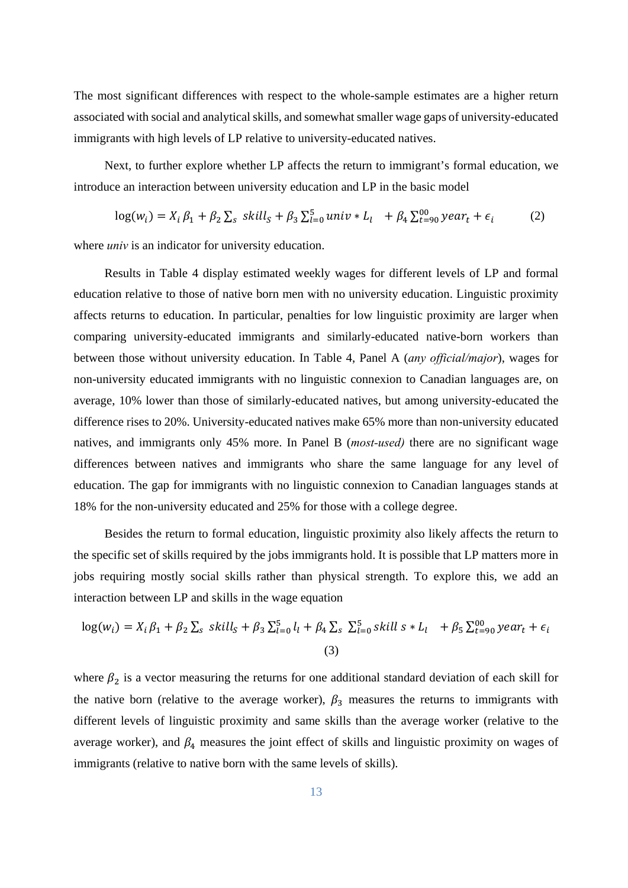The most significant differences with respect to the whole-sample estimates are a higher return associated with social and analytical skills, and somewhat smaller wage gaps of university-educated immigrants with high levels of LP relative to university-educated natives.

Next, to further explore whether LP affects the return to immigrant's formal education, we introduce an interaction between university education and LP in the basic model

$$\log(w_i) = X_i\,\beta_1 + \beta_2 \sum_s \, skill_S + \beta_3 \sum_{l=0}^{5} univ * L_l \quad + \beta_4 \sum_{t=90}^{00} year_t + \epsilon_i \qquad (2)$$

where *univ* is an indicator for university education.

Results in Table 4 display estimated weekly wages for different levels of LP and formal education relative to those of native born men with no university education. Linguistic proximity affects returns to education. In particular, penalties for low linguistic proximity are larger when comparing university-educated immigrants and similarly-educated native-born workers than between those without university education. In Table 4, Panel A (*any official/major*), wages for non-university educated immigrants with no linguistic connexion to Canadian languages are, on average, 10% lower than those of similarly-educated natives, but among university-educated the difference rises to 20%. University-educated natives make 65% more than non-university educated natives, and immigrants only 45% more. In Panel B (*most-used)* there are no significant wage differences between natives and immigrants who share the same language for any level of education. The gap for immigrants with no linguistic connexion to Canadian languages stands at 18% for the non-university educated and 25% for those with a college degree.

Besides the return to formal education, linguistic proximity also likely affects the return to the specific set of skills required by the jobs immigrants hold. It is possible that LP matters more in jobs requiring mostly social skills rather than physical strength. To explore this, we add an interaction between LP and skills in the wage equation

$$\log(w_i) = X_i\,\beta_1 + \beta_2 \sum_s \, skill_S + \beta_3 \sum_{l=0}^{5} l_l + \beta_4 \sum_s \, \sum_{l=0}^{5} skill\ s * L_l \quad + \beta_5 \sum_{t=90}^{00} year_t + \epsilon_i \qquad (3)$$

where $\beta_2$ is a vector measuring the returns for one additional standard deviation of each skill for the native born (relative to the average worker), $\beta_3$ measures the returns to immigrants with different levels of linguistic proximity and same skills than the average worker (relative to the average worker), and $\beta_4$ measures the joint effect of skills and linguistic proximity on wages of immigrants (relative to native born with the same levels of skills).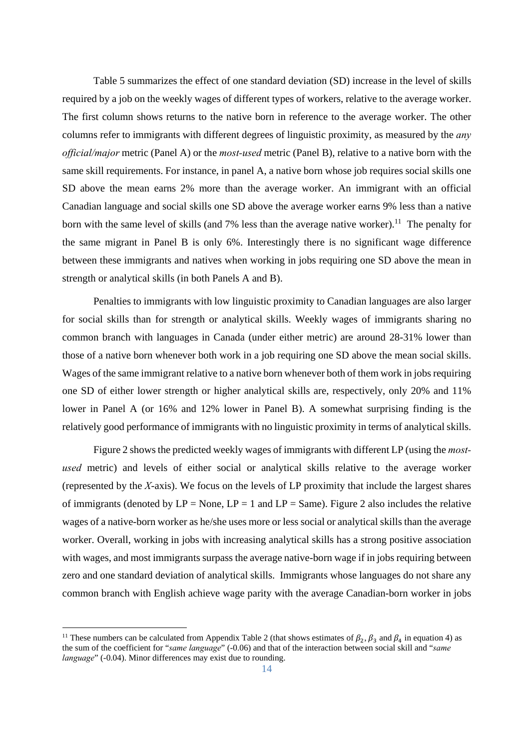Table 5 summarizes the effect of one standard deviation (SD) increase in the level of skills required by a job on the weekly wages of different types of workers, relative to the average worker. The first column shows returns to the native born in reference to the average worker. The other columns refer to immigrants with different degrees of linguistic proximity, as measured by the *any official/major* metric (Panel A) or the *most-used* metric (Panel B), relative to a native born with the same skill requirements. For instance, in panel A, a native born whose job requires social skills one SD above the mean earns 2% more than the average worker. An immigrant with an official Canadian language and social skills one SD above the average worker earns 9% less than a native born with the same level of skills (and 7% less than the average native worker).[11] The penalty for the same migrant in Panel B is only 6%. Interestingly there is no significant wage difference between these immigrants and natives when working in jobs requiring one SD above the mean in strength or analytical skills (in both Panels A and B).

Penalties to immigrants with low linguistic proximity to Canadian languages are also larger for social skills than for strength or analytical skills. Weekly wages of immigrants sharing no common branch with languages in Canada (under either metric) are around 28-31% lower than those of a native born whenever both work in a job requiring one SD above the mean social skills. Wages of the same immigrant relative to a native born whenever both of them work in jobs requiring one SD of either lower strength or higher analytical skills are, respectively, only 20% and 11% lower in Panel A (or 16% and 12% lower in Panel B). A somewhat surprising finding is the relatively good performance of immigrants with no linguistic proximity in terms of analytical skills.

Figure 2 shows the predicted weekly wages of immigrants with different LP (using the *most-used* metric) and levels of either social or analytical skills relative to the average worker (represented by the *X*-axis). We focus on the levels of LP proximity that include the largest shares of immigrants (denoted by LP = None, LP = 1 and LP = Same). Figure 2 also includes the relative wages of a native-born worker as he/she uses more or less social or analytical skills than the average worker. Overall, working in jobs with increasing analytical skills has a strong positive association with wages, and most immigrants surpass the average native-born wage if in jobs requiring between zero and one standard deviation of analytical skills. Immigrants whose languages do not share any common branch with English achieve wage parity with the average Canadian-born worker in jobs

[11] These numbers can be calculated from Appendix Table 2 (that shows estimates of $\beta_2$, $\beta_3$ and $\beta_4$ in equation 4) as the sum of the coefficient for "*same language*" (-0.06) and that of the interaction between social skill and "*same language*" (-0.04). Minor differences may exist due to rounding.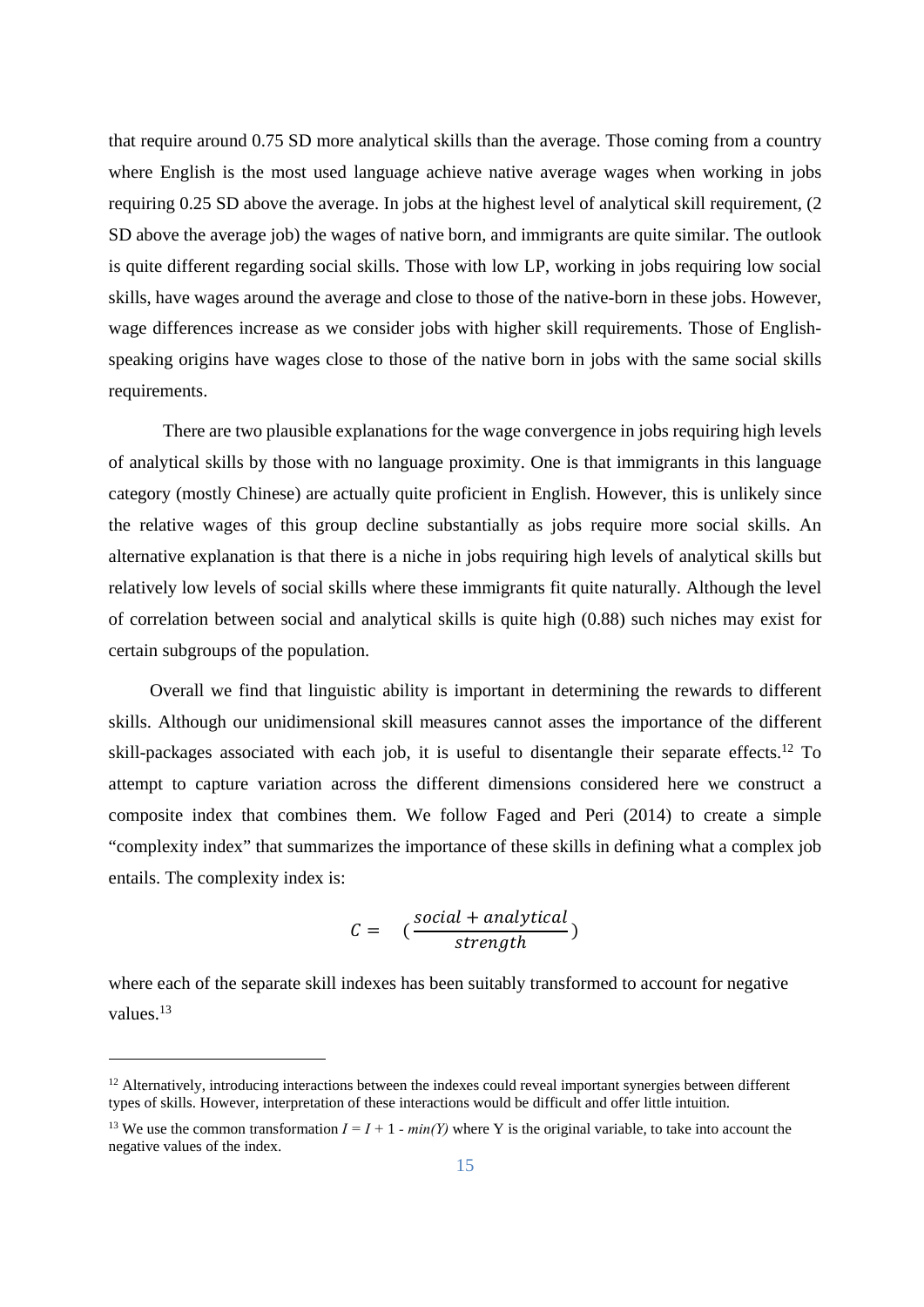that require around 0.75 SD more analytical skills than the average. Those coming from a country where English is the most used language achieve native average wages when working in jobs requiring 0.25 SD above the average. In jobs at the highest level of analytical skill requirement, (2 SD above the average job) the wages of native born, and immigrants are quite similar. The outlook is quite different regarding social skills. Those with low LP, working in jobs requiring low social skills, have wages around the average and close to those of the native-born in these jobs. However, wage differences increase as we consider jobs with higher skill requirements. Those of English-speaking origins have wages close to those of the native born in jobs with the same social skills requirements.

There are two plausible explanations for the wage convergence in jobs requiring high levels of analytical skills by those with no language proximity. One is that immigrants in this language category (mostly Chinese) are actually quite proficient in English. However, this is unlikely since the relative wages of this group decline substantially as jobs require more social skills. An alternative explanation is that there is a niche in jobs requiring high levels of analytical skills but relatively low levels of social skills where these immigrants fit quite naturally. Although the level of correlation between social and analytical skills is quite high (0.88) such niches may exist for certain subgroups of the population.

Overall we find that linguistic ability is important in determining the rewards to different skills. Although our unidimensional skill measures cannot asses the importance of the different skill-packages associated with each job, it is useful to disentangle their separate effects.[12] To attempt to capture variation across the different dimensions considered here we construct a composite index that combines them. We follow Faged and Peri (2014) to create a simple "complexity index" that summarizes the importance of these skills in defining what a complex job entails. The complexity index is:

$$C = \left(\frac{social + analytical}{strength}\right)$$

where each of the separate skill indexes has been suitably transformed to account for negative values.[13]

---

[12] Alternatively, introducing interactions between the indexes could reveal important synergies between different types of skills. However, interpretation of these interactions would be difficult and offer little intuition.

[13] We use the common transformation $I = I + 1 - min(Y)$ where Y is the original variable, to take into account the negative values of the index.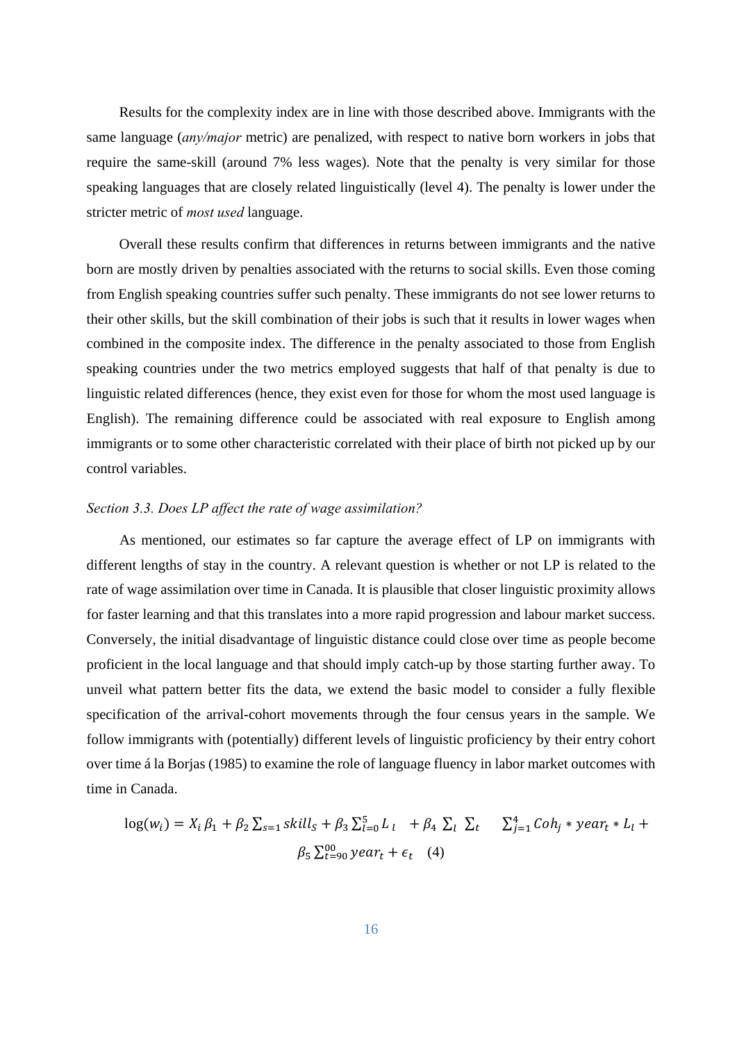Results for the complexity index are in line with those described above. Immigrants with the same language (*any/major* metric) are penalized, with respect to native born workers in jobs that require the same-skill (around 7% less wages). Note that the penalty is very similar for those speaking languages that are closely related linguistically (level 4). The penalty is lower under the stricter metric of *most used* language.

Overall these results confirm that differences in returns between immigrants and the native born are mostly driven by penalties associated with the returns to social skills. Even those coming from English speaking countries suffer such penalty. These immigrants do not see lower returns to their other skills, but the skill combination of their jobs is such that it results in lower wages when combined in the composite index. The difference in the penalty associated to those from English speaking countries under the two metrics employed suggests that half of that penalty is due to linguistic related differences (hence, they exist even for those for whom the most used language is English). The remaining difference could be associated with real exposure to English among immigrants or to some other characteristic correlated with their place of birth not picked up by our control variables.

*Section 3.3. Does LP affect the rate of wage assimilation?*

As mentioned, our estimates so far capture the average effect of LP on immigrants with different lengths of stay in the country. A relevant question is whether or not LP is related to the rate of wage assimilation over time in Canada. It is plausible that closer linguistic proximity allows for faster learning and that this translates into a more rapid progression and labour market success. Conversely, the initial disadvantage of linguistic distance could close over time as people become proficient in the local language and that should imply catch-up by those starting further away. To unveil what pattern better fits the data, we extend the basic model to consider a fully flexible specification of the arrival-cohort movements through the four census years in the sample. We follow immigrants with (potentially) different levels of linguistic proficiency by their entry cohort over time á la Borjas (1985) to examine the role of language fluency in labor market outcomes with time in Canada.

$$\log(w_i) = X_i\,\beta_1 + \beta_2 \sum_{s=1} skill_S + \beta_3 \sum_{l=0}^{5} L_l \;\; + \beta_4 \sum_{l} \sum_{t} \;\; \sum_{j=1}^{4} Coh_j * year_t * L_l + \beta_5 \sum_{t=90}^{00} year_t + \epsilon_t \quad (4)$$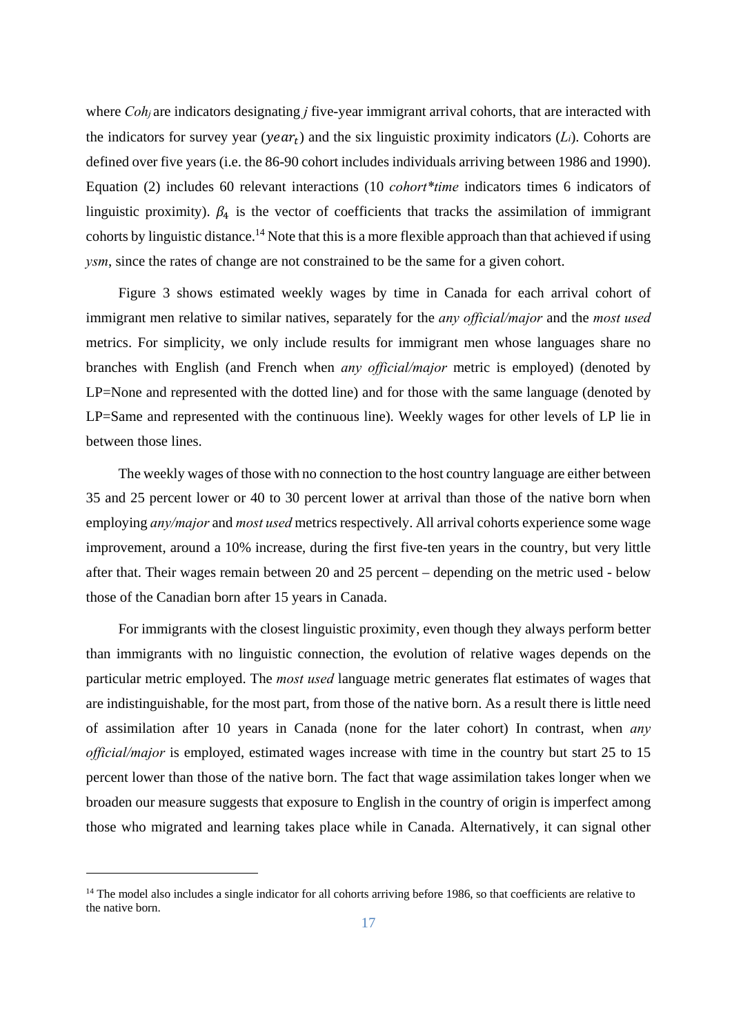where $Coh_j$ are indicators designating $j$ five-year immigrant arrival cohorts, that are interacted with the indicators for survey year ($year_t$) and the six linguistic proximity indicators ($L_i$). Cohorts are defined over five years (i.e. the 86-90 cohort includes individuals arriving between 1986 and 1990). Equation (2) includes 60 relevant interactions (10 *cohort\*time* indicators times 6 indicators of linguistic proximity). $\beta_4$ is the vector of coefficients that tracks the assimilation of immigrant cohorts by linguistic distance.[14] Note that this is a more flexible approach than that achieved if using *ysm*, since the rates of change are not constrained to be the same for a given cohort.

Figure 3 shows estimated weekly wages by time in Canada for each arrival cohort of immigrant men relative to similar natives, separately for the *any official/major* and the *most used* metrics. For simplicity, we only include results for immigrant men whose languages share no branches with English (and French when *any official/major* metric is employed) (denoted by LP=None and represented with the dotted line) and for those with the same language (denoted by LP=Same and represented with the continuous line). Weekly wages for other levels of LP lie in between those lines.

The weekly wages of those with no connection to the host country language are either between 35 and 25 percent lower or 40 to 30 percent lower at arrival than those of the native born when employing *any/major* and *most used* metrics respectively. All arrival cohorts experience some wage improvement, around a 10% increase, during the first five-ten years in the country, but very little after that. Their wages remain between 20 and 25 percent – depending on the metric used - below those of the Canadian born after 15 years in Canada.

For immigrants with the closest linguistic proximity, even though they always perform better than immigrants with no linguistic connection, the evolution of relative wages depends on the particular metric employed. The *most used* language metric generates flat estimates of wages that are indistinguishable, for the most part, from those of the native born. As a result there is little need of assimilation after 10 years in Canada (none for the later cohort) In contrast, when *any official/major* is employed, estimated wages increase with time in the country but start 25 to 15 percent lower than those of the native born. The fact that wage assimilation takes longer when we broaden our measure suggests that exposure to English in the country of origin is imperfect among those who migrated and learning takes place while in Canada. Alternatively, it can signal other

[14] The model also includes a single indicator for all cohorts arriving before 1986, so that coefficients are relative to the native born.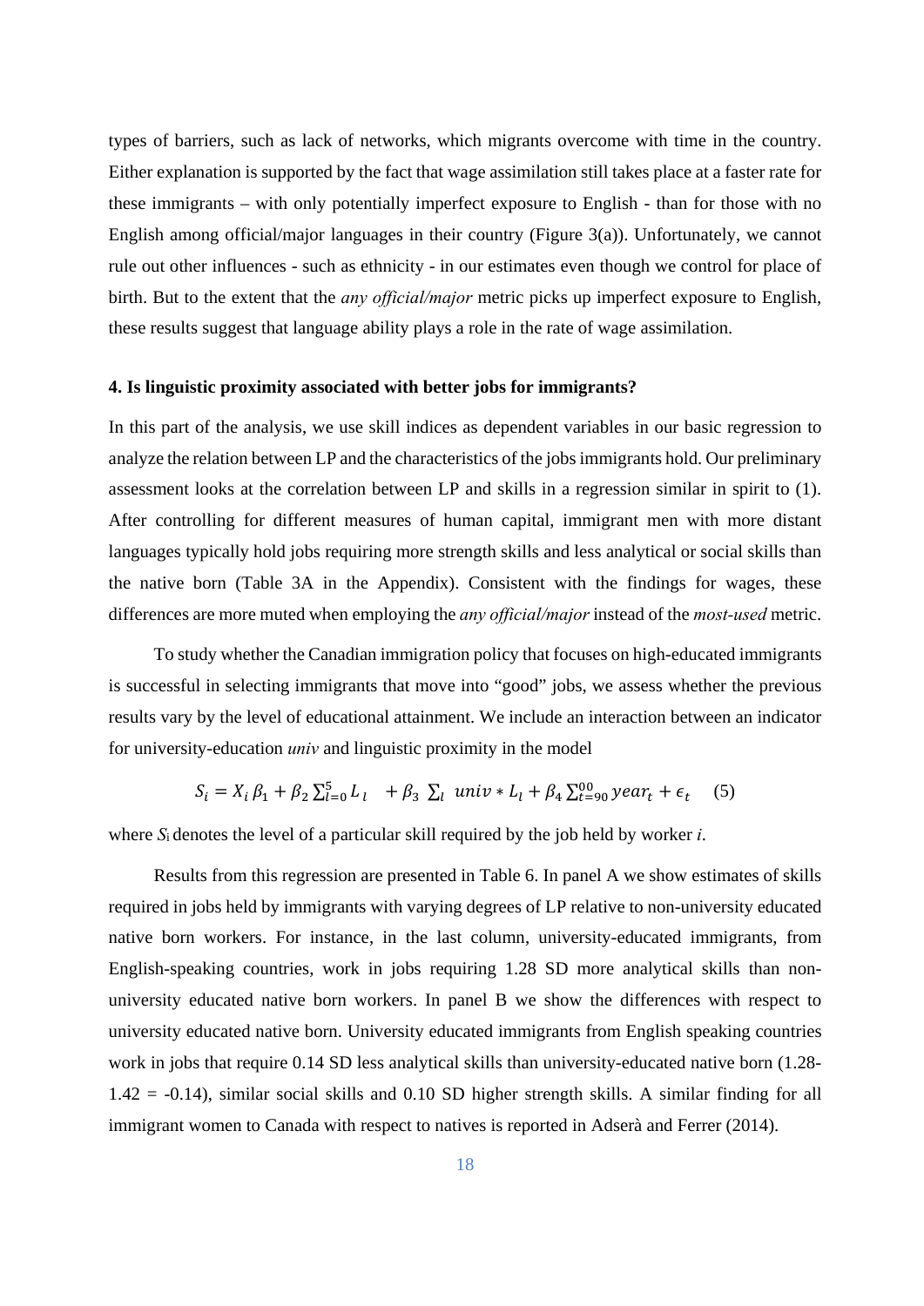types of barriers, such as lack of networks, which migrants overcome with time in the country. Either explanation is supported by the fact that wage assimilation still takes place at a faster rate for these immigrants – with only potentially imperfect exposure to English - than for those with no English among official/major languages in their country (Figure 3(a)). Unfortunately, we cannot rule out other influences - such as ethnicity - in our estimates even though we control for place of birth. But to the extent that the *any official/major* metric picks up imperfect exposure to English, these results suggest that language ability plays a role in the rate of wage assimilation.

#### 4. Is linguistic proximity associated with better jobs for immigrants?

In this part of the analysis, we use skill indices as dependent variables in our basic regression to analyze the relation between LP and the characteristics of the jobs immigrants hold. Our preliminary assessment looks at the correlation between LP and skills in a regression similar in spirit to (1). After controlling for different measures of human capital, immigrant men with more distant languages typically hold jobs requiring more strength skills and less analytical or social skills than the native born (Table 3A in the Appendix). Consistent with the findings for wages, these differences are more muted when employing the *any official/major* instead of the *most-used* metric.

To study whether the Canadian immigration policy that focuses on high-educated immigrants is successful in selecting immigrants that move into "good" jobs, we assess whether the previous results vary by the level of educational attainment. We include an interaction between an indicator for university-education *univ* and linguistic proximity in the model

$$S_i = X_i\,\beta_1 + \beta_2 \sum_{l=0}^{5} L_l \quad + \beta_3 \sum_l \; univ * L_l + \beta_4 \sum_{t=90}^{00} year_t + \epsilon_t \qquad (5)$$

where $S_i$ denotes the level of a particular skill required by the job held by worker *i*.

Results from this regression are presented in Table 6. In panel A we show estimates of skills required in jobs held by immigrants with varying degrees of LP relative to non-university educated native born workers. For instance, in the last column, university-educated immigrants, from English-speaking countries, work in jobs requiring 1.28 SD more analytical skills than non-university educated native born workers. In panel B we show the differences with respect to university educated native born. University educated immigrants from English speaking countries work in jobs that require 0.14 SD less analytical skills than university-educated native born (1.28-1.42 = -0.14), similar social skills and 0.10 SD higher strength skills. A similar finding for all immigrant women to Canada with respect to natives is reported in Adserà and Ferrer (2014).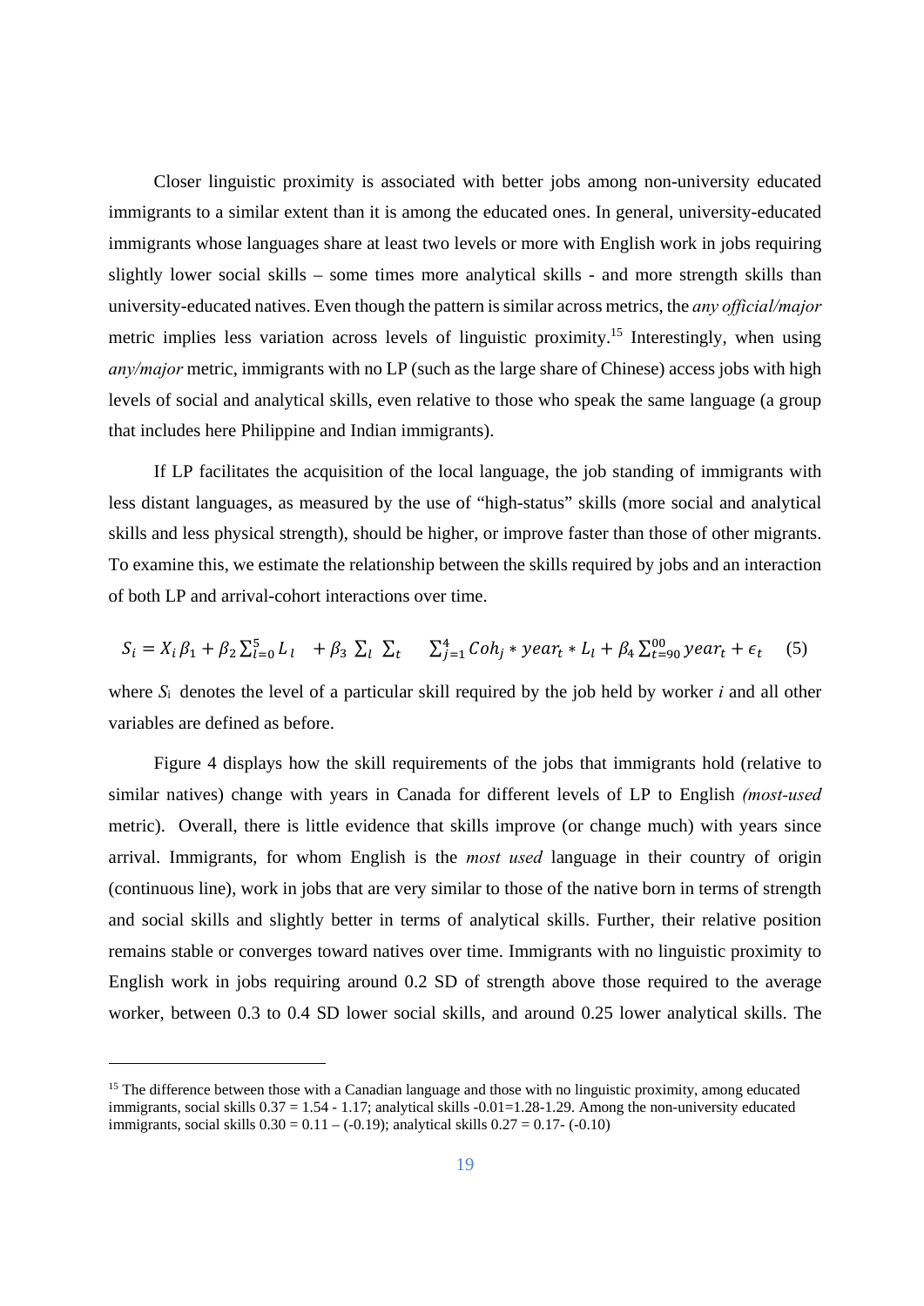Closer linguistic proximity is associated with better jobs among non-university educated immigrants to a similar extent than it is among the educated ones. In general, university-educated immigrants whose languages share at least two levels or more with English work in jobs requiring slightly lower social skills – some times more analytical skills - and more strength skills than university-educated natives. Even though the pattern is similar across metrics, the *any official/major* metric implies less variation across levels of linguistic proximity.[15] Interestingly, when using *any/major* metric, immigrants with no LP (such as the large share of Chinese) access jobs with high levels of social and analytical skills, even relative to those who speak the same language (a group that includes here Philippine and Indian immigrants).

If LP facilitates the acquisition of the local language, the job standing of immigrants with less distant languages, as measured by the use of "high-status" skills (more social and analytical skills and less physical strength), should be higher, or improve faster than those of other migrants. To examine this, we estimate the relationship between the skills required by jobs and an interaction of both LP and arrival-cohort interactions over time.

$$S_i = X_i \beta_1 + \beta_2 \sum_{l=0}^{5} L_l \quad + \beta_3 \sum_l \sum_t \quad \sum_{j=1}^{4} Coh_j * year_t * L_l + \beta_4 \sum_{t=90}^{00} year_t + \epsilon_t \qquad (5)$$

where $S_i$ denotes the level of a particular skill required by the job held by worker *i* and all other variables are defined as before.

Figure 4 displays how the skill requirements of the jobs that immigrants hold (relative to similar natives) change with years in Canada for different levels of LP to English *(most-used* metric). Overall, there is little evidence that skills improve (or change much) with years since arrival. Immigrants, for whom English is the *most used* language in their country of origin (continuous line), work in jobs that are very similar to those of the native born in terms of strength and social skills and slightly better in terms of analytical skills. Further, their relative position remains stable or converges toward natives over time. Immigrants with no linguistic proximity to English work in jobs requiring around 0.2 SD of strength above those required to the average worker, between 0.3 to 0.4 SD lower social skills, and around 0.25 lower analytical skills. The

[15] The difference between those with a Canadian language and those with no linguistic proximity, among educated immigrants, social skills 0.37 = 1.54 - 1.17; analytical skills -0.01=1.28-1.29. Among the non-university educated immigrants, social skills 0.30 = 0.11 – (-0.19); analytical skills 0.27 = 0.17- (-0.10)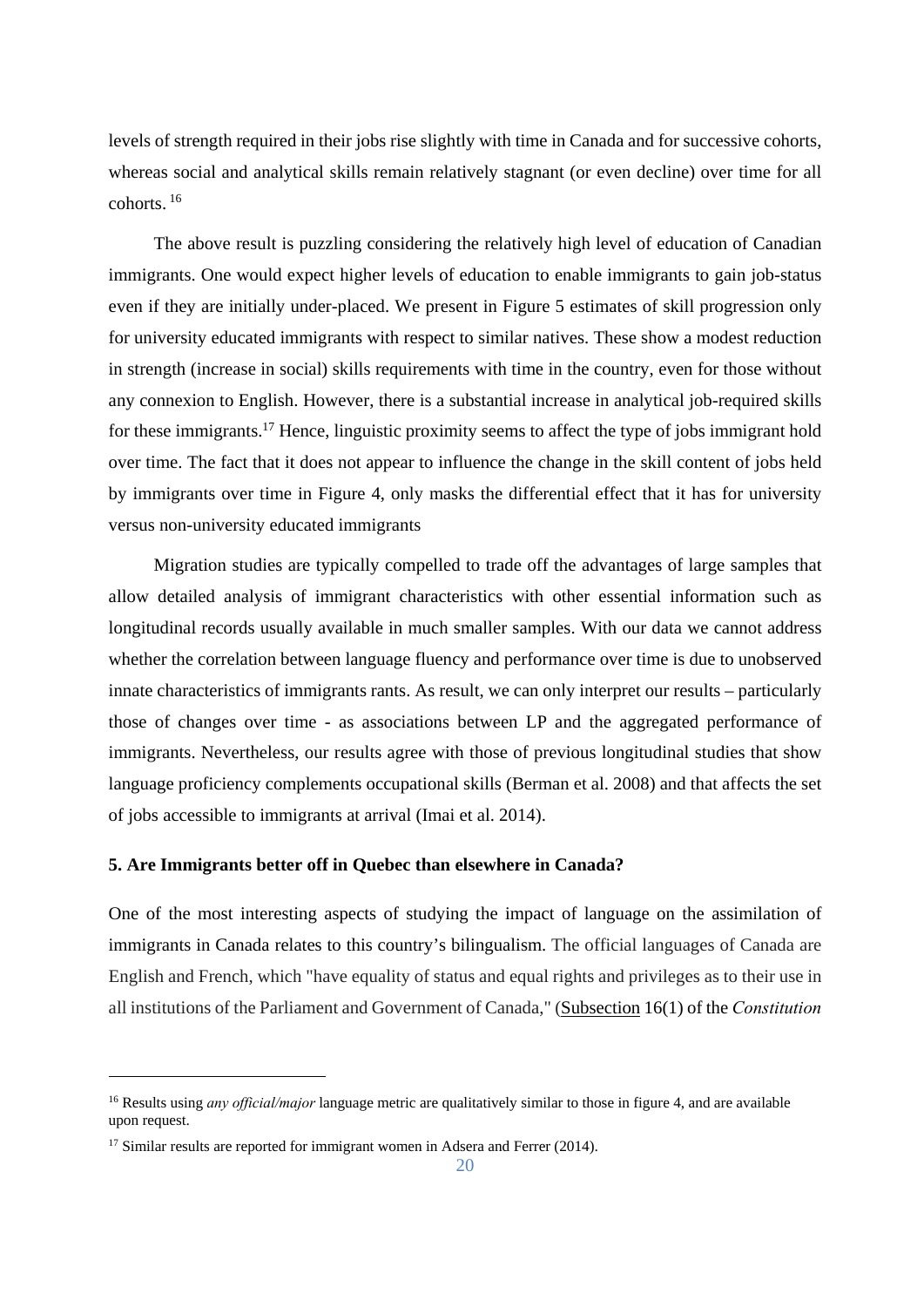levels of strength required in their jobs rise slightly with time in Canada and for successive cohorts, whereas social and analytical skills remain relatively stagnant (or even decline) over time for all cohorts. [16]

The above result is puzzling considering the relatively high level of education of Canadian immigrants. One would expect higher levels of education to enable immigrants to gain job-status even if they are initially under-placed. We present in Figure 5 estimates of skill progression only for university educated immigrants with respect to similar natives. These show a modest reduction in strength (increase in social) skills requirements with time in the country, even for those without any connexion to English. However, there is a substantial increase in analytical job-required skills for these immigrants.[17] Hence, linguistic proximity seems to affect the type of jobs immigrant hold over time. The fact that it does not appear to influence the change in the skill content of jobs held by immigrants over time in Figure 4, only masks the differential effect that it has for university versus non-university educated immigrants

Migration studies are typically compelled to trade off the advantages of large samples that allow detailed analysis of immigrant characteristics with other essential information such as longitudinal records usually available in much smaller samples. With our data we cannot address whether the correlation between language fluency and performance over time is due to unobserved innate characteristics of immigrants rants. As result, we can only interpret our results – particularly those of changes over time - as associations between LP and the aggregated performance of immigrants. Nevertheless, our results agree with those of previous longitudinal studies that show language proficiency complements occupational skills (Berman et al. 2008) and that affects the set of jobs accessible to immigrants at arrival (Imai et al. 2014).

**5. Are Immigrants better off in Quebec than elsewhere in Canada?**

One of the most interesting aspects of studying the impact of language on the assimilation of immigrants in Canada relates to this country's bilingualism. The official languages of Canada are English and French, which "have equality of status and equal rights and privileges as to their use in all institutions of the Parliament and Government of Canada," (Subsection 16(1) of the *Constitution*

[16] Results using *any official/major* language metric are qualitatively similar to those in figure 4, and are available upon request.

[17] Similar results are reported for immigrant women in Adsera and Ferrer (2014).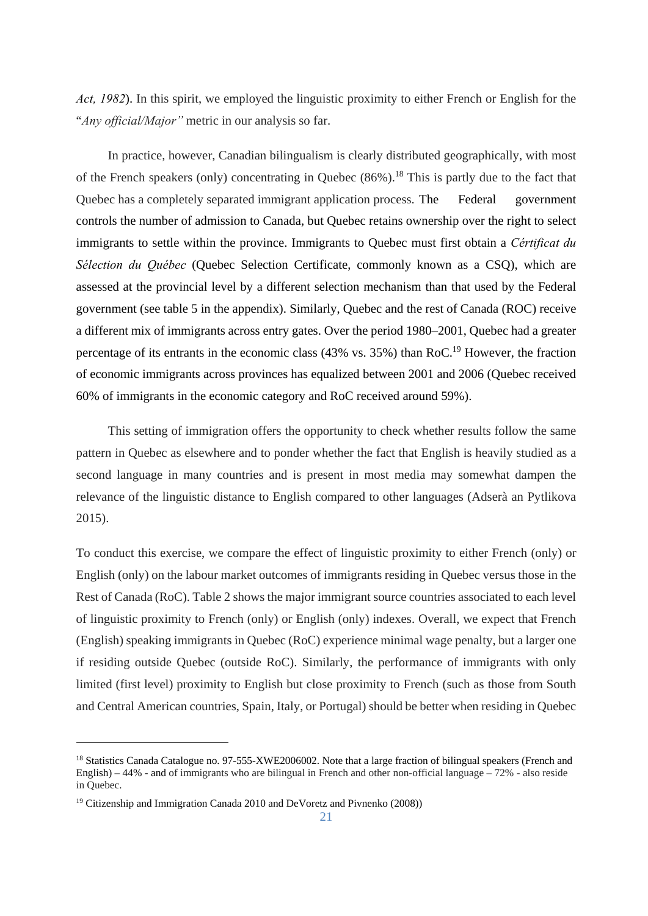*Act, 1982*). In this spirit, we employed the linguistic proximity to either French or English for the "*Any official/Major"* metric in our analysis so far.

In practice, however, Canadian bilingualism is clearly distributed geographically, with most of the French speakers (only) concentrating in Quebec (86%).[18] This is partly due to the fact that Quebec has a completely separated immigrant application process. The Federal government controls the number of admission to Canada, but Quebec retains ownership over the right to select immigrants to settle within the province. Immigrants to Quebec must first obtain a *Cértificat du Sélection du Québec* (Quebec Selection Certificate, commonly known as a CSQ), which are assessed at the provincial level by a different selection mechanism than that used by the Federal government (see table 5 in the appendix). Similarly, Quebec and the rest of Canada (ROC) receive a different mix of immigrants across entry gates. Over the period 1980–2001, Quebec had a greater percentage of its entrants in the economic class (43% vs. 35%) than RoC.[19] However, the fraction of economic immigrants across provinces has equalized between 2001 and 2006 (Quebec received 60% of immigrants in the economic category and RoC received around 59%).

This setting of immigration offers the opportunity to check whether results follow the same pattern in Quebec as elsewhere and to ponder whether the fact that English is heavily studied as a second language in many countries and is present in most media may somewhat dampen the relevance of the linguistic distance to English compared to other languages (Adserà an Pytlikova 2015).

To conduct this exercise, we compare the effect of linguistic proximity to either French (only) or English (only) on the labour market outcomes of immigrants residing in Quebec versus those in the Rest of Canada (RoC). Table 2 shows the major immigrant source countries associated to each level of linguistic proximity to French (only) or English (only) indexes. Overall, we expect that French (English) speaking immigrants in Quebec (RoC) experience minimal wage penalty, but a larger one if residing outside Quebec (outside RoC). Similarly, the performance of immigrants with only limited (first level) proximity to English but close proximity to French (such as those from South and Central American countries, Spain, Italy, or Portugal) should be better when residing in Quebec

[18] Statistics Canada Catalogue no. 97-555-XWE2006002. Note that a large fraction of bilingual speakers (French and English) – 44% - and of immigrants who are bilingual in French and other non-official language – 72% - also reside in Quebec.

[19] Citizenship and Immigration Canada 2010 and DeVoretz and Pivnenko (2008))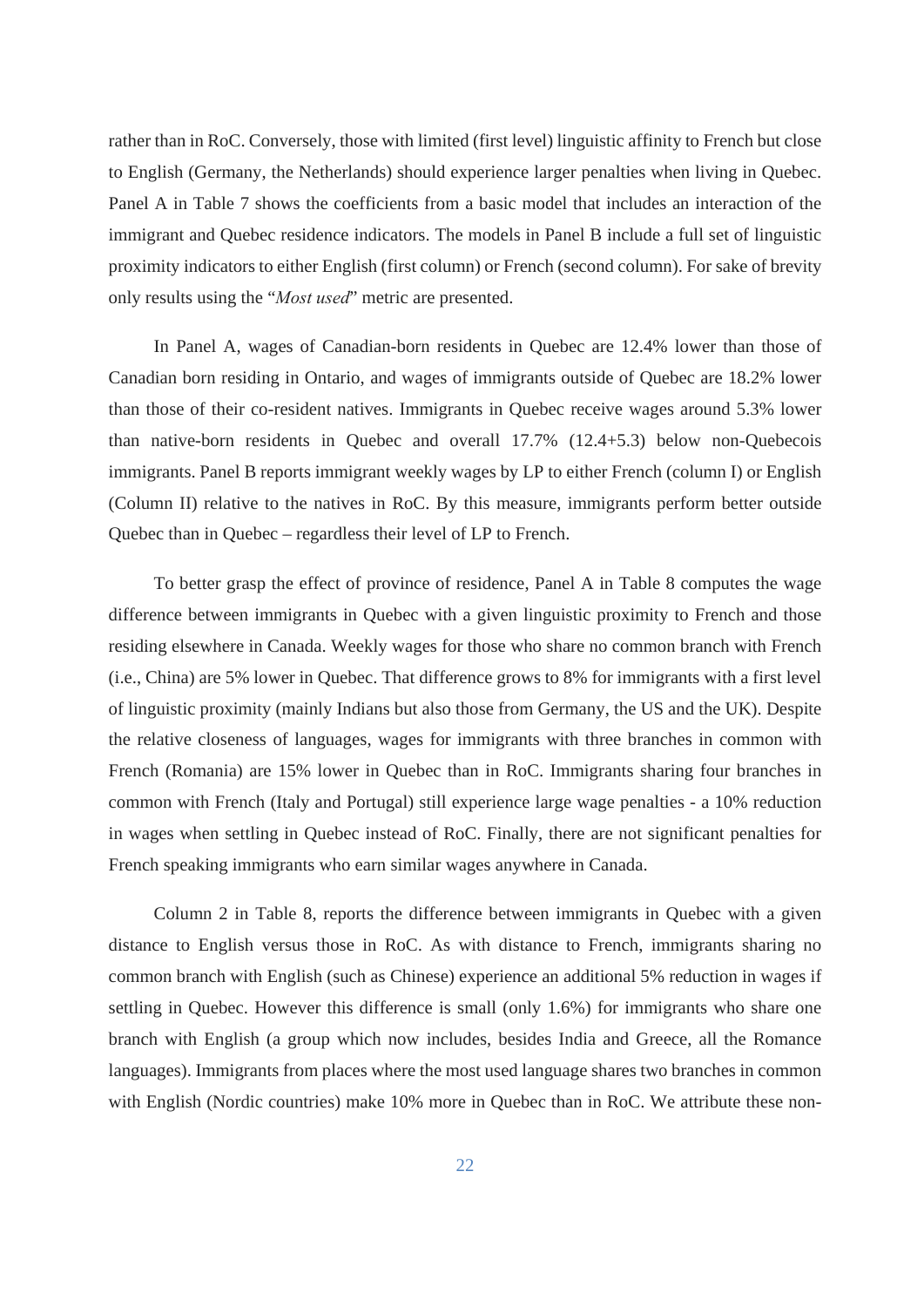rather than in RoC. Conversely, those with limited (first level) linguistic affinity to French but close to English (Germany, the Netherlands) should experience larger penalties when living in Quebec. Panel A in Table 7 shows the coefficients from a basic model that includes an interaction of the immigrant and Quebec residence indicators. The models in Panel B include a full set of linguistic proximity indicators to either English (first column) or French (second column). For sake of brevity only results using the "*Most used*" metric are presented.

In Panel A, wages of Canadian-born residents in Quebec are 12.4% lower than those of Canadian born residing in Ontario, and wages of immigrants outside of Quebec are 18.2% lower than those of their co-resident natives. Immigrants in Quebec receive wages around 5.3% lower than native-born residents in Quebec and overall 17.7% (12.4+5.3) below non-Quebecois immigrants. Panel B reports immigrant weekly wages by LP to either French (column I) or English (Column II) relative to the natives in RoC. By this measure, immigrants perform better outside Quebec than in Quebec – regardless their level of LP to French.

To better grasp the effect of province of residence, Panel A in Table 8 computes the wage difference between immigrants in Quebec with a given linguistic proximity to French and those residing elsewhere in Canada. Weekly wages for those who share no common branch with French (i.e., China) are 5% lower in Quebec. That difference grows to 8% for immigrants with a first level of linguistic proximity (mainly Indians but also those from Germany, the US and the UK). Despite the relative closeness of languages, wages for immigrants with three branches in common with French (Romania) are 15% lower in Quebec than in RoC. Immigrants sharing four branches in common with French (Italy and Portugal) still experience large wage penalties - a 10% reduction in wages when settling in Quebec instead of RoC. Finally, there are not significant penalties for French speaking immigrants who earn similar wages anywhere in Canada.

Column 2 in Table 8, reports the difference between immigrants in Quebec with a given distance to English versus those in RoC. As with distance to French, immigrants sharing no common branch with English (such as Chinese) experience an additional 5% reduction in wages if settling in Quebec. However this difference is small (only 1.6%) for immigrants who share one branch with English (a group which now includes, besides India and Greece, all the Romance languages). Immigrants from places where the most used language shares two branches in common with English (Nordic countries) make 10% more in Quebec than in RoC. We attribute these non-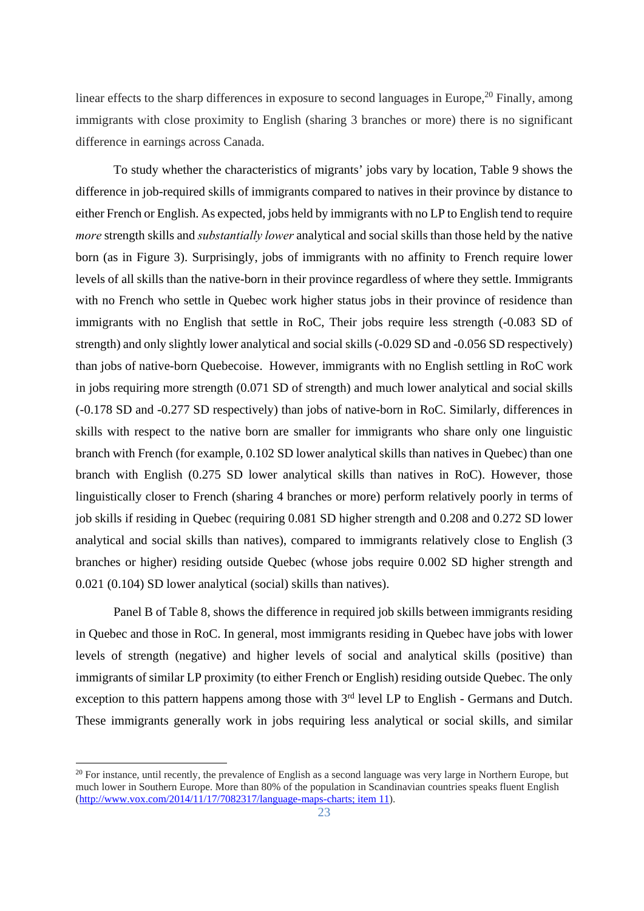linear effects to the sharp differences in exposure to second languages in Europe,[20] Finally, among immigrants with close proximity to English (sharing 3 branches or more) there is no significant difference in earnings across Canada.

To study whether the characteristics of migrants' jobs vary by location, Table 9 shows the difference in job-required skills of immigrants compared to natives in their province by distance to either French or English. As expected, jobs held by immigrants with no LP to English tend to require *more* strength skills and *substantially lower* analytical and social skills than those held by the native born (as in Figure 3). Surprisingly, jobs of immigrants with no affinity to French require lower levels of all skills than the native-born in their province regardless of where they settle. Immigrants with no French who settle in Quebec work higher status jobs in their province of residence than immigrants with no English that settle in RoC, Their jobs require less strength (-0.083 SD of strength) and only slightly lower analytical and social skills (-0.029 SD and -0.056 SD respectively) than jobs of native-born Quebecoise. However, immigrants with no English settling in RoC work in jobs requiring more strength (0.071 SD of strength) and much lower analytical and social skills (-0.178 SD and -0.277 SD respectively) than jobs of native-born in RoC. Similarly, differences in skills with respect to the native born are smaller for immigrants who share only one linguistic branch with French (for example, 0.102 SD lower analytical skills than natives in Quebec) than one branch with English (0.275 SD lower analytical skills than natives in RoC). However, those linguistically closer to French (sharing 4 branches or more) perform relatively poorly in terms of job skills if residing in Quebec (requiring 0.081 SD higher strength and 0.208 and 0.272 SD lower analytical and social skills than natives), compared to immigrants relatively close to English (3 branches or higher) residing outside Quebec (whose jobs require 0.002 SD higher strength and 0.021 (0.104) SD lower analytical (social) skills than natives).

Panel B of Table 8, shows the difference in required job skills between immigrants residing in Quebec and those in RoC. In general, most immigrants residing in Quebec have jobs with lower levels of strength (negative) and higher levels of social and analytical skills (positive) than immigrants of similar LP proximity (to either French or English) residing outside Quebec. The only exception to this pattern happens among those with 3rd level LP to English - Germans and Dutch. These immigrants generally work in jobs requiring less analytical or social skills, and similar

[20] For instance, until recently, the prevalence of English as a second language was very large in Northern Europe, but much lower in Southern Europe. More than 80% of the population in Scandinavian countries speaks fluent English (http://www.vox.com/2014/11/17/7082317/language-maps-charts; item 11).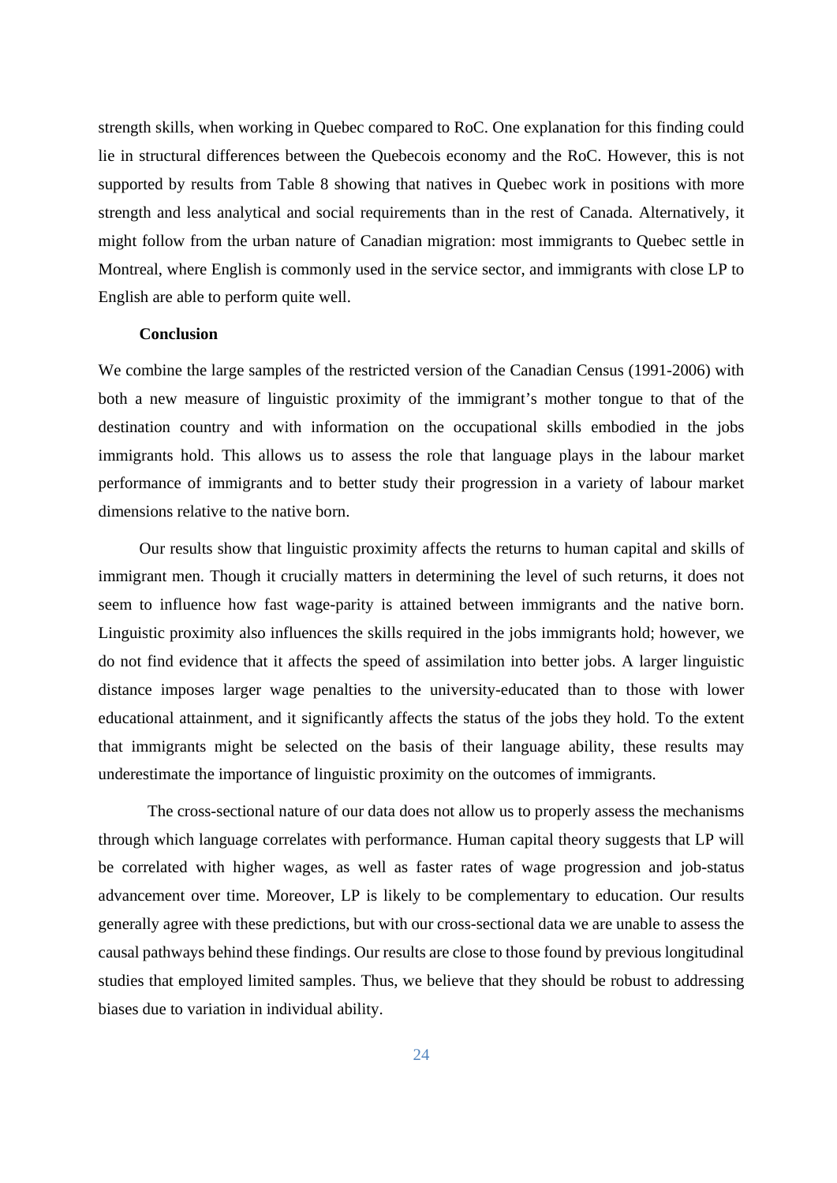strength skills, when working in Quebec compared to RoC. One explanation for this finding could lie in structural differences between the Quebecois economy and the RoC. However, this is not supported by results from Table 8 showing that natives in Quebec work in positions with more strength and less analytical and social requirements than in the rest of Canada. Alternatively, it might follow from the urban nature of Canadian migration: most immigrants to Quebec settle in Montreal, where English is commonly used in the service sector, and immigrants with close LP to English are able to perform quite well.

## Conclusion

We combine the large samples of the restricted version of the Canadian Census (1991-2006) with both a new measure of linguistic proximity of the immigrant's mother tongue to that of the destination country and with information on the occupational skills embodied in the jobs immigrants hold. This allows us to assess the role that language plays in the labour market performance of immigrants and to better study their progression in a variety of labour market dimensions relative to the native born.

Our results show that linguistic proximity affects the returns to human capital and skills of immigrant men. Though it crucially matters in determining the level of such returns, it does not seem to influence how fast wage-parity is attained between immigrants and the native born. Linguistic proximity also influences the skills required in the jobs immigrants hold; however, we do not find evidence that it affects the speed of assimilation into better jobs. A larger linguistic distance imposes larger wage penalties to the university-educated than to those with lower educational attainment, and it significantly affects the status of the jobs they hold. To the extent that immigrants might be selected on the basis of their language ability, these results may underestimate the importance of linguistic proximity on the outcomes of immigrants.

The cross-sectional nature of our data does not allow us to properly assess the mechanisms through which language correlates with performance. Human capital theory suggests that LP will be correlated with higher wages, as well as faster rates of wage progression and job-status advancement over time. Moreover, LP is likely to be complementary to education. Our results generally agree with these predictions, but with our cross-sectional data we are unable to assess the causal pathways behind these findings. Our results are close to those found by previous longitudinal studies that employed limited samples. Thus, we believe that they should be robust to addressing biases due to variation in individual ability.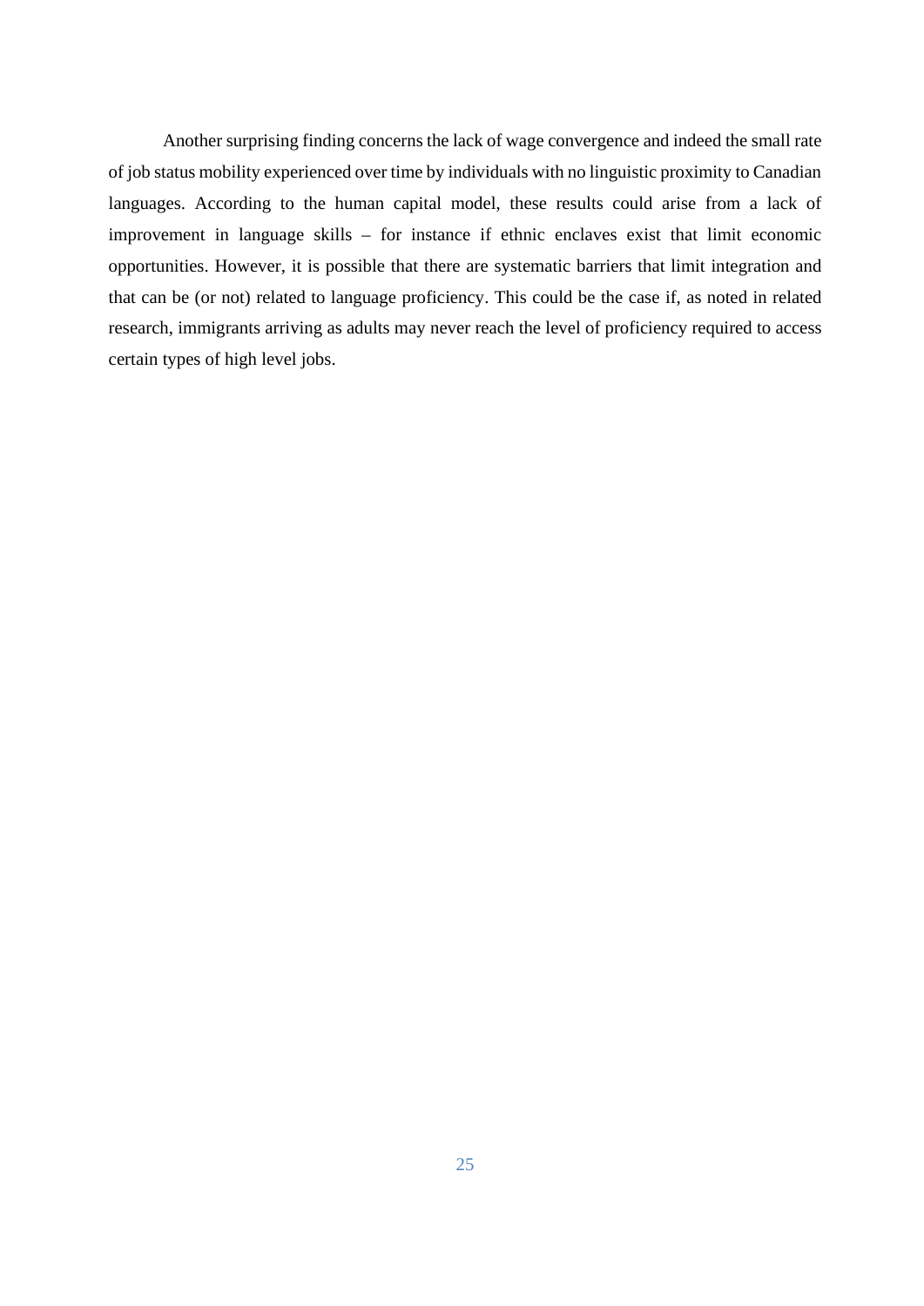Another surprising finding concerns the lack of wage convergence and indeed the small rate of job status mobility experienced over time by individuals with no linguistic proximity to Canadian languages. According to the human capital model, these results could arise from a lack of improvement in language skills – for instance if ethnic enclaves exist that limit economic opportunities. However, it is possible that there are systematic barriers that limit integration and that can be (or not) related to language proficiency. This could be the case if, as noted in related research, immigrants arriving as adults may never reach the level of proficiency required to access certain types of high level jobs.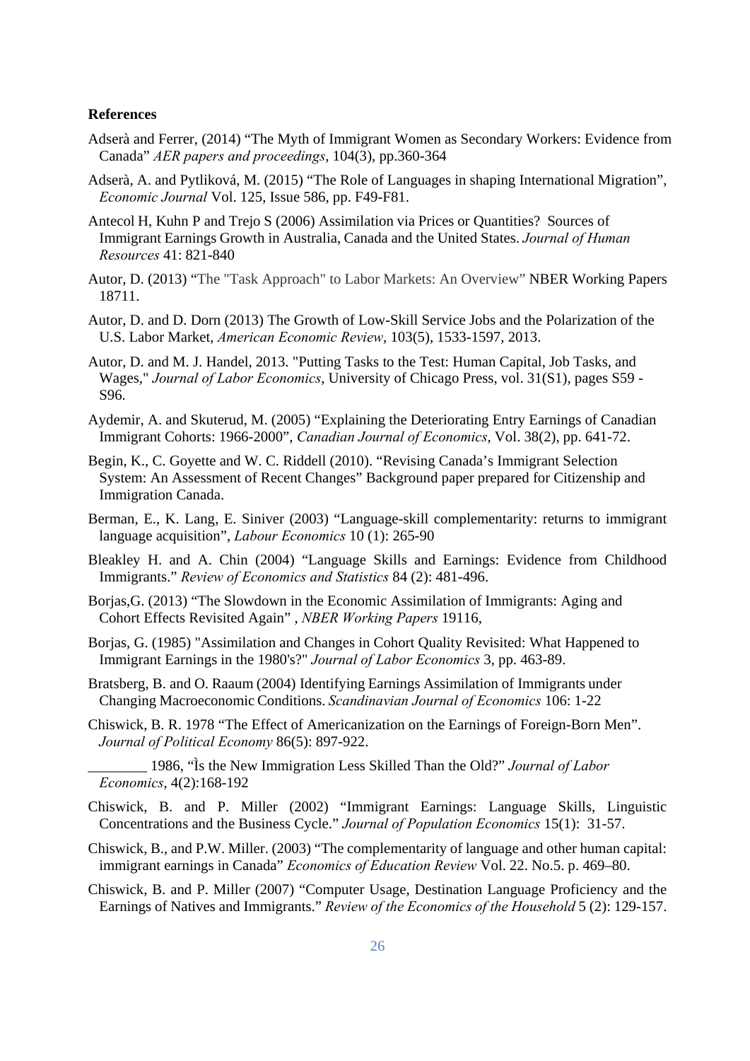**References**

Adserà and Ferrer, (2014) "The Myth of Immigrant Women as Secondary Workers: Evidence from Canada" *AER papers and proceedings*, 104(3), pp.360-364

Adserà, A. and Pytliková, M. (2015) "The Role of Languages in shaping International Migration", *Economic Journal* Vol. 125, Issue 586, pp. F49-F81.

Antecol H, Kuhn P and Trejo S (2006) Assimilation via Prices or Quantities? Sources of Immigrant Earnings Growth in Australia, Canada and the United States. *Journal of Human Resources* 41: 821-840

Autor, D. (2013) "The "Task Approach" to Labor Markets: An Overview" NBER Working Papers 18711.

Autor, D. and D. Dorn (2013) The Growth of Low-Skill Service Jobs and the Polarization of the U.S. Labor Market, *American Economic Review*, 103(5), 1533-1597, 2013.

Autor, D. and M. J. Handel, 2013. "Putting Tasks to the Test: Human Capital, Job Tasks, and Wages," *Journal of Labor Economics*, University of Chicago Press, vol. 31(S1), pages S59 - S96.

Aydemir, A. and Skuterud, M. (2005) "Explaining the Deteriorating Entry Earnings of Canadian Immigrant Cohorts: 1966-2000", *Canadian Journal of Economics*, Vol. 38(2), pp. 641-72.

Begin, K., C. Goyette and W. C. Riddell (2010). "Revising Canada's Immigrant Selection System: An Assessment of Recent Changes" Background paper prepared for Citizenship and Immigration Canada.

Berman, E., K. Lang, E. Siniver (2003) "Language-skill complementarity: returns to immigrant language acquisition", *Labour Economics* 10 (1): 265-90

Bleakley H. and A. Chin (2004) "Language Skills and Earnings: Evidence from Childhood Immigrants." *Review of Economics and Statistics* 84 (2): 481-496.

Borjas,G. (2013) "The Slowdown in the Economic Assimilation of Immigrants: Aging and Cohort Effects Revisited Again" , *NBER Working Papers* 19116,

Borjas, G. (1985) "Assimilation and Changes in Cohort Quality Revisited: What Happened to Immigrant Earnings in the 1980's?" *Journal of Labor Economics* 3, pp. 463-89.

Bratsberg, B. and O. Raaum (2004) Identifying Earnings Assimilation of Immigrants under Changing Macroeconomic Conditions. *Scandinavian Journal of Economics* 106: 1-22

Chiswick, B. R. 1978 "The Effect of Americanization on the Earnings of Foreign-Born Men". *Journal of Political Economy* 86(5): 897-922.

________ 1986, "Ìs the New Immigration Less Skilled Than the Old?" *Journal of Labor Economics*, 4(2):168-192

Chiswick, B. and P. Miller (2002) "Immigrant Earnings: Language Skills, Linguistic Concentrations and the Business Cycle." *Journal of Population Economics* 15(1): 31-57.

Chiswick, B., and P.W. Miller. (2003) "The complementarity of language and other human capital: immigrant earnings in Canada" *Economics of Education Review* Vol. 22. No.5. p. 469–80.

Chiswick, B. and P. Miller (2007) "Computer Usage, Destination Language Proficiency and the Earnings of Natives and Immigrants." *Review of the Economics of the Household* 5 (2): 129-157.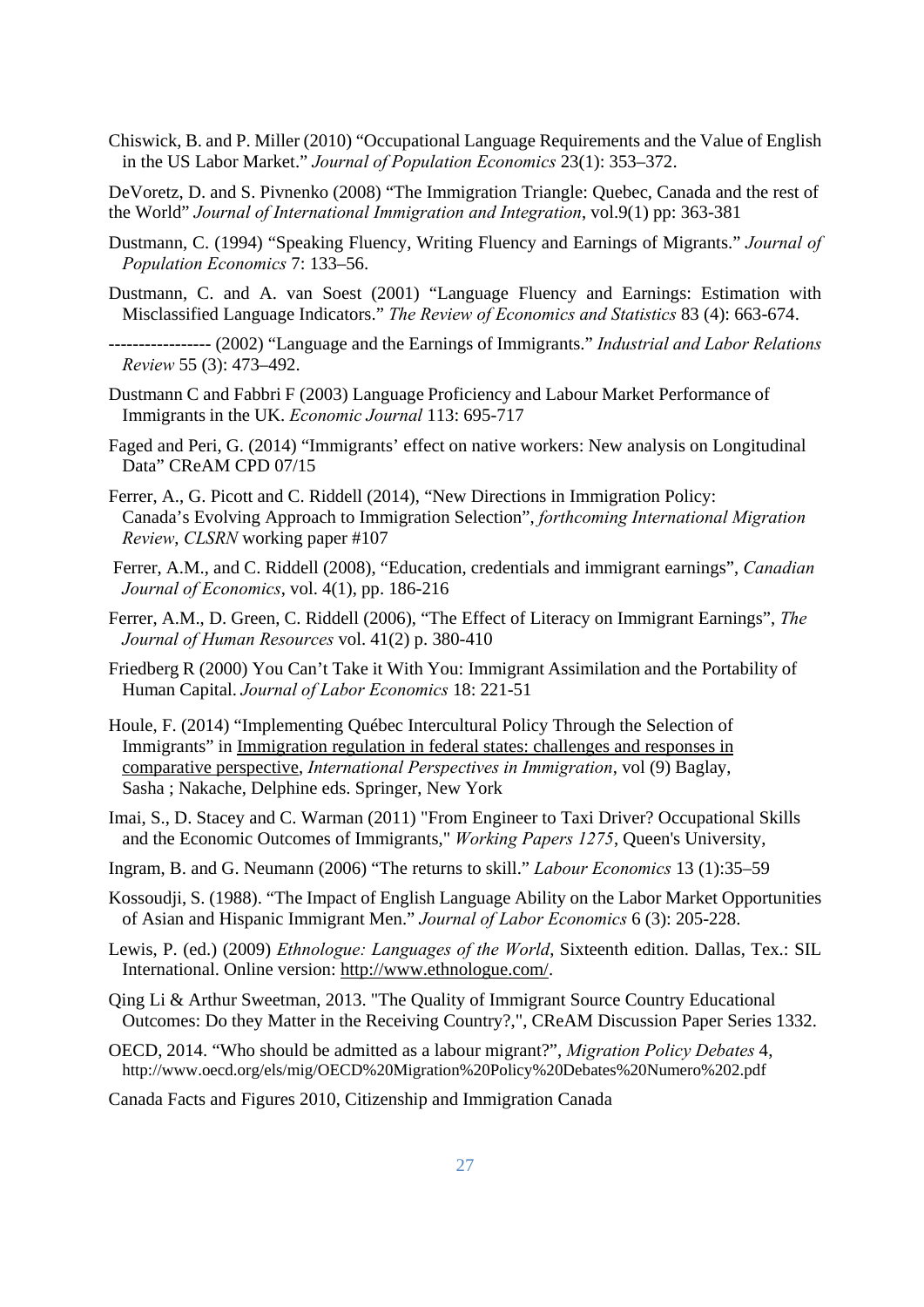Chiswick, B. and P. Miller (2010) "Occupational Language Requirements and the Value of English in the US Labor Market." *Journal of Population Economics* 23(1): 353–372.

DeVoretz, D. and S. Pivnenko (2008) "The Immigration Triangle: Quebec, Canada and the rest of the World" *Journal of International Immigration and Integration*, vol.9(1) pp: 363-381

Dustmann, C. (1994) "Speaking Fluency, Writing Fluency and Earnings of Migrants." *Journal of Population Economics* 7: 133–56.

Dustmann, C. and A. van Soest (2001) "Language Fluency and Earnings: Estimation with Misclassified Language Indicators." *The Review of Economics and Statistics* 83 (4): 663-674.

----------------- (2002) "Language and the Earnings of Immigrants." *Industrial and Labor Relations Review* 55 (3): 473–492.

Dustmann C and Fabbri F (2003) Language Proficiency and Labour Market Performance of Immigrants in the UK. *Economic Journal* 113: 695-717

Faged and Peri, G. (2014) "Immigrants' effect on native workers: New analysis on Longitudinal Data" CReAM CPD 07/15

Ferrer, A., G. Picott and C. Riddell (2014), "New Directions in Immigration Policy: Canada's Evolving Approach to Immigration Selection", *forthcoming International Migration Review*, *CLSRN* working paper #107

Ferrer, A.M., and C. Riddell (2008), "Education, credentials and immigrant earnings", *Canadian Journal of Economics*, vol. 4(1), pp. 186-216

Ferrer, A.M., D. Green, C. Riddell (2006), "The Effect of Literacy on Immigrant Earnings", *The Journal of Human Resources* vol. 41(2) p. 380-410

Friedberg R (2000) You Can't Take it With You: Immigrant Assimilation and the Portability of Human Capital. *Journal of Labor Economics* 18: 221-51

Houle, F. (2014) "Implementing Québec Intercultural Policy Through the Selection of Immigrants" in Immigration regulation in federal states: challenges and responses in comparative perspective, *International Perspectives in Immigration*, vol (9) Baglay, Sasha ; Nakache, Delphine eds. Springer, New York

Imai, S., D. Stacey and C. Warman (2011) "From Engineer to Taxi Driver? Occupational Skills and the Economic Outcomes of Immigrants," *Working Papers 1275*, Queen's University,

Ingram, B. and G. Neumann (2006) "The returns to skill." *Labour Economics* 13 (1):35–59

Kossoudji, S. (1988). "The Impact of English Language Ability on the Labor Market Opportunities of Asian and Hispanic Immigrant Men." *Journal of Labor Economics* 6 (3): 205-228.

Lewis, P. (ed.) (2009) *Ethnologue: Languages of the World*, Sixteenth edition. Dallas, Tex.: SIL International. Online version: http://www.ethnologue.com/.

Qing Li & Arthur Sweetman, 2013. "The Quality of Immigrant Source Country Educational Outcomes: Do they Matter in the Receiving Country?,", CReAM Discussion Paper Series 1332.

OECD, 2014. "Who should be admitted as a labour migrant?", *Migration Policy Debates* 4, http://www.oecd.org/els/mig/OECD%20Migration%20Policy%20Debates%20Numero%202.pdf

Canada Facts and Figures 2010, Citizenship and Immigration Canada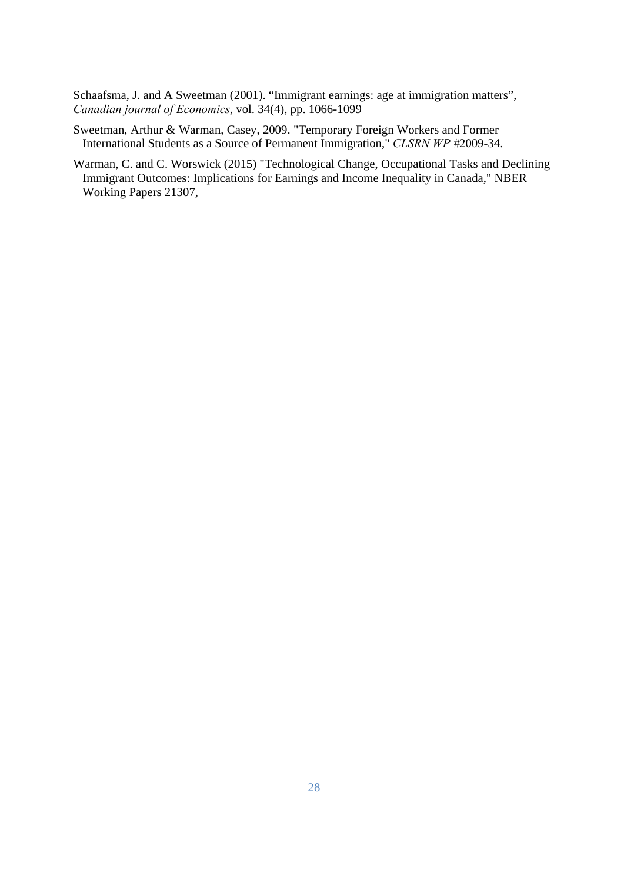Schaafsma, J. and A Sweetman (2001). "Immigrant earnings: age at immigration matters", *Canadian journal of Economics*, vol. 34(4), pp. 1066-1099

Sweetman, Arthur & Warman, Casey, 2009. "Temporary Foreign Workers and Former International Students as a Source of Permanent Immigration," *CLSRN WP* #2009-34.

Warman, C. and C. Worswick (2015) "Technological Change, Occupational Tasks and Declining Immigrant Outcomes: Implications for Earnings and Income Inequality in Canada," NBER Working Papers 21307,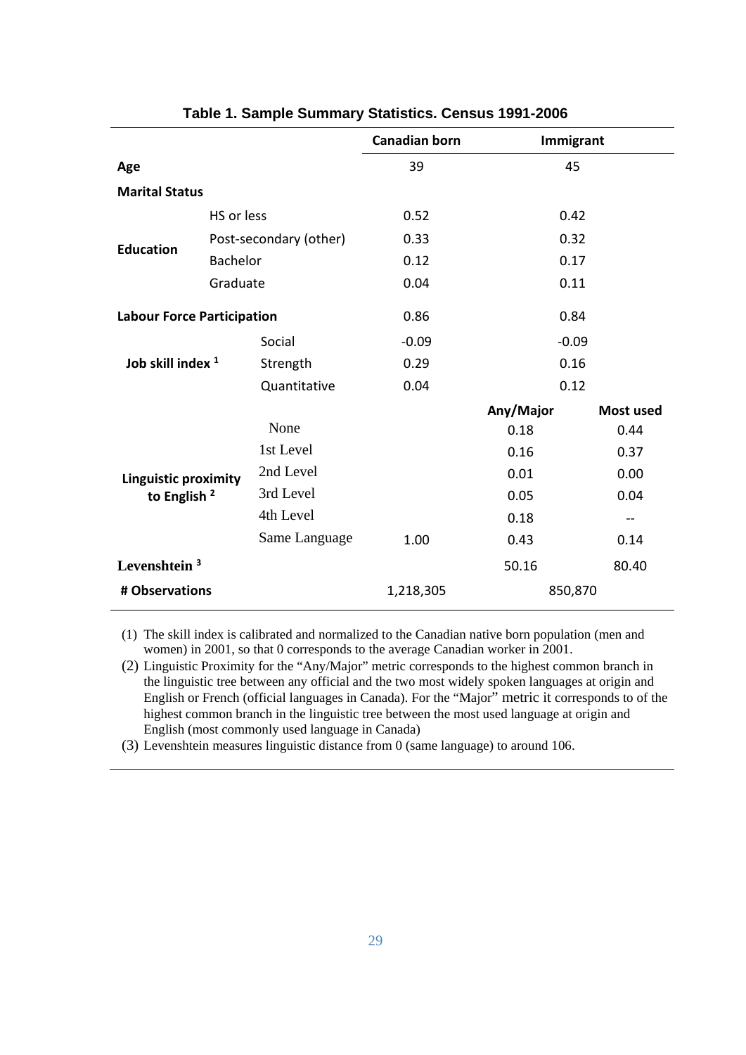**Table 1. Sample Summary Statistics. Census 1991-2006**

| | | Canadian born | Immigrant | |
|---|---|---|---|---|
| **Age** | | 39 | 45 | |
| **Marital Status** | | | | |
| **Education** | HS or less | 0.52 | 0.42 | |
| | Post-secondary (other) | 0.33 | 0.32 | |
| | Bachelor | 0.12 | 0.17 | |
| | Graduate | 0.04 | 0.11 | |
| **Labour Force Participation** | | 0.86 | 0.84 | |
| **Job skill index** [1] | Social | -0.09 | -0.09 | |
| | Strength | 0.29 | 0.16 | |
| | Quantitative | 0.04 | 0.12 | |
| | | | **Any/Major** | **Most used** |
| **Linguistic proximity to English** [2] | None | | 0.18 | 0.44 |
| | 1st Level | | 0.16 | 0.37 |
| | 2nd Level | | 0.01 | 0.00 |
| | 3rd Level | | 0.05 | 0.04 |
| | 4th Level | | 0.18 | -- |
| | Same Language | 1.00 | 0.43 | 0.14 |
| **Levenshtein** [3] | | | 50.16 | 80.40 |
| **# Observations** | | 1,218,305 | 850,870 | |

(1) The skill index is calibrated and normalized to the Canadian native born population (men and women) in 2001, so that 0 corresponds to the average Canadian worker in 2001.

(2) Linguistic Proximity for the "Any/Major" metric corresponds to the highest common branch in the linguistic tree between any official and the two most widely spoken languages at origin and English or French (official languages in Canada). For the "Major" metric it corresponds to of the highest common branch in the linguistic tree between the most used language at origin and English (most commonly used language in Canada)

(3) Levenshtein measures linguistic distance from 0 (same language) to around 106.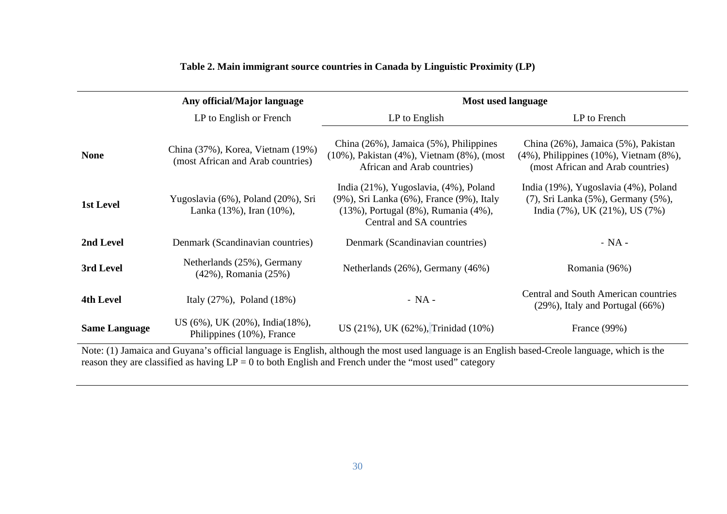**Table 2. Main immigrant source countries in Canada by Linguistic Proximity (LP)**

| | Any official/Major language | Most used language | |
|---|---|---|---|
| | LP to English or French | LP to English | LP to French |
| **None** | China (37%), Korea, Vietnam (19%) (most African and Arab countries) | China (26%), Jamaica (5%), Philippines (10%), Pakistan (4%), Vietnam (8%), (most African and Arab countries) | China (26%), Jamaica (5%), Pakistan (4%), Philippines (10%), Vietnam (8%), (most African and Arab countries) |
| **1st Level** | Yugoslavia (6%), Poland (20%), Sri Lanka (13%), Iran (10%), | India (21%), Yugoslavia, (4%), Poland (9%), Sri Lanka (6%), France (9%), Italy (13%), Portugal (8%), Rumania (4%), Central and SA countries | India (19%), Yugoslavia (4%), Poland (7), Sri Lanka (5%), Germany (5%), India (7%), UK (21%), US (7%) |
| **2nd Level** | Denmark (Scandinavian countries) | Denmark (Scandinavian countries) | - NA - |
| **3rd Level** | Netherlands (25%), Germany (42%), Romania (25%) | Netherlands (26%), Germany (46%) | Romania (96%) |
| **4th Level** | Italy (27%), Poland (18%) | - NA - | Central and South American countries (29%), Italy and Portugal (66%) |
| **Same Language** | US (6%), UK (20%), India(18%), Philippines (10%), France | US (21%), UK (62%), Trinidad (10%) | France (99%) |

Note: (1) Jamaica and Guyana's official language is English, although the most used language is an English based-Creole language, which is the reason they are classified as having LP = 0 to both English and French under the "most used" category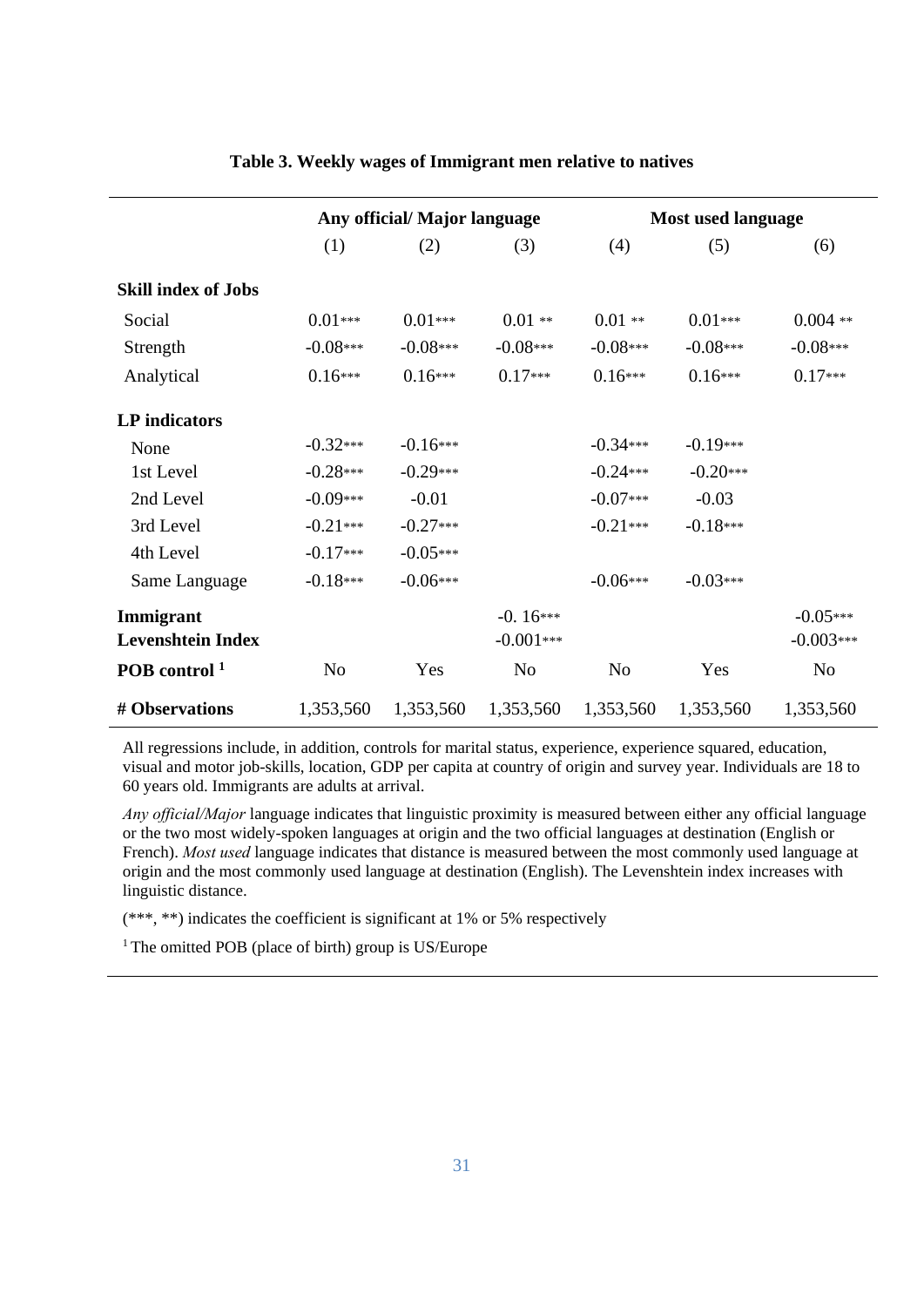**Table 3. Weekly wages of Immigrant men relative to natives**

| | Any official/ Major language | | | Most used language | | |
|---|---|---|---|---|---|---|
| | (1) | (2) | (3) | (4) | (5) | (6) |
| **Skill index of Jobs** | | | | | | |
| Social | 0.01*** | 0.01*** | 0.01 ** | 0.01 ** | 0.01*** | 0.004 ** |
| Strength | -0.08*** | -0.08*** | -0.08*** | -0.08*** | -0.08*** | -0.08*** |
| Analytical | 0.16*** | 0.16*** | 0.17*** | 0.16*** | 0.16*** | 0.17*** |
| **LP indicators** | | | | | | |
| None | -0.32*** | -0.16*** | | -0.34*** | -0.19*** | |
| 1st Level | -0.28*** | -0.29*** | | -0.24*** | -0.20*** | |
| 2nd Level | -0.09*** | -0.01 | | -0.07*** | -0.03 | |
| 3rd Level | -0.21*** | -0.27*** | | -0.21*** | -0.18*** | |
| 4th Level | -0.17*** | -0.05*** | | | | |
| Same Language | -0.18*** | -0.06*** | | -0.06*** | -0.03*** | |
| **Immigrant** | | | -0. 16*** | | | -0.05*** |
| **Levenshtein Index** | | | -0.001*** | | | -0.003*** |
| **POB control [1]** | No | Yes | No | No | Yes | No |
| **# Observations** | 1,353,560 | 1,353,560 | 1,353,560 | 1,353,560 | 1,353,560 | 1,353,560 |

All regressions include, in addition, controls for marital status, experience, experience squared, education, visual and motor job-skills, location, GDP per capita at country of origin and survey year. Individuals are 18 to 60 years old. Immigrants are adults at arrival.

*Any official/Major* language indicates that linguistic proximity is measured between either any official language or the two most widely-spoken languages at origin and the two official languages at destination (English or French). *Most used* language indicates that distance is measured between the most commonly used language at origin and the most commonly used language at destination (English). The Levenshtein index increases with linguistic distance.

(***, **) indicates the coefficient is significant at 1% or 5% respectively

[1] The omitted POB (place of birth) group is US/Europe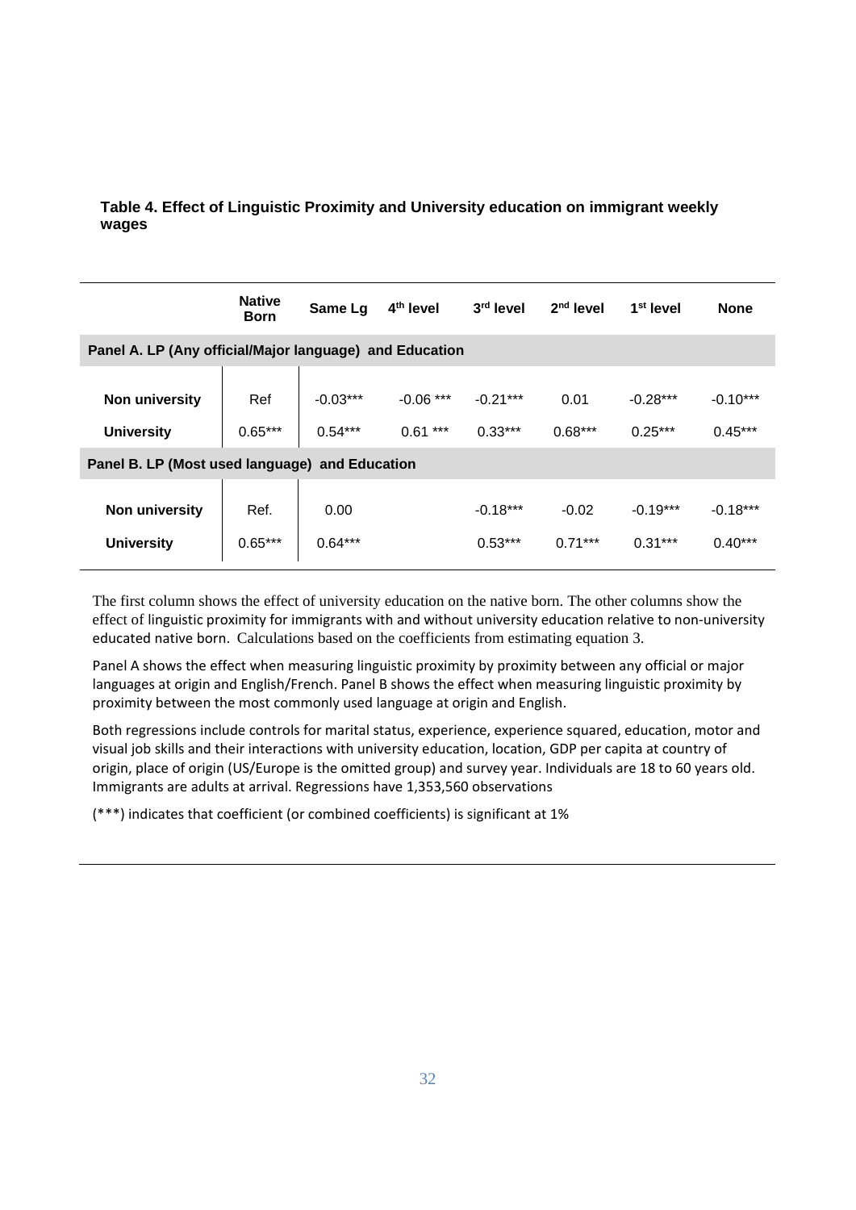**Table 4. Effect of Linguistic Proximity and University education on immigrant weekly wages**

| | Native Born | Same Lg | 4th level | 3rd level | 2nd level | 1st level | None |
|---|---|---|---|---|---|---|---|
| **Panel A. LP (Any official/Major language) and Education** | | | | | | | |
| **Non university** | Ref | -0.03*** | -0.06 *** | -0.21*** | 0.01 | -0.28*** | -0.10*** |
| **University** | 0.65*** | 0.54*** | 0.61 *** | 0.33*** | 0.68*** | 0.25*** | 0.45*** |
| **Panel B. LP (Most used language) and Education** | | | | | | | |
| **Non university** | Ref. | 0.00 | | -0.18*** | -0.02 | -0.19*** | -0.18*** |
| **University** | 0.65*** | 0.64*** | | 0.53*** | 0.71*** | 0.31*** | 0.40*** |

The first column shows the effect of university education on the native born. The other columns show the effect of linguistic proximity for immigrants with and without university education relative to non-university educated native born. Calculations based on the coefficients from estimating equation 3.

Panel A shows the effect when measuring linguistic proximity by proximity between any official or major languages at origin and English/French. Panel B shows the effect when measuring linguistic proximity by proximity between the most commonly used language at origin and English.

Both regressions include controls for marital status, experience, experience squared, education, motor and visual job skills and their interactions with university education, location, GDP per capita at country of origin, place of origin (US/Europe is the omitted group) and survey year. Individuals are 18 to 60 years old. Immigrants are adults at arrival. Regressions have 1,353,560 observations

(***) indicates that coefficient (or combined coefficients) is significant at 1%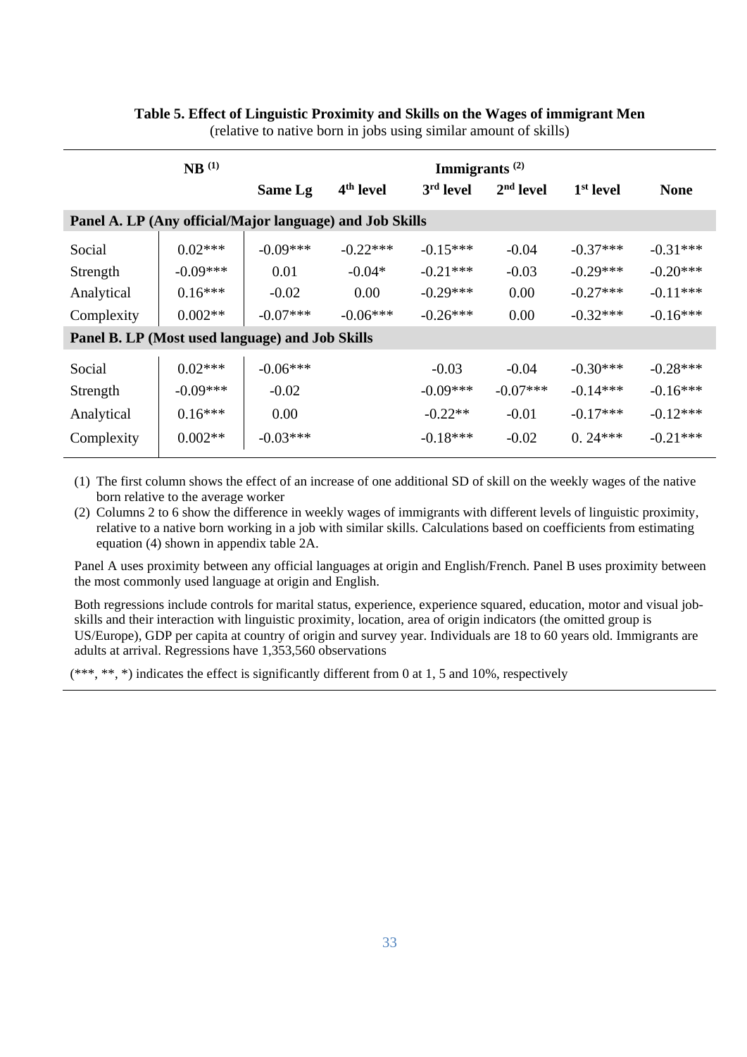**Table 5. Effect of Linguistic Proximity and Skills on the Wages of immigrant Men**
(relative to native born in jobs using similar amount of skills)

| | NB [(1)] | Immigrants [(2)] | | | | | |
|---|---|---|---|---|---|---|---|
| | | Same Lg | 4th level | 3rd level | 2nd level | 1st level | None |
| **Panel A. LP (Any official/Major language) and Job Skills** | | | | | | | |
| Social | 0.02*** | -0.09*** | -0.22*** | -0.15*** | -0.04 | -0.37*** | -0.31*** |
| Strength | -0.09*** | 0.01 | -0.04* | -0.21*** | -0.03 | -0.29*** | -0.20*** |
| Analytical | 0.16*** | -0.02 | 0.00 | -0.29*** | 0.00 | -0.27*** | -0.11*** |
| Complexity | 0.002** | -0.07*** | -0.06*** | -0.26*** | 0.00 | -0.32*** | -0.16*** |
| **Panel B. LP (Most used language) and Job Skills** | | | | | | | |
| Social | 0.02*** | -0.06*** | | -0.03 | -0.04 | -0.30*** | -0.28*** |
| Strength | -0.09*** | -0.02 | | -0.09*** | -0.07*** | -0.14*** | -0.16*** |
| Analytical | 0.16*** | 0.00 | | -0.22** | -0.01 | -0.17*** | -0.12*** |
| Complexity | 0.002** | -0.03*** | | -0.18*** | -0.02 | 0. 24*** | -0.21*** |

(1) The first column shows the effect of an increase of one additional SD of skill on the weekly wages of the native born relative to the average worker

(2) Columns 2 to 6 show the difference in weekly wages of immigrants with different levels of linguistic proximity, relative to a native born working in a job with similar skills. Calculations based on coefficients from estimating equation (4) shown in appendix table 2A.

Panel A uses proximity between any official languages at origin and English/French. Panel B uses proximity between the most commonly used language at origin and English.

Both regressions include controls for marital status, experience, experience squared, education, motor and visual job-skills and their interaction with linguistic proximity, location, area of origin indicators (the omitted group is US/Europe), GDP per capita at country of origin and survey year. Individuals are 18 to 60 years old. Immigrants are adults at arrival. Regressions have 1,353,560 observations

(***, **, *) indicates the effect is significantly different from 0 at 1, 5 and 10%, respectively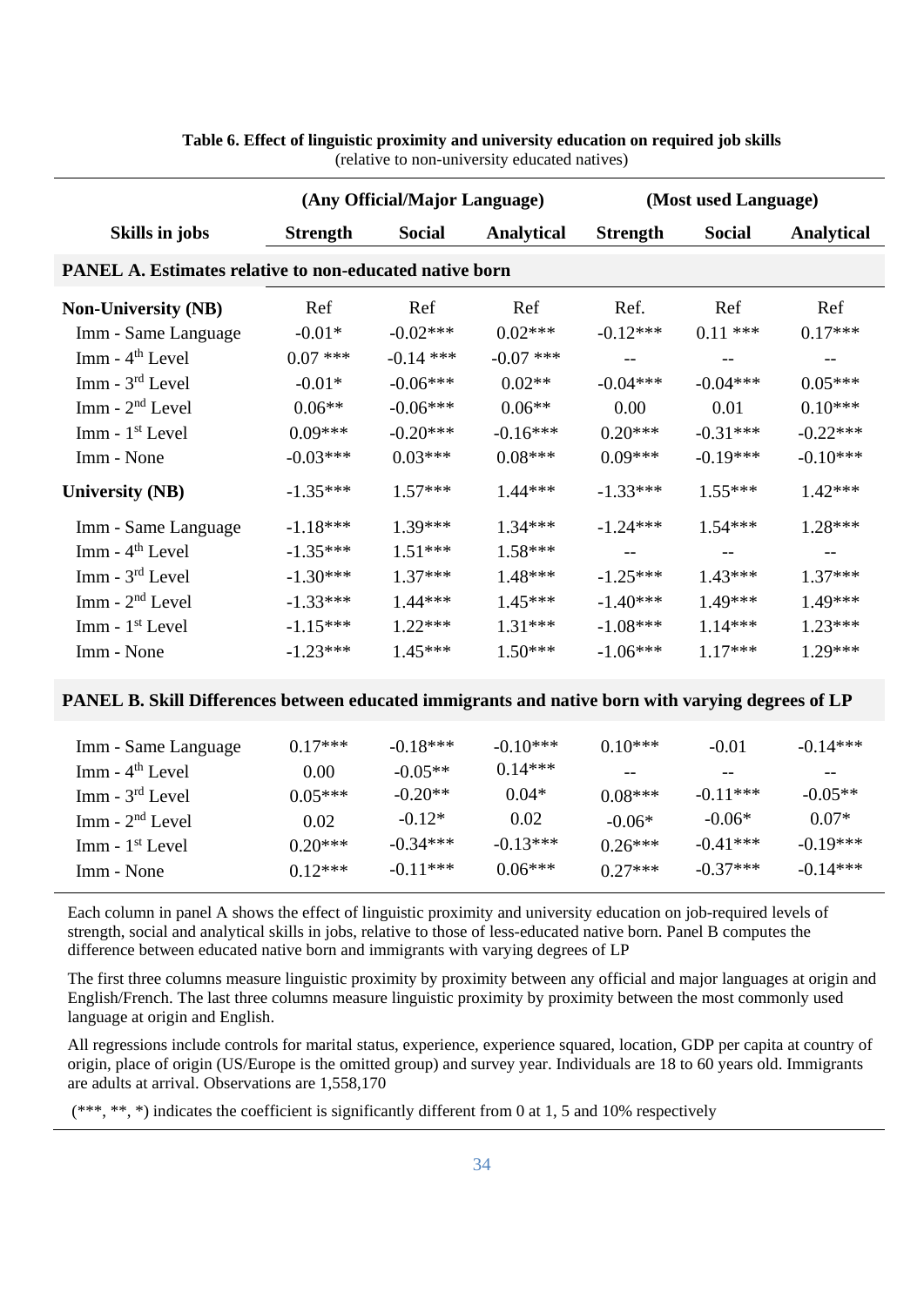**Table 6. Effect of linguistic proximity and university education on required job skills**
(relative to non-university educated natives)

| | (Any Official/Major Language) | | | (Most used Language) | | |
|---|---|---|---|---|---|---|
| **Skills in jobs** | **Strength** | **Social** | **Analytical** | **Strength** | **Social** | **Analytical** |
| **PANEL A. Estimates relative to non-educated native born** | | | | | | |
| **Non-University (NB)** | Ref | Ref | Ref | Ref. | Ref | Ref |
| Imm - Same Language | -0.01* | -0.02*** | 0.02*** | -0.12*** | 0.11 *** | 0.17*** |
| Imm - 4th Level | 0.07 *** | -0.14 *** | -0.07 *** | -- | -- | -- |
| Imm - 3rd Level | -0.01* | -0.06*** | 0.02** | -0.04*** | -0.04*** | 0.05*** |
| Imm - 2nd Level | 0.06** | -0.06*** | 0.06** | 0.00 | 0.01 | 0.10*** |
| Imm - 1st Level | 0.09*** | -0.20*** | -0.16*** | 0.20*** | -0.31*** | -0.22*** |
| Imm - None | -0.03*** | 0.03*** | 0.08*** | 0.09*** | -0.19*** | -0.10*** |
| **University (NB)** | -1.35*** | 1.57*** | 1.44*** | -1.33*** | 1.55*** | 1.42*** |
| Imm - Same Language | -1.18*** | 1.39*** | 1.34*** | -1.24*** | 1.54*** | 1.28*** |
| Imm - 4th Level | -1.35*** | 1.51*** | 1.58*** | -- | -- | -- |
| Imm - 3rd Level | -1.30*** | 1.37*** | 1.48*** | -1.25*** | 1.43*** | 1.37*** |
| Imm - 2nd Level | -1.33*** | 1.44*** | 1.45*** | -1.40*** | 1.49*** | 1.49*** |
| Imm - 1st Level | -1.15*** | 1.22*** | 1.31*** | -1.08*** | 1.14*** | 1.23*** |
| Imm - None | -1.23*** | 1.45*** | 1.50*** | -1.06*** | 1.17*** | 1.29*** |
| **PANEL B. Skill Differences between educated immigrants and native born with varying degrees of LP** | | | | | | |
| Imm - Same Language | 0.17*** | -0.18*** | -0.10*** | 0.10*** | -0.01 | -0.14*** |
| Imm - 4th Level | 0.00 | -0.05** | 0.14*** | -- | -- | -- |
| Imm - 3rd Level | 0.05*** | -0.20** | 0.04* | 0.08*** | -0.11*** | -0.05** |
| Imm - 2nd Level | 0.02 | -0.12* | 0.02 | -0.06* | -0.06* | 0.07* |
| Imm - 1st Level | 0.20*** | -0.34*** | -0.13*** | 0.26*** | -0.41*** | -0.19*** |
| Imm - None | 0.12*** | -0.11*** | 0.06*** | 0.27*** | -0.37*** | -0.14*** |

Each column in panel A shows the effect of linguistic proximity and university education on job-required levels of strength, social and analytical skills in jobs, relative to those of less-educated native born. Panel B computes the difference between educated native born and immigrants with varying degrees of LP

The first three columns measure linguistic proximity by proximity between any official and major languages at origin and English/French. The last three columns measure linguistic proximity by proximity between the most commonly used language at origin and English.

All regressions include controls for marital status, experience, experience squared, location, GDP per capita at country of origin, place of origin (US/Europe is the omitted group) and survey year. Individuals are 18 to 60 years old. Immigrants are adults at arrival. Observations are 1,558,170

(***, **, *) indicates the coefficient is significantly different from 0 at 1, 5 and 10% respectively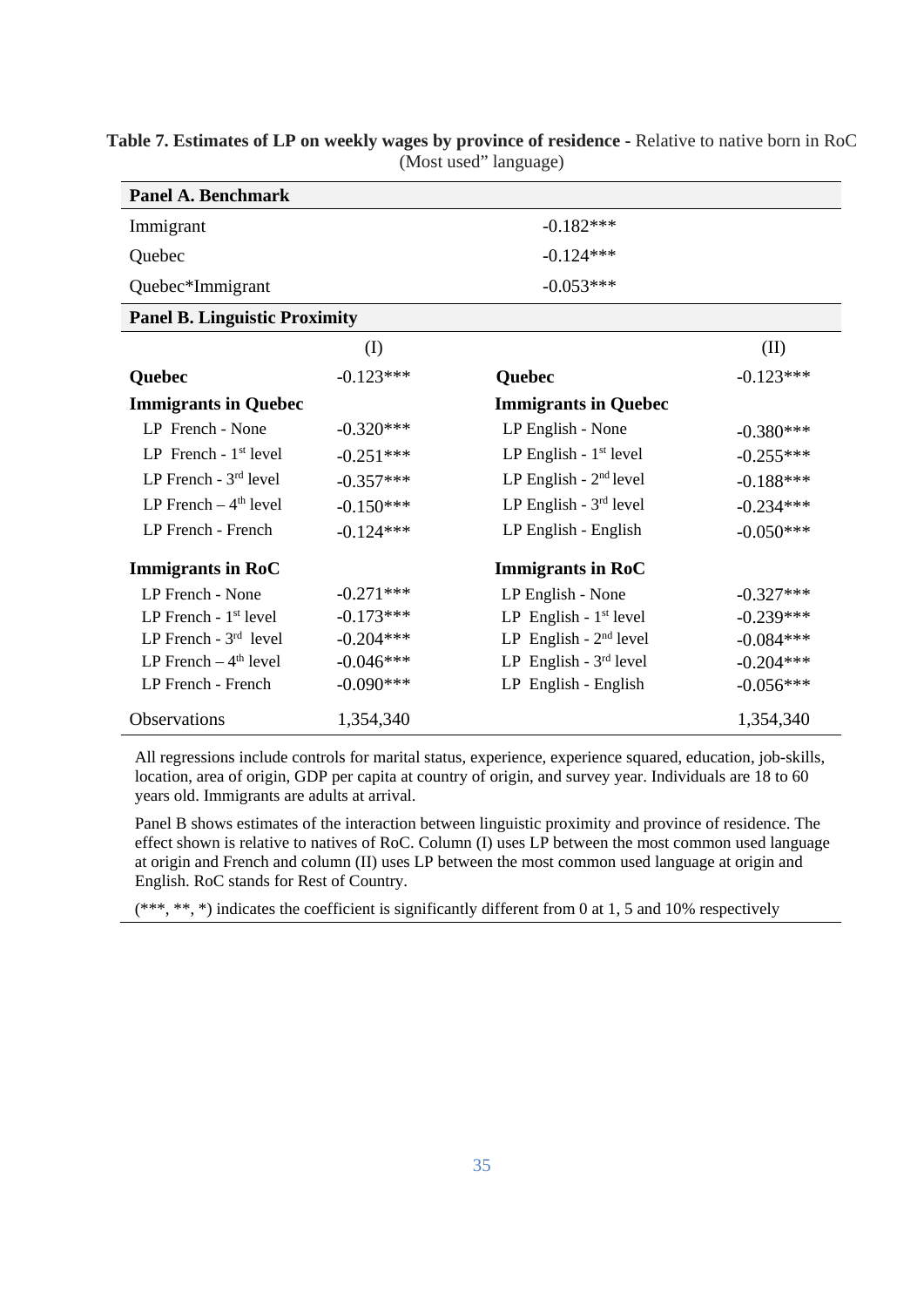**Table 7. Estimates of LP on weekly wages by province of residence** - Relative to native born in RoC (Most used" language)

| **Panel A. Benchmark** | | | |
|---|---|---|---|
| Immigrant | | -0.182*** | |
| Quebec | | -0.124*** | |
| Quebec*Immigrant | | -0.053*** | |
| **Panel B. Linguistic Proximity** | | | |
| | (I) | | (II) |
| **Quebec** | -0.123*** | **Quebec** | -0.123*** |
| **Immigrants in Quebec** | | **Immigrants in Quebec** | |
| LP French - None | -0.320*** | LP English - None | -0.380*** |
| LP French - 1st level | -0.251*** | LP English - 1st level | -0.255*** |
| LP French - 3rd level | -0.357*** | LP English - 2nd level | -0.188*** |
| LP French – 4th level | -0.150*** | LP English - 3rd level | -0.234*** |
| LP French - French | -0.124*** | LP English - English | -0.050*** |
| **Immigrants in RoC** | | **Immigrants in RoC** | |
| LP French - None | -0.271*** | LP English - None | -0.327*** |
| LP French - 1st level | -0.173*** | LP English - 1st level | -0.239*** |
| LP French - 3rd level | -0.204*** | LP English - 2nd level | -0.084*** |
| LP French – 4th level | -0.046*** | LP English - 3rd level | -0.204*** |
| LP French - French | -0.090*** | LP English - English | -0.056*** |
| Observations | 1,354,340 | | 1,354,340 |

All regressions include controls for marital status, experience, experience squared, education, job-skills, location, area of origin, GDP per capita at country of origin, and survey year. Individuals are 18 to 60 years old. Immigrants are adults at arrival.

Panel B shows estimates of the interaction between linguistic proximity and province of residence. The effect shown is relative to natives of RoC. Column (I) uses LP between the most common used language at origin and French and column (II) uses LP between the most common used language at origin and English. RoC stands for Rest of Country.

(***, **, *) indicates the coefficient is significantly different from 0 at 1, 5 and 10% respectively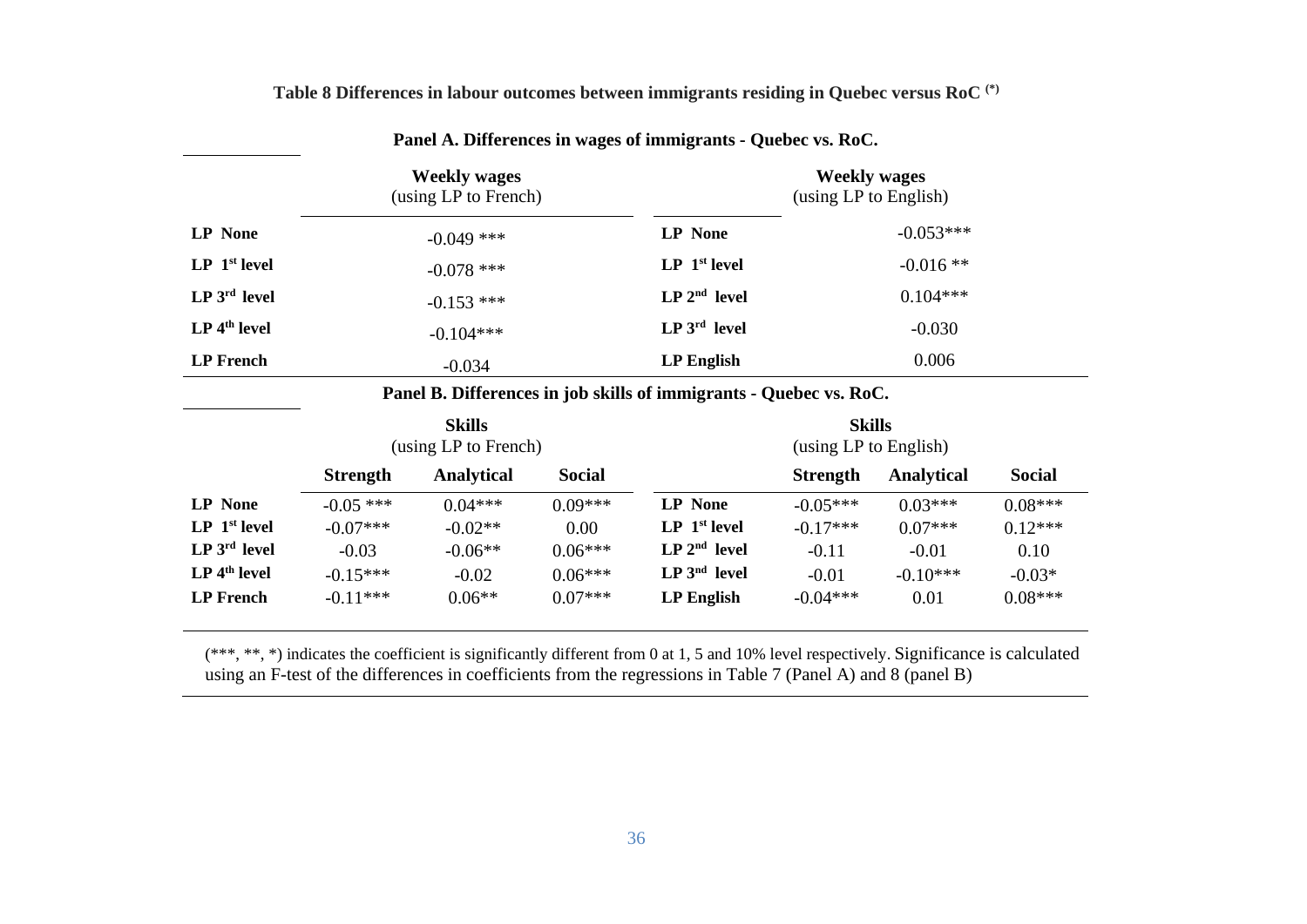**Table 8 Differences in labour outcomes between immigrants residing in Quebec versus RoC (*)**

**Panel A. Differences in wages of immigrants - Quebec vs. RoC.**

| | **Weekly wages** (using LP to French) | | **Weekly wages** (using LP to English) |
|---|---|---|---|
| **LP None** | -0.049 *** | **LP None** | -0.053*** |
| **LP 1st level** | -0.078 *** | **LP 1st level** | -0.016 ** |
| **LP 3rd level** | -0.153 *** | **LP 2nd level** | 0.104*** |
| **LP 4th level** | -0.104*** | **LP 3rd level** | -0.030 |
| **LP French** | -0.034 | **LP English** | 0.006 |

**Panel B. Differences in job skills of immigrants - Quebec vs. RoC.**

| | **Skills** (using LP to French) | | | | **Skills** (using LP to English) | | |
|---|---|---|---|---|---|---|---|
| | **Strength** | **Analytical** | **Social** | | **Strength** | **Analytical** | **Social** |
| **LP None** | -0.05 *** | 0.04*** | 0.09*** | **LP None** | -0.05*** | 0.03*** | 0.08*** |
| **LP 1st level** | -0.07*** | -0.02** | 0.00 | **LP 1st level** | -0.17*** | 0.07*** | 0.12*** |
| **LP 3rd level** | -0.03 | -0.06** | 0.06*** | **LP 2nd level** | -0.11 | -0.01 | 0.10 |
| **LP 4th level** | -0.15*** | -0.02 | 0.06*** | **LP 3nd level** | -0.01 | -0.10*** | -0.03* |
| **LP French** | -0.11*** | 0.06** | 0.07*** | **LP English** | -0.04*** | 0.01 | 0.08*** |

(***, **, *) indicates the coefficient is significantly different from 0 at 1, 5 and 10% level respectively. Significance is calculated using an F-test of the differences in coefficients from the regressions in Table 7 (Panel A) and 8 (panel B)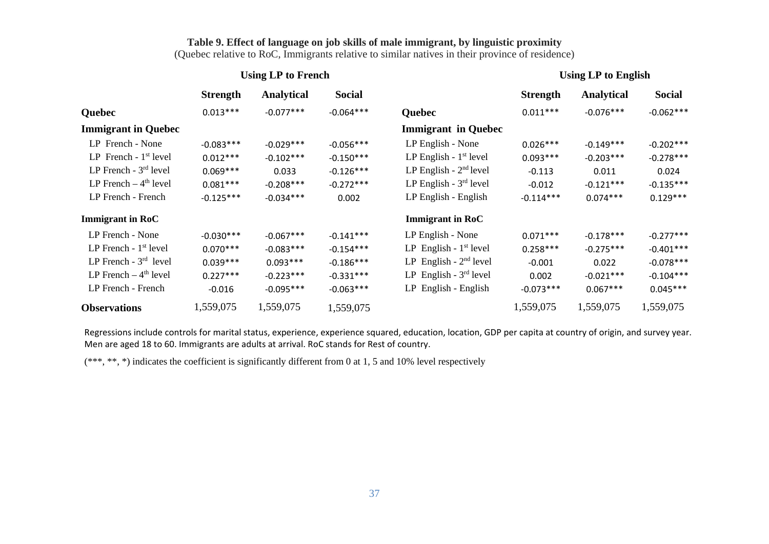**Table 9. Effect of language on job skills of male immigrant, by linguistic proximity**

(Quebec relative to RoC, Immigrants relative to similar natives in their province of residence)

| | Using LP to French | | | | Using LP to English | | |
|---|---|---|---|---|---|---|---|
| | **Strength** | **Analytical** | **Social** | | **Strength** | **Analytical** | **Social** |
| **Quebec** | 0.013*** | -0.077*** | -0.064*** | **Quebec** | 0.011*** | -0.076*** | -0.062*** |
| **Immigrant in Quebec** | | | | **Immigrant in Quebec** | | | |
| LP French - None | -0.083*** | -0.029*** | -0.056*** | LP English - None | 0.026*** | -0.149*** | -0.202*** |
| LP French - 1st level | 0.012*** | -0.102*** | -0.150*** | LP English - 1st level | 0.093*** | -0.203*** | -0.278*** |
| LP French - 3rd level | 0.069*** | 0.033 | -0.126*** | LP English - 2nd level | -0.113 | 0.011 | 0.024 |
| LP French – 4th level | 0.081*** | -0.208*** | -0.272*** | LP English - 3rd level | -0.012 | -0.121*** | -0.135*** |
| LP French - French | -0.125*** | -0.034*** | 0.002 | LP English - English | -0.114*** | 0.074*** | 0.129*** |
| **Immigrant in RoC** | | | | **Immigrant in RoC** | | | |
| LP French - None | -0.030*** | -0.067*** | -0.141*** | LP English - None | 0.071*** | -0.178*** | -0.277*** |
| LP French - 1st level | 0.070*** | -0.083*** | -0.154*** | LP English - 1st level | 0.258*** | -0.275*** | -0.401*** |
| LP French - 3rd level | 0.039*** | 0.093*** | -0.186*** | LP English - 2nd level | -0.001 | 0.022 | -0.078*** |
| LP French – 4th level | 0.227*** | -0.223*** | -0.331*** | LP English - 3rd level | 0.002 | -0.021*** | -0.104*** |
| LP French - French | -0.016 | -0.095*** | -0.063*** | LP English - English | -0.073*** | 0.067*** | 0.045*** |
| **Observations** | 1,559,075 | 1,559,075 | 1,559,075 | | 1,559,075 | 1,559,075 | 1,559,075 |

Regressions include controls for marital status, experience, experience squared, education, location, GDP per capita at country of origin, and survey year. Men are aged 18 to 60. Immigrants are adults at arrival. RoC stands for Rest of country.

(***, **, *) indicates the coefficient is significantly different from 0 at 1, 5 and 10% level respectively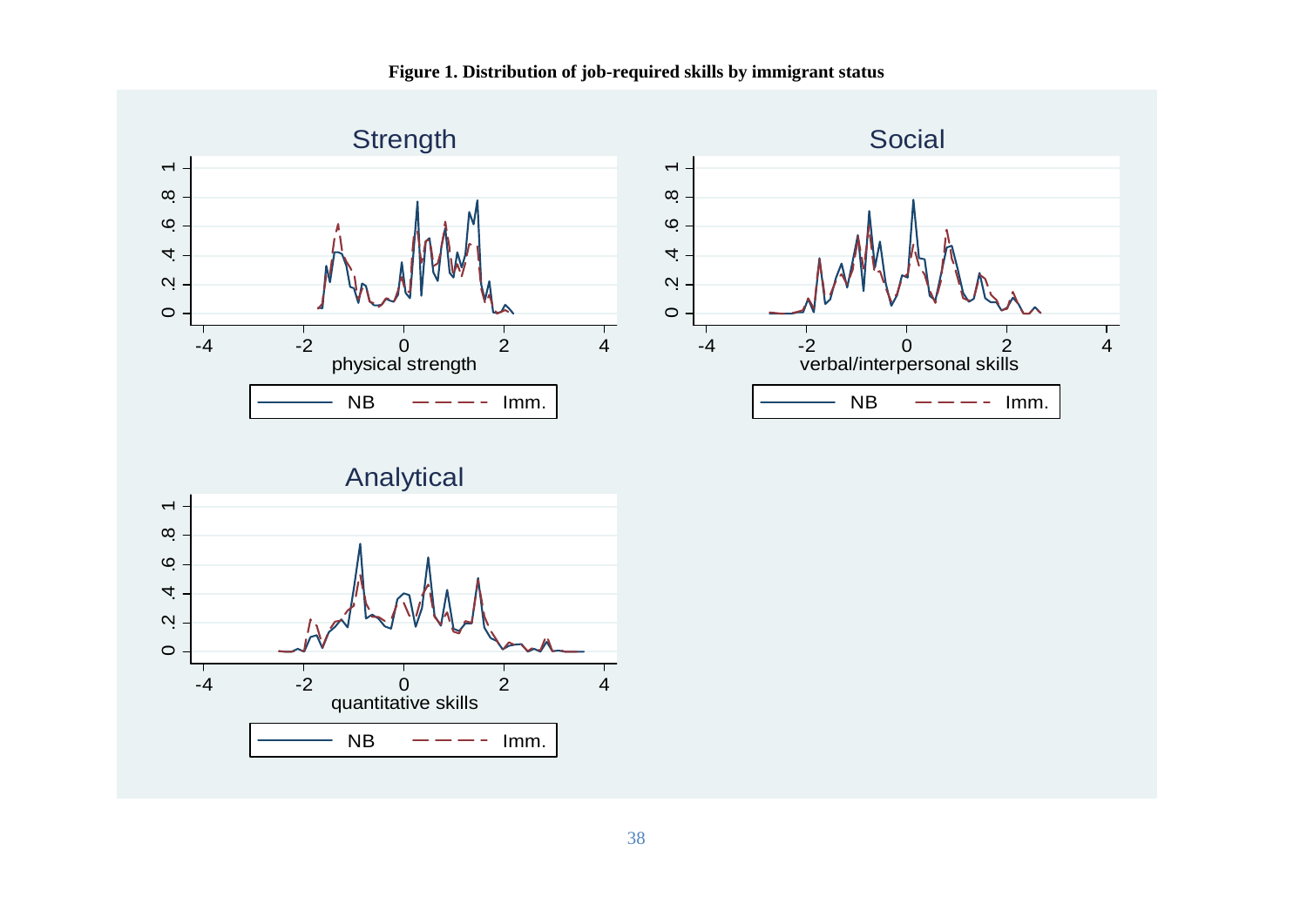**Figure 1. Distribution of job-required skills by immigrant status**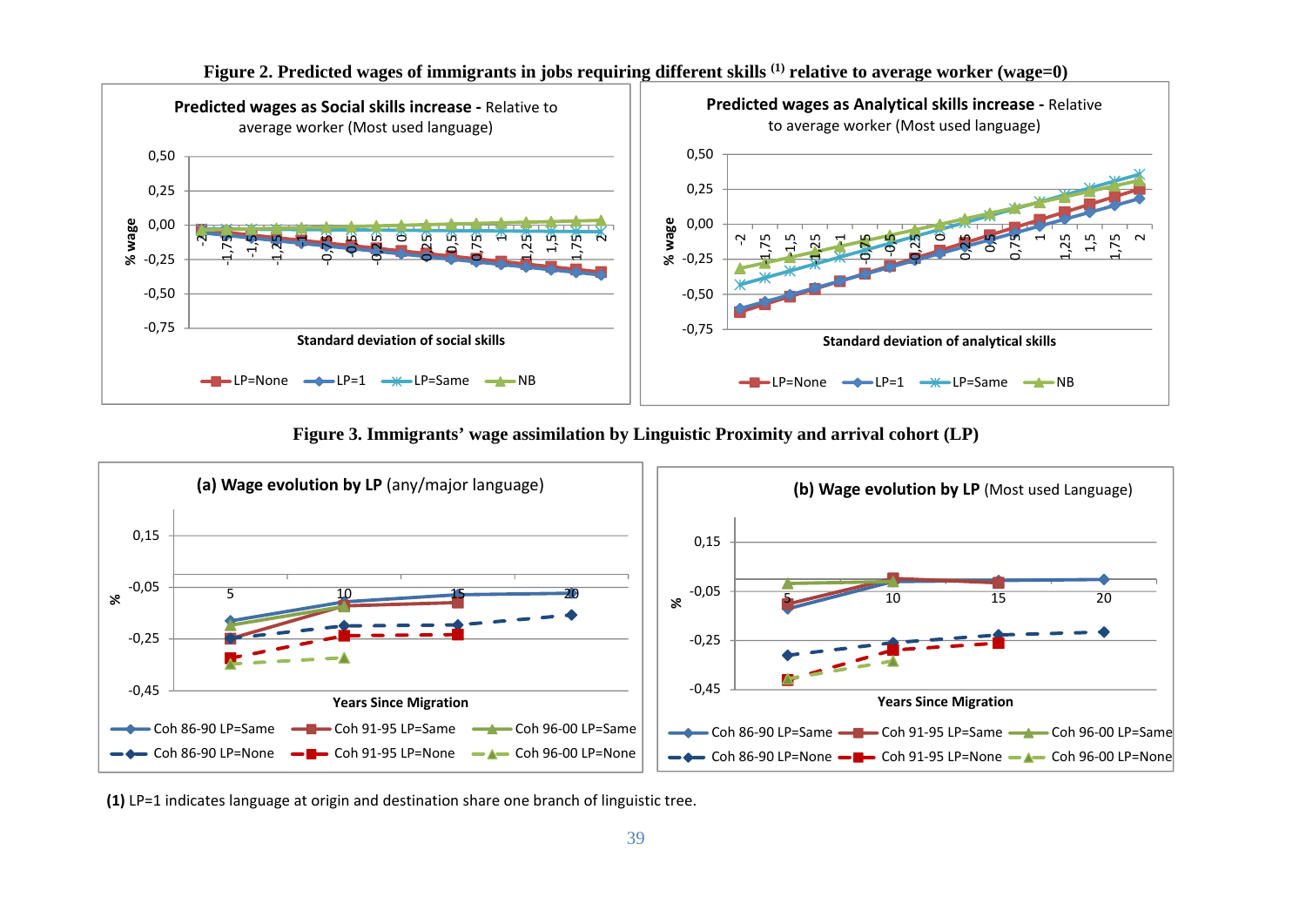**Figure 2. Predicted wages of immigrants in jobs requiring different skills [(1)] relative to average worker (wage=0)**

**Figure 3. Immigrants' wage assimilation by Linguistic Proximity and arrival cohort (LP)**

**(1)** LP=1 indicates language at origin and destination share one branch of linguistic tree.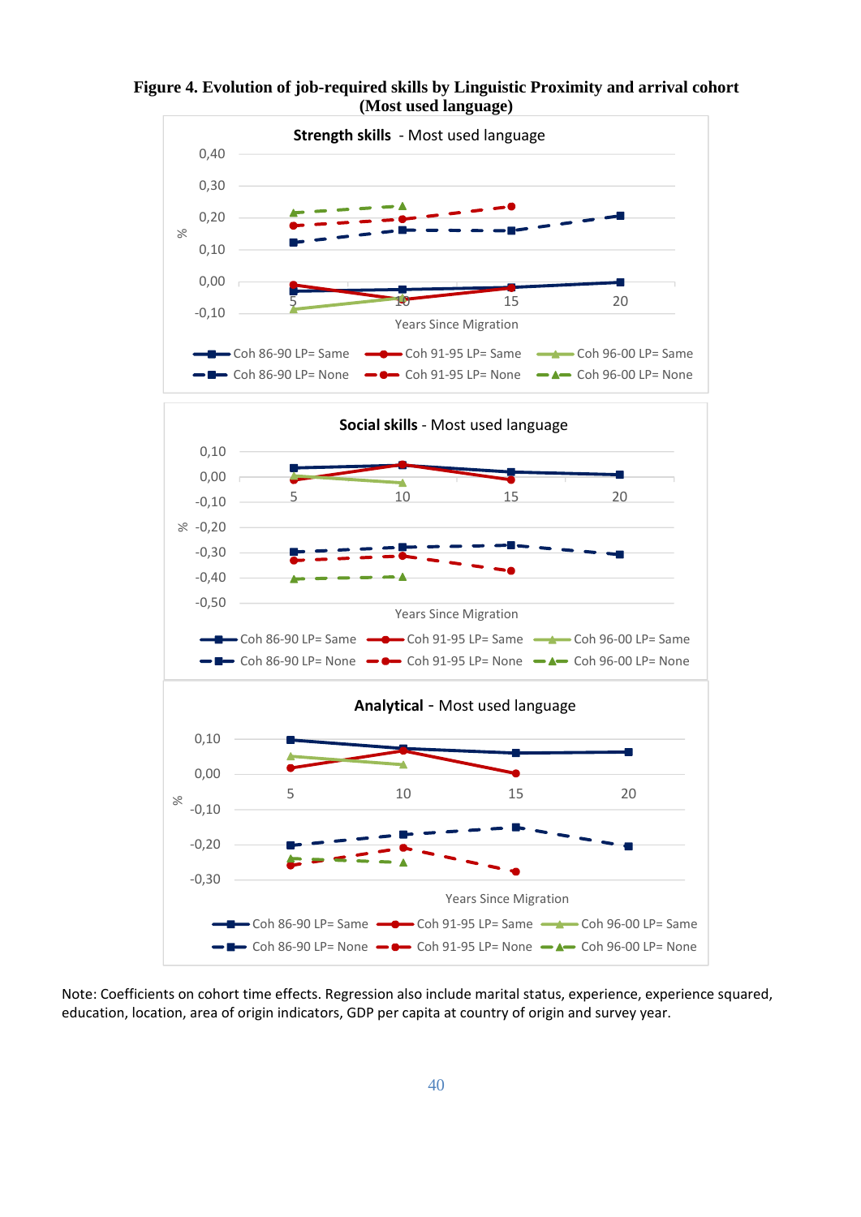**Figure 4. Evolution of job-required skills by Linguistic Proximity and arrival cohort (Most used language)**

Note: Coefficients on cohort time effects. Regression also include marital status, experience, experience squared, education, location, area of origin indicators, GDP per capita at country of origin and survey year.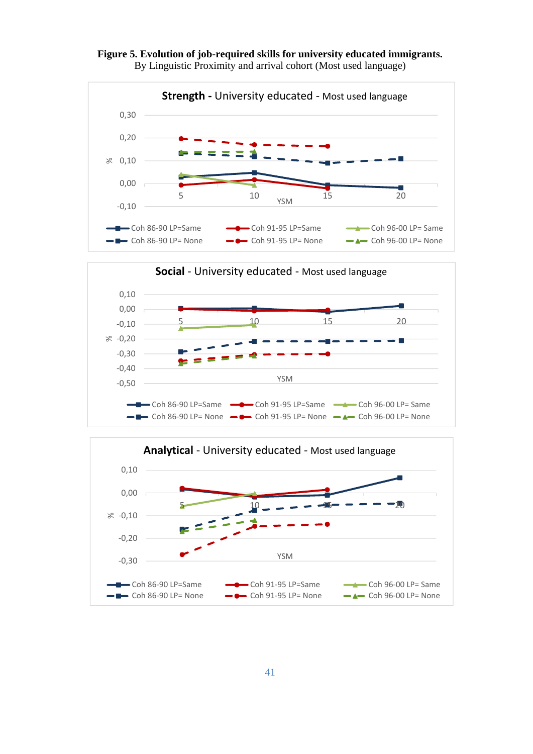**Figure 5. Evolution of job-required skills for university educated immigrants.**
By Linguistic Proximity and arrival cohort (Most used language)

**Strength** - University educated - Most used language

**Social** - University educated - Most used language

**Analytical** - University educated - Most used language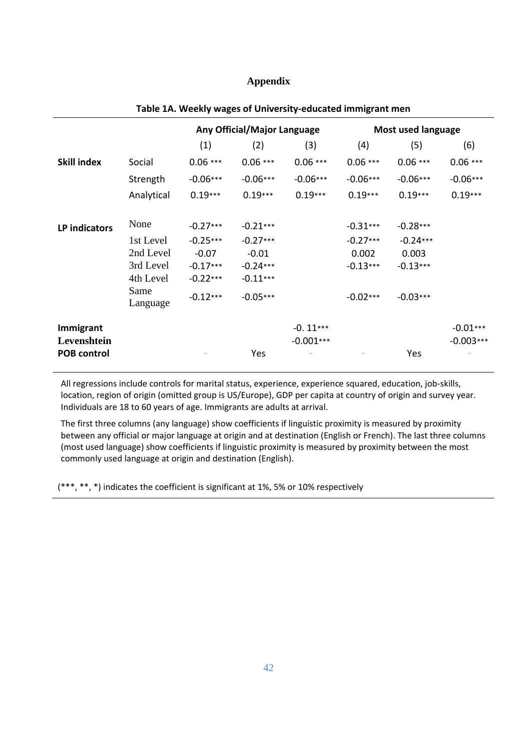## Appendix

**Table 1A. Weekly wages of University-educated immigrant men**

| | | Any Official/Major Language | | | Most used language | | |
|---|---|---|---|---|---|---|---|
| | | (1) | (2) | (3) | (4) | (5) | (6) |
| **Skill index** | Social | 0.06 *** | 0.06 *** | 0.06 *** | 0.06 *** | 0.06 *** | 0.06 *** |
| | Strength | -0.06*** | -0.06*** | -0.06*** | -0.06*** | -0.06*** | -0.06*** |
| | Analytical | 0.19*** | 0.19*** | 0.19*** | 0.19*** | 0.19*** | 0.19*** |
| **LP indicators** | None | -0.27*** | -0.21*** | | -0.31*** | -0.28*** | |
| | 1st Level | -0.25*** | -0.27*** | | -0.27*** | -0.24*** | |
| | 2nd Level | -0.07 | -0.01 | | 0.002 | 0.003 | |
| | 3rd Level | -0.17*** | -0.24*** | | -0.13*** | -0.13*** | |
| | 4th Level | -0.22*** | -0.11*** | | | | |
| | Same Language | -0.12*** | -0.05*** | | -0.02*** | -0.03*** | |
| **Immigrant** | | | | -0. 11*** | | | -0.01*** |
| **Levenshtein** | | | | -0.001*** | | | -0.003*** |
| **POB control** | | -- | Yes | -- | -- | Yes | -- |

All regressions include controls for marital status, experience, experience squared, education, job-skills, location, region of origin (omitted group is US/Europe), GDP per capita at country of origin and survey year. Individuals are 18 to 60 years of age. Immigrants are adults at arrival.

The first three columns (any language) show coefficients if linguistic proximity is measured by proximity between any official or major language at origin and at destination (English or French). The last three columns (most used language) show coefficients if linguistic proximity is measured by proximity between the most commonly used language at origin and destination (English).

(***, **, *) indicates the coefficient is significant at 1%, 5% or 10% respectively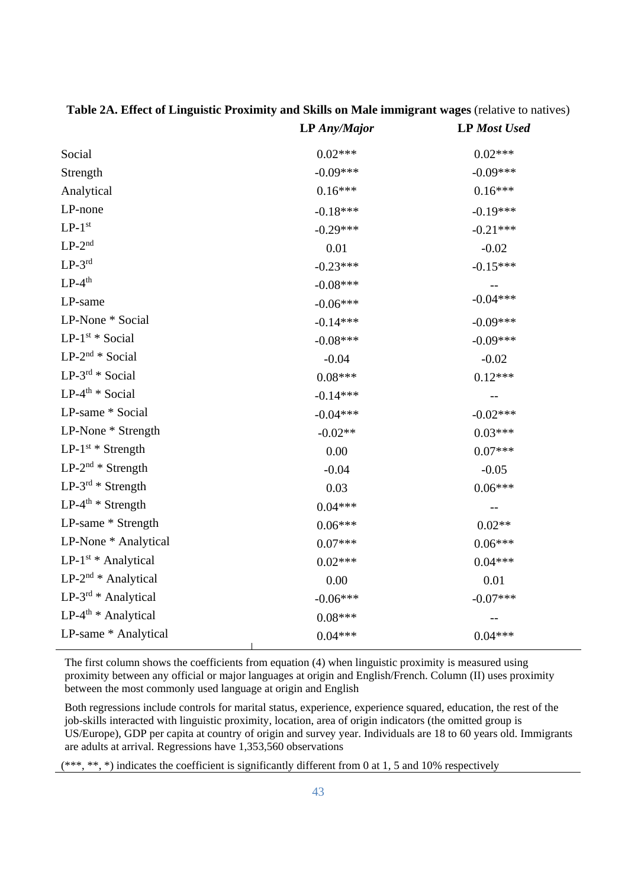**Table 2A. Effect of Linguistic Proximity and Skills on Male immigrant wages** (relative to natives)

| | LP *Any/Major* | LP *Most Used* |
|---|---|---|
| Social | 0.02*** | 0.02*** |
| Strength | -0.09*** | -0.09*** |
| Analytical | 0.16*** | 0.16*** |
| LP-none | -0.18*** | -0.19*** |
| LP-1st | -0.29*** | -0.21*** |
| LP-2nd | 0.01 | -0.02 |
| LP-3rd | -0.23*** | -0.15*** |
| LP-4th | -0.08*** | -- |
| LP-same | -0.06*** | -0.04*** |
| LP-None * Social | -0.14*** | -0.09*** |
| LP-1st * Social | -0.08*** | -0.09*** |
| LP-2nd * Social | -0.04 | -0.02 |
| LP-3rd * Social | 0.08*** | 0.12*** |
| LP-4th * Social | -0.14*** | -- |
| LP-same * Social | -0.04*** | -0.02*** |
| LP-None * Strength | -0.02** | 0.03*** |
| LP-1st * Strength | 0.00 | 0.07*** |
| LP-2nd * Strength | -0.04 | -0.05 |
| LP-3rd * Strength | 0.03 | 0.06*** |
| LP-4th * Strength | 0.04*** | -- |
| LP-same * Strength | 0.06*** | 0.02** |
| LP-None * Analytical | 0.07*** | 0.06*** |
| LP-1st * Analytical | 0.02*** | 0.04*** |
| LP-2nd * Analytical | 0.00 | 0.01 |
| LP-3rd * Analytical | -0.06*** | -0.07*** |
| LP-4th * Analytical | 0.08*** | -- |
| LP-same * Analytical | 0.04*** | 0.04*** |

The first column shows the coefficients from equation (4) when linguistic proximity is measured using proximity between any official or major languages at origin and English/French. Column (II) uses proximity between the most commonly used language at origin and English

Both regressions include controls for marital status, experience, experience squared, education, the rest of the job-skills interacted with linguistic proximity, location, area of origin indicators (the omitted group is US/Europe), GDP per capita at country of origin and survey year. Individuals are 18 to 60 years old. Immigrants are adults at arrival. Regressions have 1,353,560 observations

(***, **, *) indicates the coefficient is significantly different from 0 at 1, 5 and 10% respectively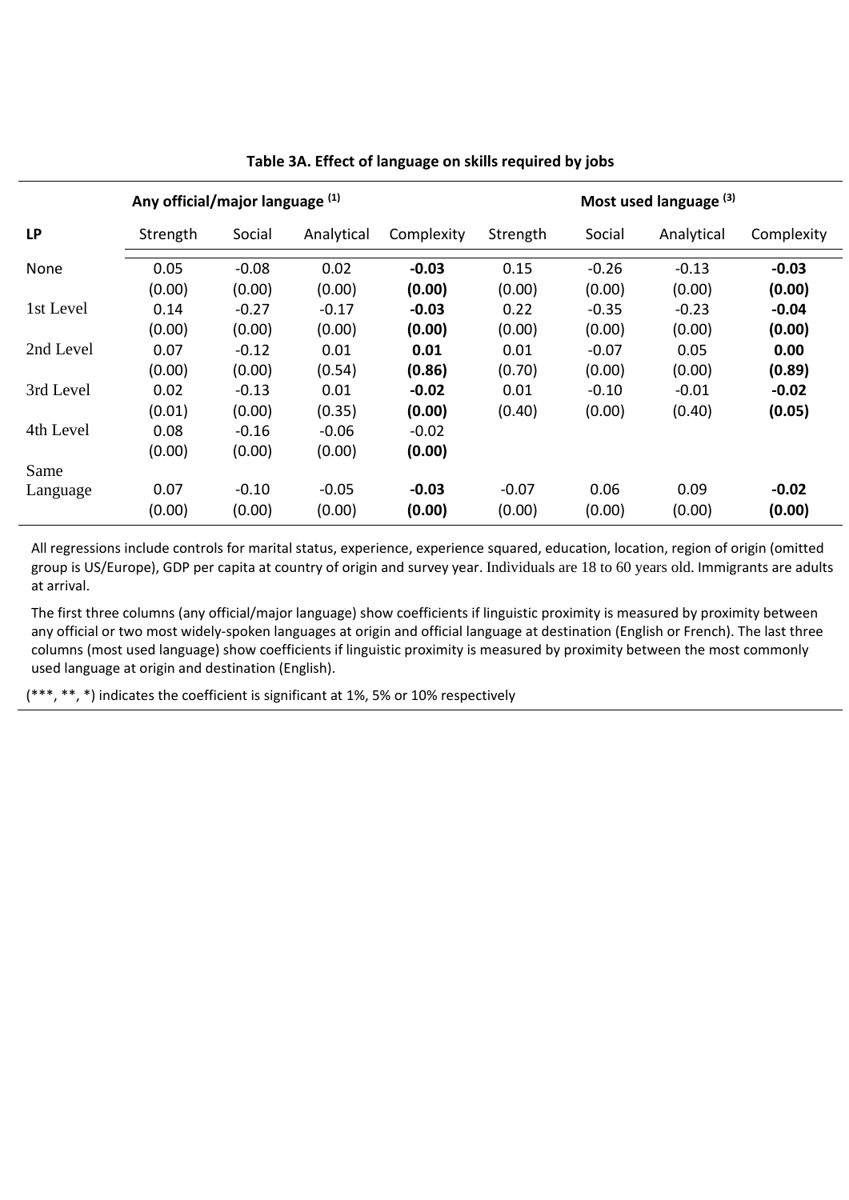**Table 3A. Effect of language on skills required by jobs**

| | Any official/major language [(1)] | | | | Most used language [(3)] | | | |
|---|---|---|---|---|---|---|---|---|
| **LP** | Strength | Social | Analytical | Complexity | Strength | Social | Analytical | Complexity |
| None | 0.05 | -0.08 | 0.02 | **-0.03** | 0.15 | -0.26 | -0.13 | **-0.03** |
| | (0.00) | (0.00) | (0.00) | **(0.00)** | (0.00) | (0.00) | (0.00) | **(0.00)** |
| 1st Level | 0.14 | -0.27 | -0.17 | **-0.03** | 0.22 | -0.35 | -0.23 | **-0.04** |
| | (0.00) | (0.00) | (0.00) | **(0.00)** | (0.00) | (0.00) | (0.00) | **(0.00)** |
| 2nd Level | 0.07 | -0.12 | 0.01 | **0.01** | 0.01 | -0.07 | 0.05 | **0.00** |
| | (0.00) | (0.00) | (0.54) | **(0.86)** | (0.70) | (0.00) | (0.00) | **(0.89)** |
| 3rd Level | 0.02 | -0.13 | 0.01 | **-0.02** | 0.01 | -0.10 | -0.01 | **-0.02** |
| | (0.01) | (0.00) | (0.35) | **(0.00)** | (0.40) | (0.00) | (0.40) | **(0.05)** |
| 4th Level | 0.08 | -0.16 | -0.06 | -0.02 | | | | |
| | (0.00) | (0.00) | (0.00) | **(0.00)** | | | | |
| Same Language | 0.07 | -0.10 | -0.05 | **-0.03** | -0.07 | 0.06 | 0.09 | **-0.02** |
| | (0.00) | (0.00) | (0.00) | **(0.00)** | (0.00) | (0.00) | (0.00) | **(0.00)** |

All regressions include controls for marital status, experience, experience squared, education, location, region of origin (omitted group is US/Europe), GDP per capita at country of origin and survey year. Individuals are 18 to 60 years old. Immigrants are adults at arrival.

The first three columns (any official/major language) show coefficients if linguistic proximity is measured by proximity between any official or two most widely-spoken languages at origin and official language at destination (English or French). The last three columns (most used language) show coefficients if linguistic proximity is measured by proximity between the most commonly used language at origin and destination (English).

(***, **, *) indicates the coefficient is significant at 1%, 5% or 10% respectively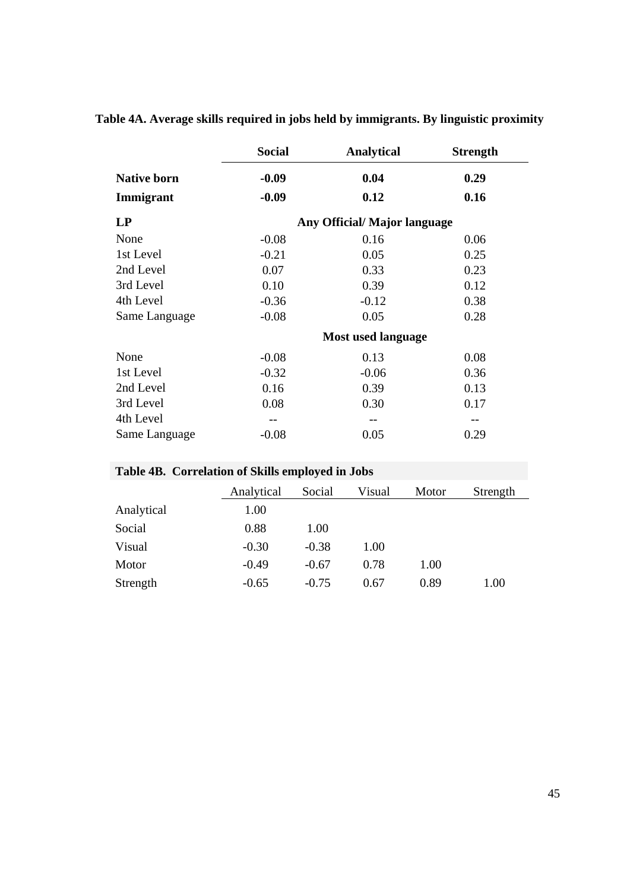**Table 4A. Average skills required in jobs held by immigrants. By linguistic proximity**

| | Social | Analytical | Strength |
|---|---|---|---|
| **Native born** | **-0.09** | **0.04** | **0.29** |
| **Immigrant** | **-0.09** | **0.12** | **0.16** |
| **LP** | | **Any Official/ Major language** | |
| None | -0.08 | 0.16 | 0.06 |
| 1st Level | -0.21 | 0.05 | 0.25 |
| 2nd Level | 0.07 | 0.33 | 0.23 |
| 3rd Level | 0.10 | 0.39 | 0.12 |
| 4th Level | -0.36 | -0.12 | 0.38 |
| Same Language | -0.08 | 0.05 | 0.28 |
| | | **Most used language** | |
| None | -0.08 | 0.13 | 0.08 |
| 1st Level | -0.32 | -0.06 | 0.36 |
| 2nd Level | 0.16 | 0.39 | 0.13 |
| 3rd Level | 0.08 | 0.30 | 0.17 |
| 4th Level | -- | -- | -- |
| Same Language | -0.08 | 0.05 | 0.29 |

**Table 4B. Correlation of Skills employed in Jobs**

| | Analytical | Social | Visual | Motor | Strength |
|---|---|---|---|---|---|
| Analytical | 1.00 | | | | |
| Social | 0.88 | 1.00 | | | |
| Visual | -0.30 | -0.38 | 1.00 | | |
| Motor | -0.49 | -0.67 | 0.78 | 1.00 | |
| Strength | -0.65 | -0.75 | 0.67 | 0.89 | 1.00 |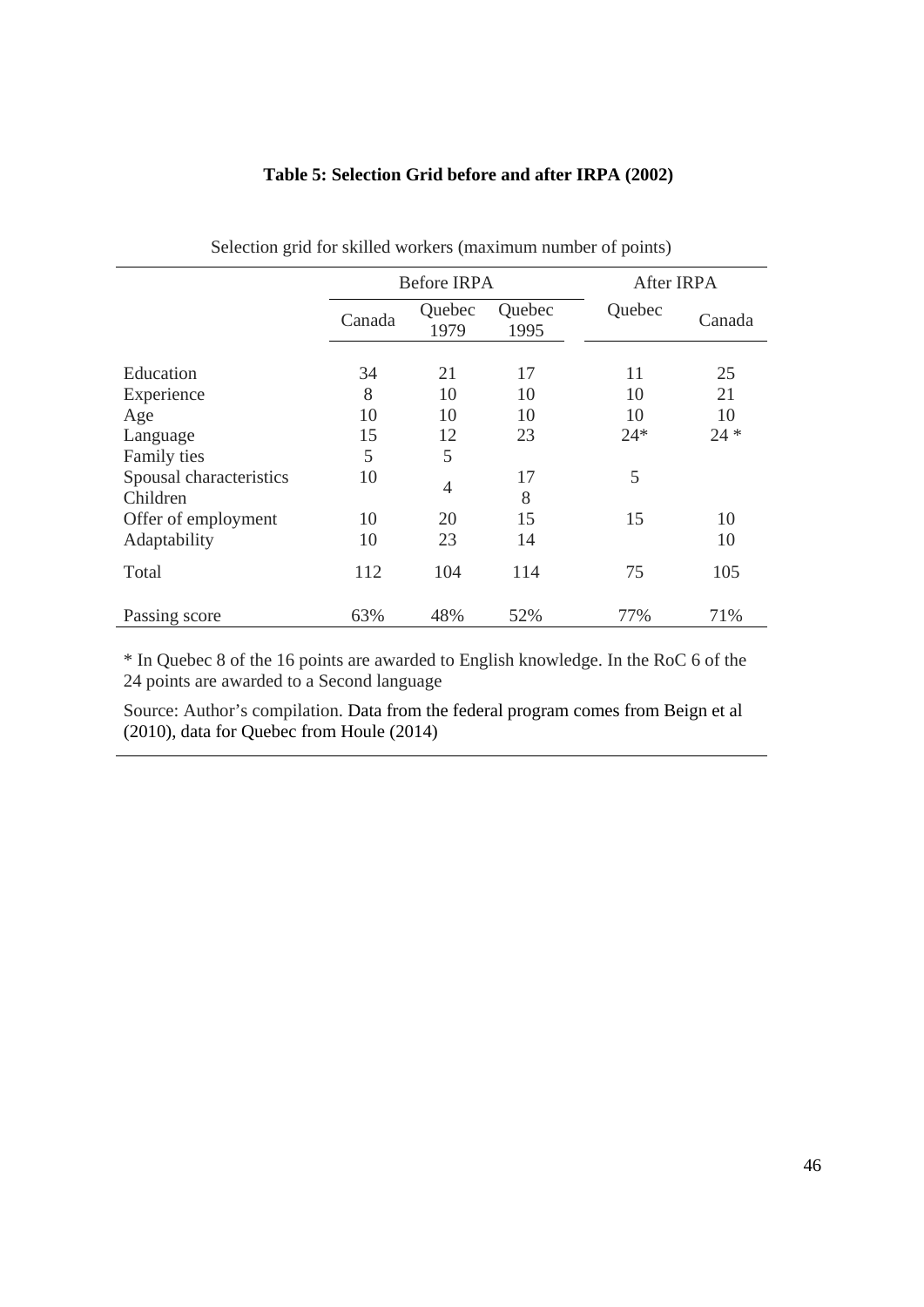**Table 5: Selection Grid before and after IRPA (2002)**

Selection grid for skilled workers (maximum number of points)

| | Before IRPA | | | After IRPA | |
|---|---|---|---|---|---|
| | Canada | Quebec 1979 | Quebec 1995 | Quebec | Canada |
| Education | 34 | 21 | 17 | 11 | 25 |
| Experience | 8 | 10 | 10 | 10 | 21 |
| Age | 10 | 10 | 10 | 10 | 10 |
| Language | 15 | 12 | 23 | 24* | 24 * |
| Family ties | 5 | 5 | | | |
| Spousal characteristics | 10 | 4 | 17 | 5 | |
| Children | | | 8 | | |
| Offer of employment | 10 | 20 | 15 | 15 | 10 |
| Adaptability | 10 | 23 | 14 | | 10 |
| Total | 112 | 104 | 114 | 75 | 105 |
| Passing score | 63% | 48% | 52% | 77% | 71% |

* In Quebec 8 of the 16 points are awarded to English knowledge. In the RoC 6 of the 24 points are awarded to a Second language

Source: Author's compilation. Data from the federal program comes from Beign et al (2010), data for Quebec from Houle (2014)